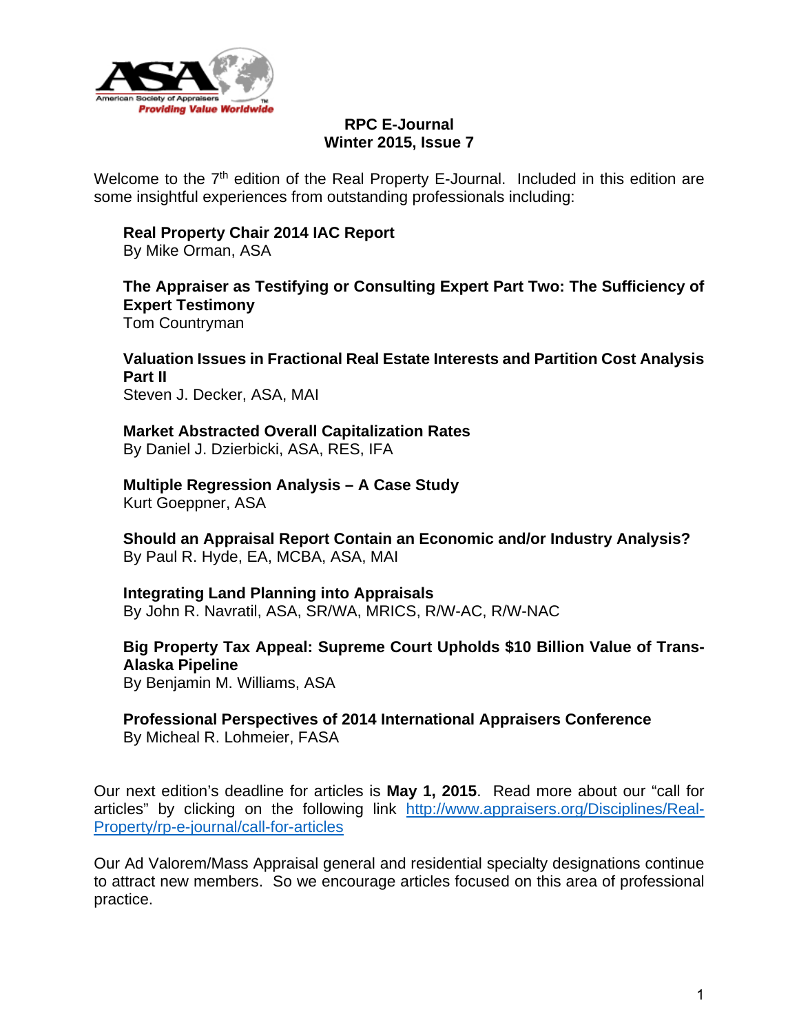American Society of Appraisers

Providing Value Worldwide

# RPC E-Journal
## Winter 2015, Issue 7

Welcome to the 7th edition of the Real Property E-Journal. Included in this edition are some insightful experiences from outstanding professionals including:

**Real Property Chair 2014 IAC Report**
By Mike Orman, ASA

**The Appraiser as Testifying or Consulting Expert Part Two: The Sufficiency of Expert Testimony**
Tom Countryman

**Valuation Issues in Fractional Real Estate Interests and Partition Cost Analysis Part II**
Steven J. Decker, ASA, MAI

**Market Abstracted Overall Capitalization Rates**
By Daniel J. Dzierbicki, ASA, RES, IFA

**Multiple Regression Analysis – A Case Study**
Kurt Goeppner, ASA

**Should an Appraisal Report Contain an Economic and/or Industry Analysis?**
By Paul R. Hyde, EA, MCBA, ASA, MAI

**Integrating Land Planning into Appraisals**
By John R. Navratil, ASA, SR/WA, MRICS, R/W-AC, R/W-NAC

**Big Property Tax Appeal: Supreme Court Upholds $10 Billion Value of Trans-Alaska Pipeline**
By Benjamin M. Williams, ASA

**Professional Perspectives of 2014 International Appraisers Conference**
By Micheal R. Lohmeier, FASA

Our next edition's deadline for articles is **May 1, 2015**. Read more about our "call for articles" by clicking on the following link [http://www.appraisers.org/Disciplines/Real-Property/rp-e-journal/call-for-articles](http://www.appraisers.org/Disciplines/Real-Property/rp-e-journal/call-for-articles)

Our Ad Valorem/Mass Appraisal general and residential specialty designations continue to attract new members. So we encourage articles focused on this area of professional practice.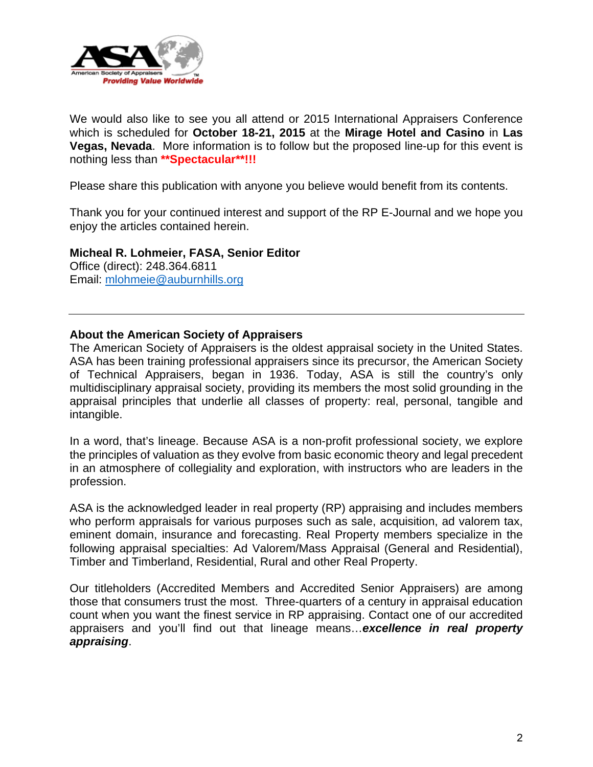We would also like to see you all attend or 2015 International Appraisers Conference which is scheduled for **October 18-21, 2015** at the **Mirage Hotel and Casino** in **Las Vegas, Nevada**. More information is to follow but the proposed line-up for this event is nothing less than **\*\*Spectacular\*\*!!!**

Please share this publication with anyone you believe would benefit from its contents.

Thank you for your continued interest and support of the RP E-Journal and we hope you enjoy the articles contained herein.

**Micheal R. Lohmeier, FASA, Senior Editor**
Office (direct): 248.364.6811
Email: mlohmeie@auburnhills.org

---

**About the American Society of Appraisers**

The American Society of Appraisers is the oldest appraisal society in the United States. ASA has been training professional appraisers since its precursor, the American Society of Technical Appraisers, began in 1936. Today, ASA is still the country's only multidisciplinary appraisal society, providing its members the most solid grounding in the appraisal principles that underlie all classes of property: real, personal, tangible and intangible.

In a word, that's lineage. Because ASA is a non-profit professional society, we explore the principles of valuation as they evolve from basic economic theory and legal precedent in an atmosphere of collegiality and exploration, with instructors who are leaders in the profession.

ASA is the acknowledged leader in real property (RP) appraising and includes members who perform appraisals for various purposes such as sale, acquisition, ad valorem tax, eminent domain, insurance and forecasting. Real Property members specialize in the following appraisal specialties: Ad Valorem/Mass Appraisal (General and Residential), Timber and Timberland, Residential, Rural and other Real Property.

Our titleholders (Accredited Members and Accredited Senior Appraisers) are among those that consumers trust the most. Three-quarters of a century in appraisal education count when you want the finest service in RP appraising. Contact one of our accredited appraisers and you'll find out that lineage means…***excellence in real property appraising***.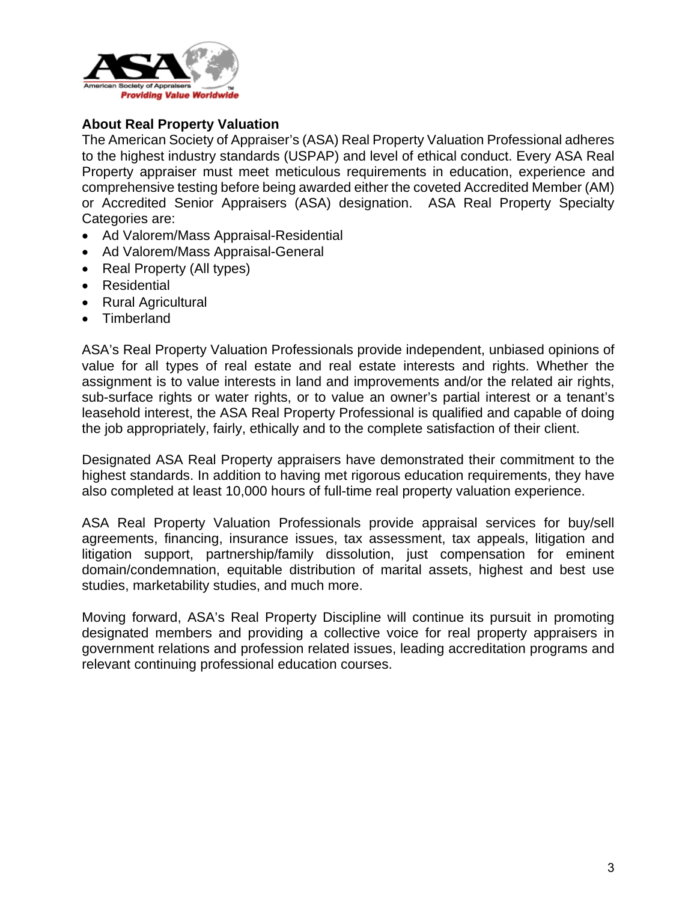## About Real Property Valuation

The American Society of Appraiser's (ASA) Real Property Valuation Professional adheres to the highest industry standards (USPAP) and level of ethical conduct. Every ASA Real Property appraiser must meet meticulous requirements in education, experience and comprehensive testing before being awarded either the coveted Accredited Member (AM) or Accredited Senior Appraisers (ASA) designation. ASA Real Property Specialty Categories are:

- Ad Valorem/Mass Appraisal-Residential
- Ad Valorem/Mass Appraisal-General
- Real Property (All types)
- Residential
- Rural Agricultural
- Timberland

ASA's Real Property Valuation Professionals provide independent, unbiased opinions of value for all types of real estate and real estate interests and rights. Whether the assignment is to value interests in land and improvements and/or the related air rights, sub-surface rights or water rights, or to value an owner's partial interest or a tenant's leasehold interest, the ASA Real Property Professional is qualified and capable of doing the job appropriately, fairly, ethically and to the complete satisfaction of their client.

Designated ASA Real Property appraisers have demonstrated their commitment to the highest standards. In addition to having met rigorous education requirements, they have also completed at least 10,000 hours of full-time real property valuation experience.

ASA Real Property Valuation Professionals provide appraisal services for buy/sell agreements, financing, insurance issues, tax assessment, tax appeals, litigation and litigation support, partnership/family dissolution, just compensation for eminent domain/condemnation, equitable distribution of marital assets, highest and best use studies, marketability studies, and much more.

Moving forward, ASA's Real Property Discipline will continue its pursuit in promoting designated members and providing a collective voice for real property appraisers in government relations and profession related issues, leading accreditation programs and relevant continuing professional education courses.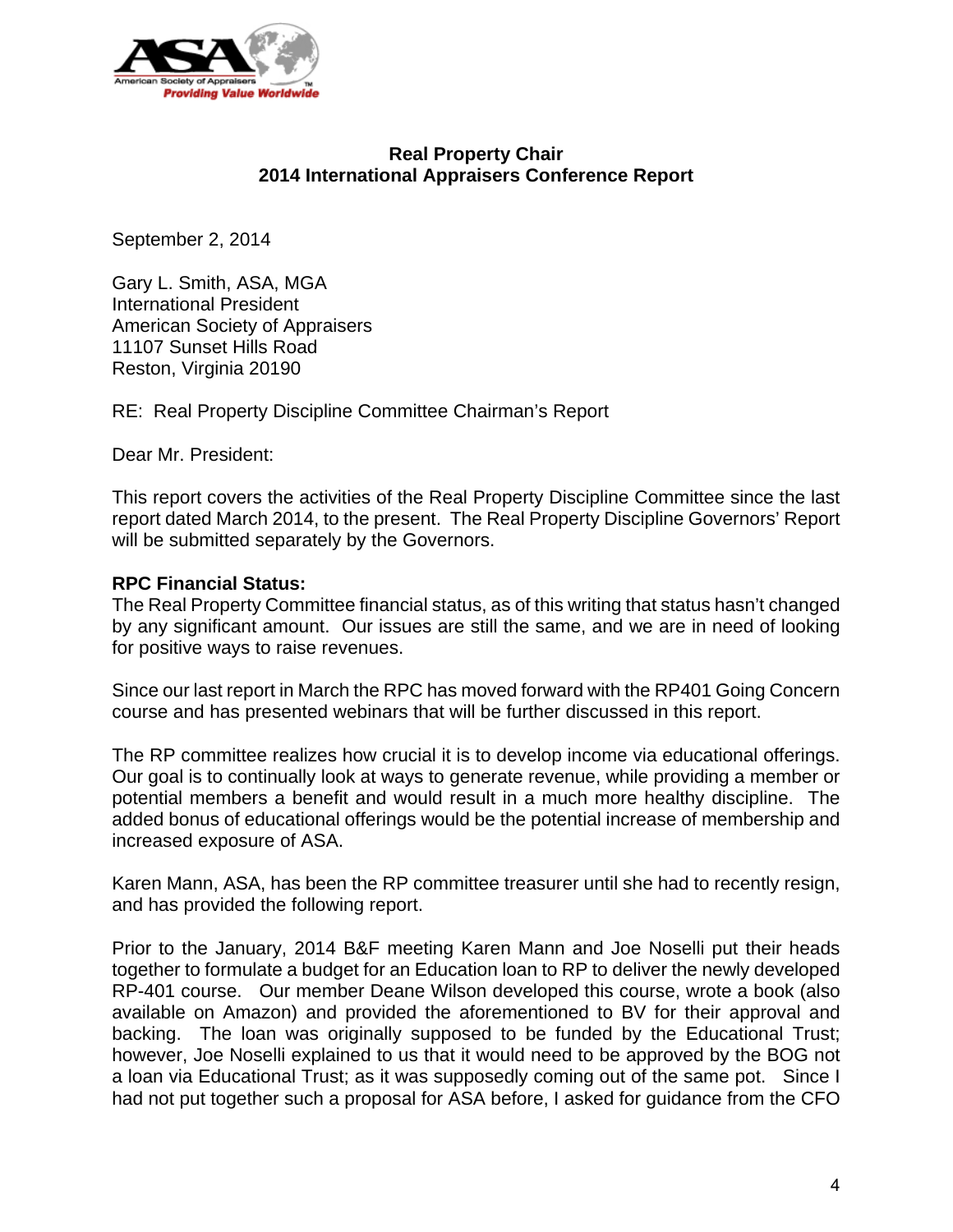**Real Property Chair**
**2014 International Appraisers Conference Report**

September 2, 2014

Gary L. Smith, ASA, MGA
International President
American Society of Appraisers
11107 Sunset Hills Road
Reston, Virginia 20190

RE: Real Property Discipline Committee Chairman's Report

Dear Mr. President:

This report covers the activities of the Real Property Discipline Committee since the last report dated March 2014, to the present. The Real Property Discipline Governors' Report will be submitted separately by the Governors.

**RPC Financial Status:**
The Real Property Committee financial status, as of this writing that status hasn't changed by any significant amount. Our issues are still the same, and we are in need of looking for positive ways to raise revenues.

Since our last report in March the RPC has moved forward with the RP401 Going Concern course and has presented webinars that will be further discussed in this report.

The RP committee realizes how crucial it is to develop income via educational offerings. Our goal is to continually look at ways to generate revenue, while providing a member or potential members a benefit and would result in a much more healthy discipline. The added bonus of educational offerings would be the potential increase of membership and increased exposure of ASA.

Karen Mann, ASA, has been the RP committee treasurer until she had to recently resign, and has provided the following report.

Prior to the January, 2014 B&F meeting Karen Mann and Joe Noselli put their heads together to formulate a budget for an Education loan to RP to deliver the newly developed RP-401 course. Our member Deane Wilson developed this course, wrote a book (also available on Amazon) and provided the aforementioned to BV for their approval and backing. The loan was originally supposed to be funded by the Educational Trust; however, Joe Noselli explained to us that it would need to be approved by the BOG not a loan via Educational Trust; as it was supposedly coming out of the same pot. Since I had not put together such a proposal for ASA before, I asked for guidance from the CFO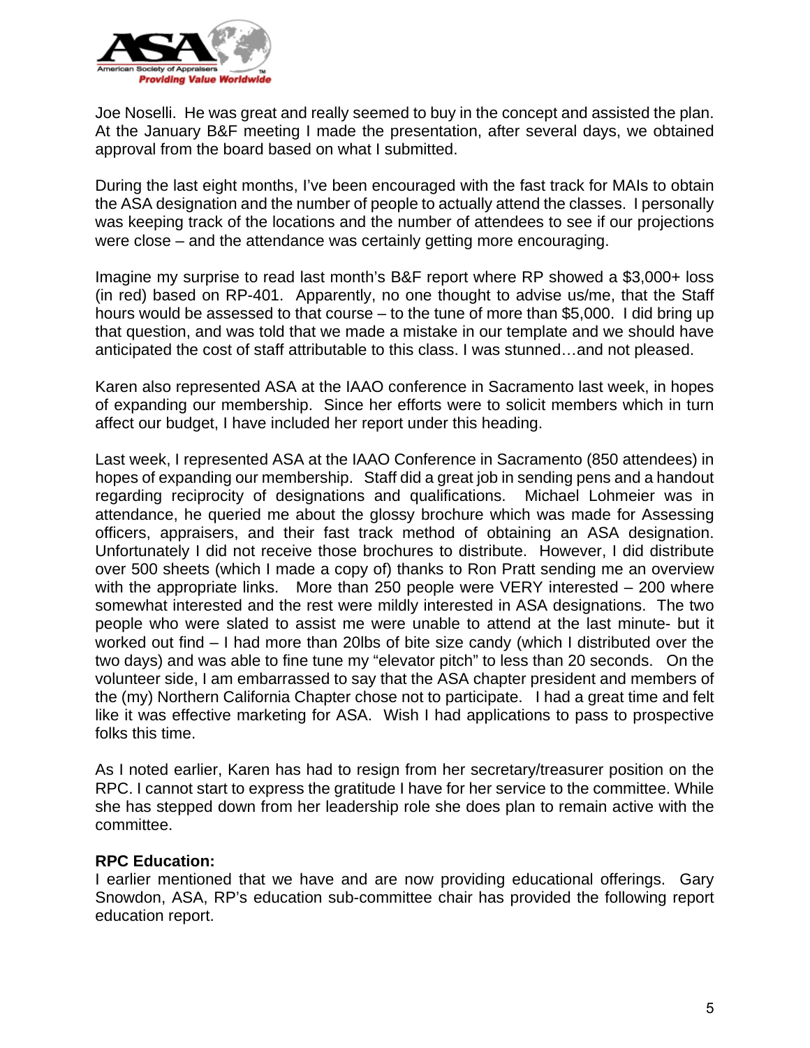Joe Noselli. He was great and really seemed to buy in the concept and assisted the plan. At the January B&F meeting I made the presentation, after several days, we obtained approval from the board based on what I submitted.

During the last eight months, I've been encouraged with the fast track for MAIs to obtain the ASA designation and the number of people to actually attend the classes. I personally was keeping track of the locations and the number of attendees to see if our projections were close – and the attendance was certainly getting more encouraging.

Imagine my surprise to read last month's B&F report where RP showed a $3,000+ loss (in red) based on RP-401. Apparently, no one thought to advise us/me, that the Staff hours would be assessed to that course – to the tune of more than $5,000. I did bring up that question, and was told that we made a mistake in our template and we should have anticipated the cost of staff attributable to this class. I was stunned…and not pleased.

Karen also represented ASA at the IAAO conference in Sacramento last week, in hopes of expanding our membership. Since her efforts were to solicit members which in turn affect our budget, I have included her report under this heading.

Last week, I represented ASA at the IAAO Conference in Sacramento (850 attendees) in hopes of expanding our membership. Staff did a great job in sending pens and a handout regarding reciprocity of designations and qualifications. Michael Lohmeier was in attendance, he queried me about the glossy brochure which was made for Assessing officers, appraisers, and their fast track method of obtaining an ASA designation. Unfortunately I did not receive those brochures to distribute. However, I did distribute over 500 sheets (which I made a copy of) thanks to Ron Pratt sending me an overview with the appropriate links. More than 250 people were VERY interested – 200 where somewhat interested and the rest were mildly interested in ASA designations. The two people who were slated to assist me were unable to attend at the last minute- but it worked out find – I had more than 20lbs of bite size candy (which I distributed over the two days) and was able to fine tune my "elevator pitch" to less than 20 seconds. On the volunteer side, I am embarrassed to say that the ASA chapter president and members of the (my) Northern California Chapter chose not to participate. I had a great time and felt like it was effective marketing for ASA. Wish I had applications to pass to prospective folks this time.

As I noted earlier, Karen has had to resign from her secretary/treasurer position on the RPC. I cannot start to express the gratitude I have for her service to the committee. While she has stepped down from her leadership role she does plan to remain active with the committee.

**RPC Education:**

I earlier mentioned that we have and are now providing educational offerings. Gary Snowdon, ASA, RP's education sub-committee chair has provided the following report education report.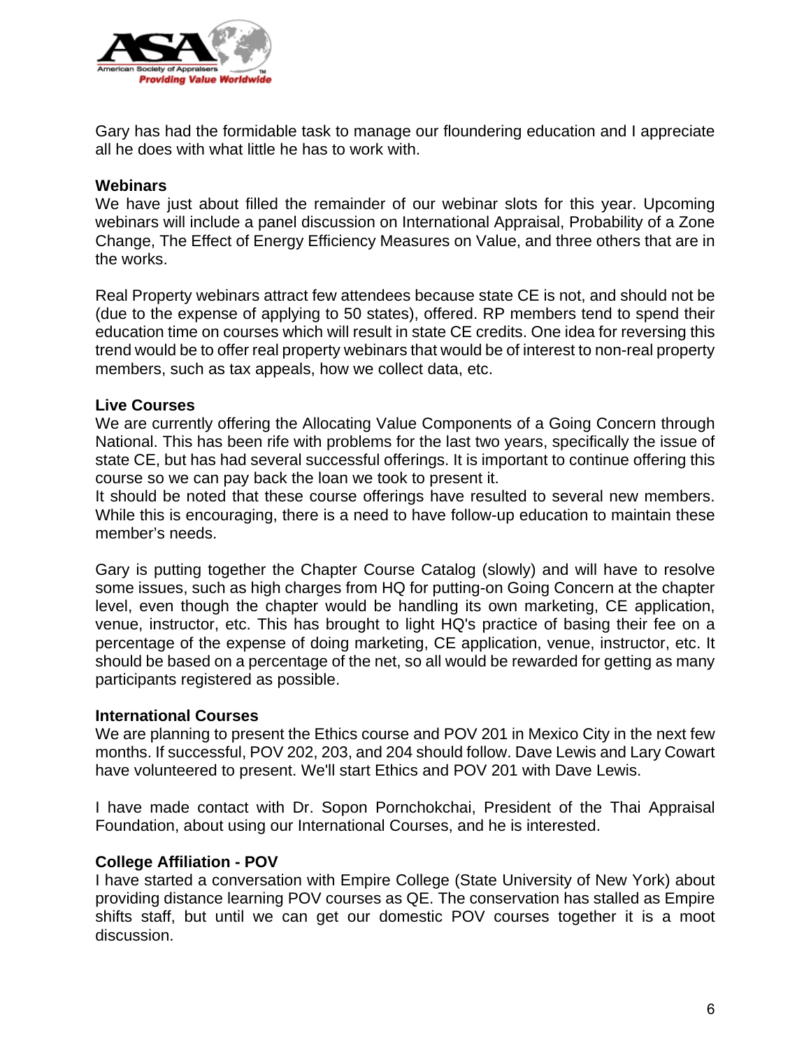Gary has had the formidable task to manage our floundering education and I appreciate all he does with what little he has to work with.

**Webinars**

We have just about filled the remainder of our webinar slots for this year. Upcoming webinars will include a panel discussion on International Appraisal, Probability of a Zone Change, The Effect of Energy Efficiency Measures on Value, and three others that are in the works.

Real Property webinars attract few attendees because state CE is not, and should not be (due to the expense of applying to 50 states), offered. RP members tend to spend their education time on courses which will result in state CE credits. One idea for reversing this trend would be to offer real property webinars that would be of interest to non-real property members, such as tax appeals, how we collect data, etc.

**Live Courses**

We are currently offering the Allocating Value Components of a Going Concern through National. This has been rife with problems for the last two years, specifically the issue of state CE, but has had several successful offerings. It is important to continue offering this course so we can pay back the loan we took to present it.

It should be noted that these course offerings have resulted to several new members. While this is encouraging, there is a need to have follow-up education to maintain these member's needs.

Gary is putting together the Chapter Course Catalog (slowly) and will have to resolve some issues, such as high charges from HQ for putting-on Going Concern at the chapter level, even though the chapter would be handling its own marketing, CE application, venue, instructor, etc. This has brought to light HQ's practice of basing their fee on a percentage of the expense of doing marketing, CE application, venue, instructor, etc. It should be based on a percentage of the net, so all would be rewarded for getting as many participants registered as possible.

**International Courses**

We are planning to present the Ethics course and POV 201 in Mexico City in the next few months. If successful, POV 202, 203, and 204 should follow. Dave Lewis and Lary Cowart have volunteered to present. We'll start Ethics and POV 201 with Dave Lewis.

I have made contact with Dr. Sopon Pornchokchai, President of the Thai Appraisal Foundation, about using our International Courses, and he is interested.

**College Affiliation - POV**

I have started a conversation with Empire College (State University of New York) about providing distance learning POV courses as QE. The conservation has stalled as Empire shifts staff, but until we can get our domestic POV courses together it is a moot discussion.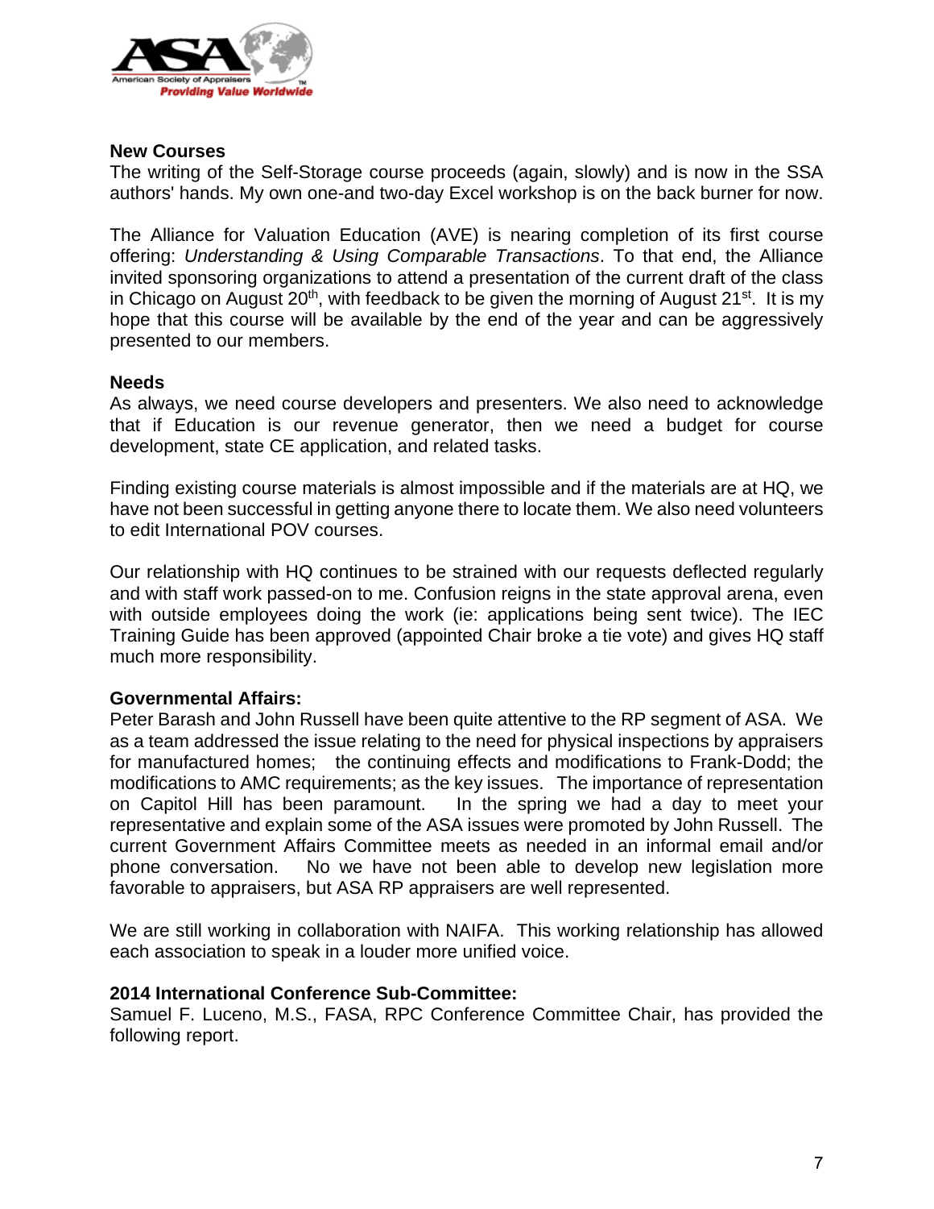**New Courses**

The writing of the Self-Storage course proceeds (again, slowly) and is now in the SSA authors' hands. My own one-and two-day Excel workshop is on the back burner for now.

The Alliance for Valuation Education (AVE) is nearing completion of its first course offering: *Understanding & Using Comparable Transactions*. To that end, the Alliance invited sponsoring organizations to attend a presentation of the current draft of the class in Chicago on August 20th, with feedback to be given the morning of August 21st. It is my hope that this course will be available by the end of the year and can be aggressively presented to our members.

**Needs**

As always, we need course developers and presenters. We also need to acknowledge that if Education is our revenue generator, then we need a budget for course development, state CE application, and related tasks.

Finding existing course materials is almost impossible and if the materials are at HQ, we have not been successful in getting anyone there to locate them. We also need volunteers to edit International POV courses.

Our relationship with HQ continues to be strained with our requests deflected regularly and with staff work passed-on to me. Confusion reigns in the state approval arena, even with outside employees doing the work (ie: applications being sent twice). The IEC Training Guide has been approved (appointed Chair broke a tie vote) and gives HQ staff much more responsibility.

**Governmental Affairs:**

Peter Barash and John Russell have been quite attentive to the RP segment of ASA. We as a team addressed the issue relating to the need for physical inspections by appraisers for manufactured homes; the continuing effects and modifications to Frank-Dodd; the modifications to AMC requirements; as the key issues. The importance of representation on Capitol Hill has been paramount. In the spring we had a day to meet your representative and explain some of the ASA issues were promoted by John Russell. The current Government Affairs Committee meets as needed in an informal email and/or phone conversation. No we have not been able to develop new legislation more favorable to appraisers, but ASA RP appraisers are well represented.

We are still working in collaboration with NAIFA. This working relationship has allowed each association to speak in a louder more unified voice.

**2014 International Conference Sub-Committee:**

Samuel F. Luceno, M.S., FASA, RPC Conference Committee Chair, has provided the following report.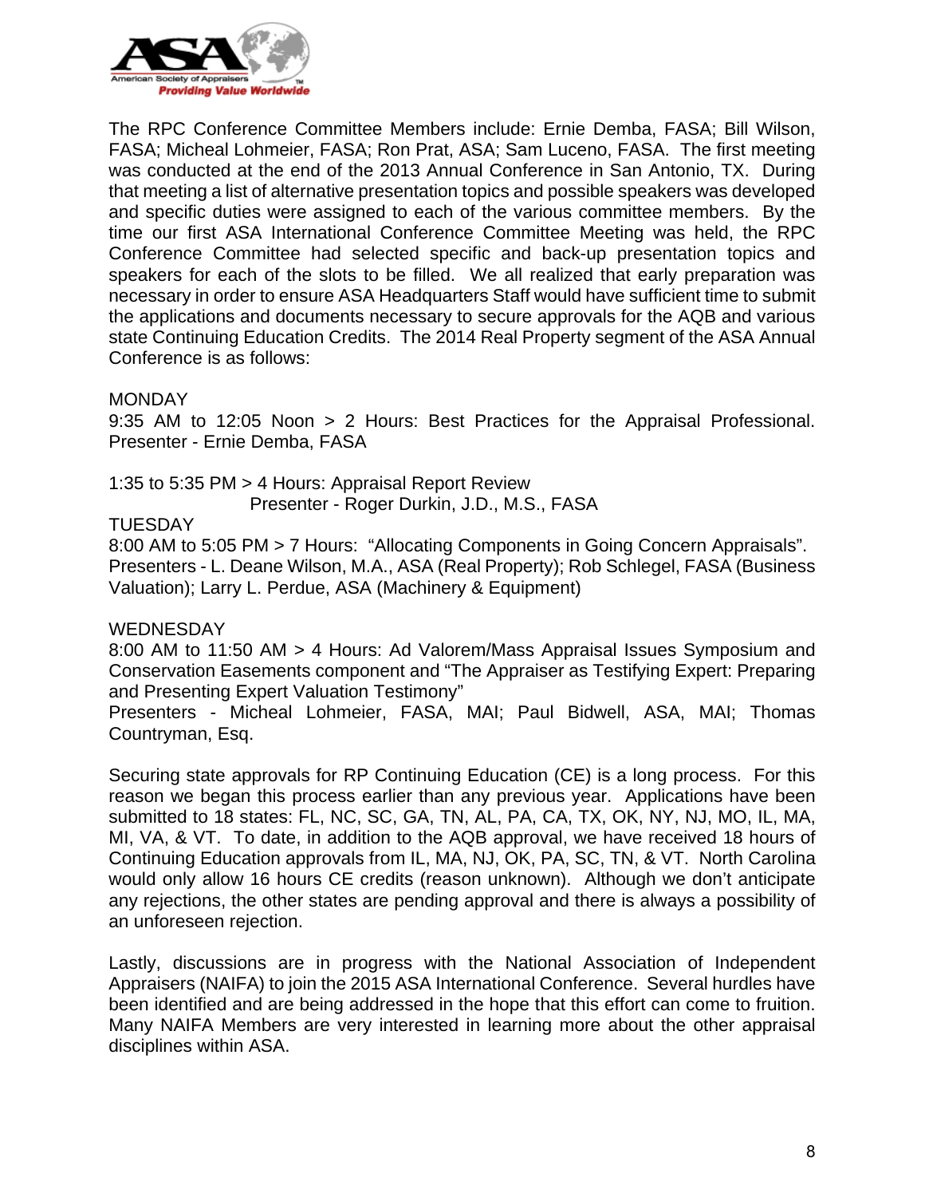The RPC Conference Committee Members include: Ernie Demba, FASA; Bill Wilson, FASA; Micheal Lohmeier, FASA; Ron Prat, ASA; Sam Luceno, FASA. The first meeting was conducted at the end of the 2013 Annual Conference in San Antonio, TX. During that meeting a list of alternative presentation topics and possible speakers was developed and specific duties were assigned to each of the various committee members. By the time our first ASA International Conference Committee Meeting was held, the RPC Conference Committee had selected specific and back-up presentation topics and speakers for each of the slots to be filled. We all realized that early preparation was necessary in order to ensure ASA Headquarters Staff would have sufficient time to submit the applications and documents necessary to secure approvals for the AQB and various state Continuing Education Credits. The 2014 Real Property segment of the ASA Annual Conference is as follows:

MONDAY

9:35 AM to 12:05 Noon > 2 Hours: Best Practices for the Appraisal Professional. Presenter - Ernie Demba, FASA

1:35 to 5:35 PM > 4 Hours: Appraisal Report Review
Presenter - Roger Durkin, J.D., M.S., FASA

TUESDAY

8:00 AM to 5:05 PM > 7 Hours: "Allocating Components in Going Concern Appraisals". Presenters - L. Deane Wilson, M.A., ASA (Real Property); Rob Schlegel, FASA (Business Valuation); Larry L. Perdue, ASA (Machinery & Equipment)

WEDNESDAY

8:00 AM to 11:50 AM > 4 Hours: Ad Valorem/Mass Appraisal Issues Symposium and Conservation Easements component and "The Appraiser as Testifying Expert: Preparing and Presenting Expert Valuation Testimony"
Presenters - Micheal Lohmeier, FASA, MAI; Paul Bidwell, ASA, MAI; Thomas Countryman, Esq.

Securing state approvals for RP Continuing Education (CE) is a long process. For this reason we began this process earlier than any previous year. Applications have been submitted to 18 states: FL, NC, SC, GA, TN, AL, PA, CA, TX, OK, NY, NJ, MO, IL, MA, MI, VA, & VT. To date, in addition to the AQB approval, we have received 18 hours of Continuing Education approvals from IL, MA, NJ, OK, PA, SC, TN, & VT. North Carolina would only allow 16 hours CE credits (reason unknown). Although we don't anticipate any rejections, the other states are pending approval and there is always a possibility of an unforeseen rejection.

Lastly, discussions are in progress with the National Association of Independent Appraisers (NAIFA) to join the 2015 ASA International Conference. Several hurdles have been identified and are being addressed in the hope that this effort can come to fruition. Many NAIFA Members are very interested in learning more about the other appraisal disciplines within ASA.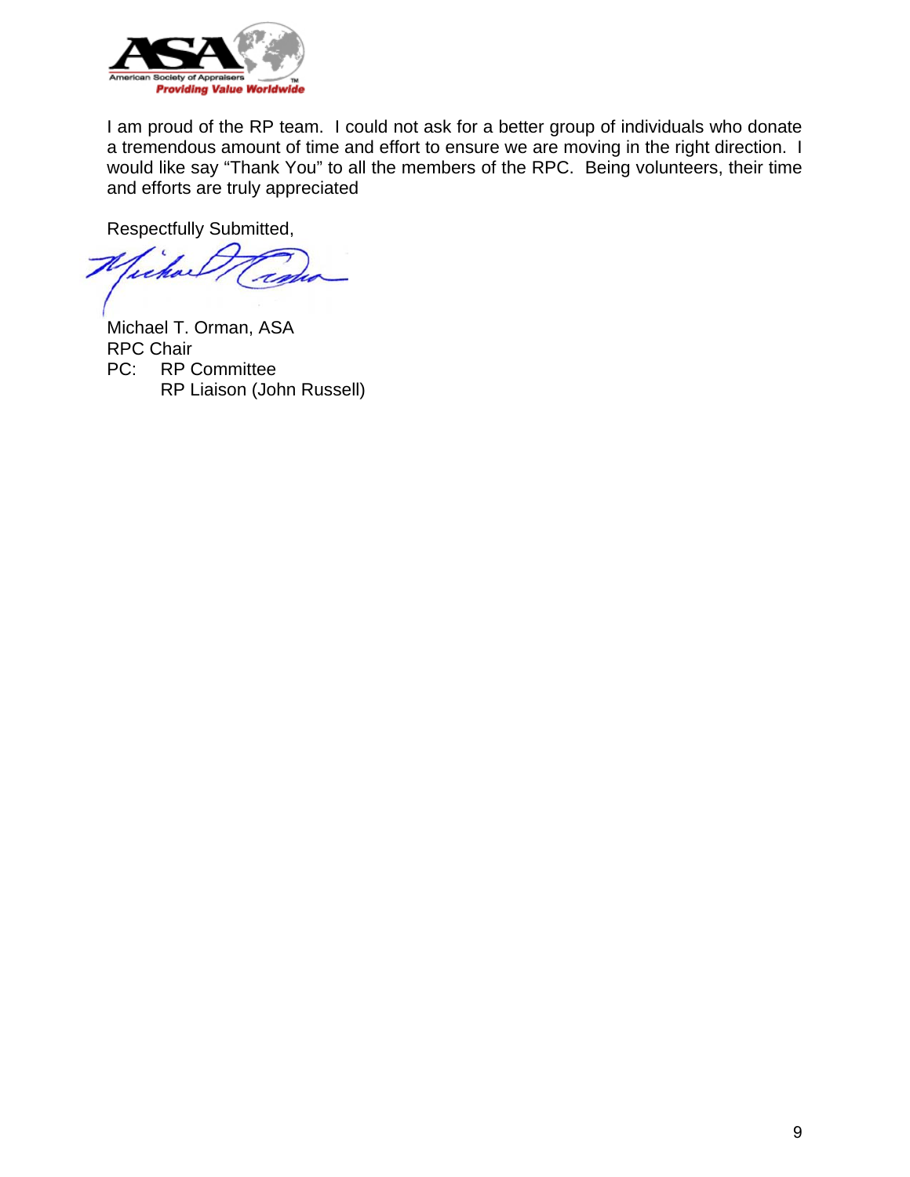I am proud of the RP team. I could not ask for a better group of individuals who donate a tremendous amount of time and effort to ensure we are moving in the right direction. I would like say "Thank You" to all the members of the RPC. Being volunteers, their time and efforts are truly appreciated

Respectfully Submitted,

Michael T. Orman, ASA
RPC Chair
PC: RP Committee
RP Liaison (John Russell)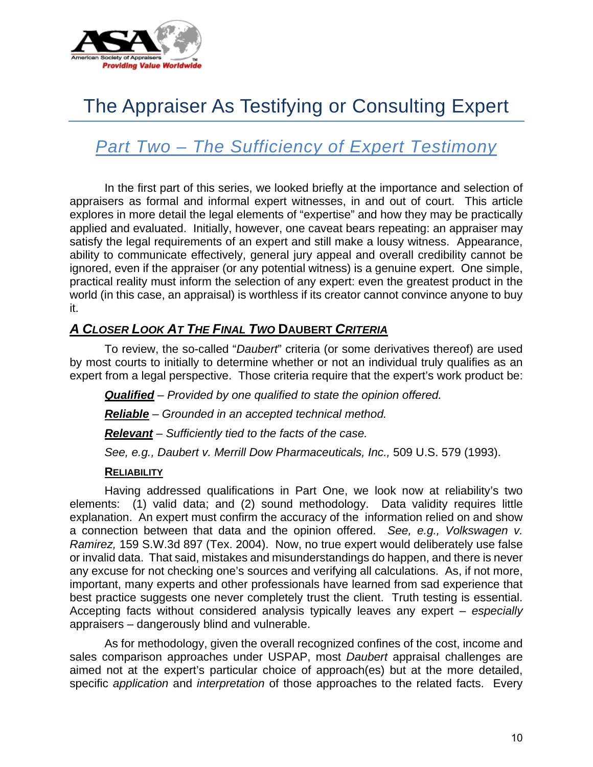# The Appraiser As Testifying or Consulting Expert

## *Part Two – The Sufficiency of Expert Testimony*

In the first part of this series, we looked briefly at the importance and selection of appraisers as formal and informal expert witnesses, in and out of court. This article explores in more detail the legal elements of "expertise" and how they may be practically applied and evaluated. Initially, however, one caveat bears repeating: an appraiser may satisfy the legal requirements of an expert and still make a lousy witness. Appearance, ability to communicate effectively, general jury appeal and overall credibility cannot be ignored, even if the appraiser (or any potential witness) is a genuine expert. One simple, practical reality must inform the selection of any expert: even the greatest product in the world (in this case, an appraisal) is worthless if its creator cannot convince anyone to buy it.

### *A Closer Look At The Final Two* Daubert *Criteria*

To review, the so-called "*Daubert*" criteria (or some derivatives thereof) are used by most courts to initially to determine whether or not an individual truly qualifies as an expert from a legal perspective. Those criteria require that the expert's work product be:

> ***Qualified*** – *Provided by one qualified to state the opinion offered.*
>
> ***Reliable*** – *Grounded in an accepted technical method.*
>
> ***Relevant*** – *Sufficiently tied to the facts of the case.*
>
> *See, e.g., Daubert v. Merrill Dow Pharmaceuticals, Inc.,* 509 U.S. 579 (1993).

#### Reliability

Having addressed qualifications in Part One, we look now at reliability's two elements: (1) valid data; and (2) sound methodology. Data validity requires little explanation. An expert must confirm the accuracy of the information relied on and show a connection between that data and the opinion offered. *See, e.g., Volkswagen v. Ramirez,* 159 S.W.3d 897 (Tex. 2004). Now, no true expert would deliberately use false or invalid data. That said, mistakes and misunderstandings do happen, and there is never any excuse for not checking one's sources and verifying all calculations. As, if not more, important, many experts and other professionals have learned from sad experience that best practice suggests one never completely trust the client. Truth testing is essential. Accepting facts without considered analysis typically leaves any expert – *especially* appraisers – dangerously blind and vulnerable.

As for methodology, given the overall recognized confines of the cost, income and sales comparison approaches under USPAP, most *Daubert* appraisal challenges are aimed not at the expert's particular choice of approach(es) but at the more detailed, specific *application* and *interpretation* of those approaches to the related facts. Every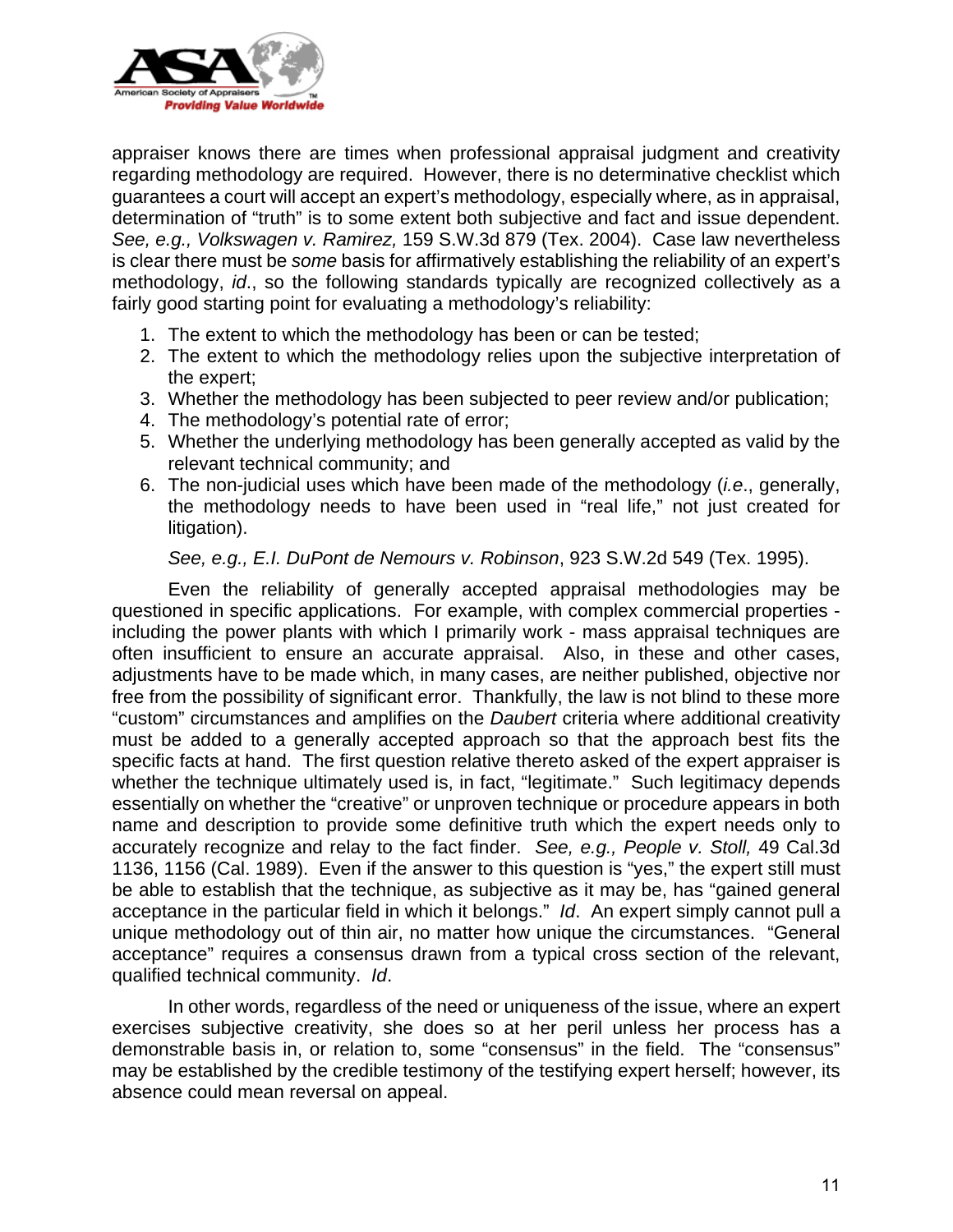appraiser knows there are times when professional appraisal judgment and creativity regarding methodology are required. However, there is no determinative checklist which guarantees a court will accept an expert's methodology, especially where, as in appraisal, determination of "truth" is to some extent both subjective and fact and issue dependent. *See, e.g., Volkswagen v. Ramirez,* 159 S.W.3d 879 (Tex. 2004). Case law nevertheless is clear there must be *some* basis for affirmatively establishing the reliability of an expert's methodology, *id*., so the following standards typically are recognized collectively as a fairly good starting point for evaluating a methodology's reliability:

1. The extent to which the methodology has been or can be tested;
2. The extent to which the methodology relies upon the subjective interpretation of the expert;
3. Whether the methodology has been subjected to peer review and/or publication;
4. The methodology's potential rate of error;
5. Whether the underlying methodology has been generally accepted as valid by the relevant technical community; and
6. The non-judicial uses which have been made of the methodology (*i.e*., generally, the methodology needs to have been used in "real life," not just created for litigation).

*See, e.g., E.I. DuPont de Nemours v. Robinson*, 923 S.W.2d 549 (Tex. 1995).

Even the reliability of generally accepted appraisal methodologies may be questioned in specific applications. For example, with complex commercial properties - including the power plants with which I primarily work - mass appraisal techniques are often insufficient to ensure an accurate appraisal. Also, in these and other cases, adjustments have to be made which, in many cases, are neither published, objective nor free from the possibility of significant error. Thankfully, the law is not blind to these more "custom" circumstances and amplifies on the *Daubert* criteria where additional creativity must be added to a generally accepted approach so that the approach best fits the specific facts at hand. The first question relative thereto asked of the expert appraiser is whether the technique ultimately used is, in fact, "legitimate." Such legitimacy depends essentially on whether the "creative" or unproven technique or procedure appears in both name and description to provide some definitive truth which the expert needs only to accurately recognize and relay to the fact finder. *See, e.g., People v. Stoll,* 49 Cal.3d 1136, 1156 (Cal. 1989). Even if the answer to this question is "yes," the expert still must be able to establish that the technique, as subjective as it may be, has "gained general acceptance in the particular field in which it belongs." *Id*. An expert simply cannot pull a unique methodology out of thin air, no matter how unique the circumstances. "General acceptance" requires a consensus drawn from a typical cross section of the relevant, qualified technical community. *Id*.

In other words, regardless of the need or uniqueness of the issue, where an expert exercises subjective creativity, she does so at her peril unless her process has a demonstrable basis in, or relation to, some "consensus" in the field. The "consensus" may be established by the credible testimony of the testifying expert herself; however, its absence could mean reversal on appeal.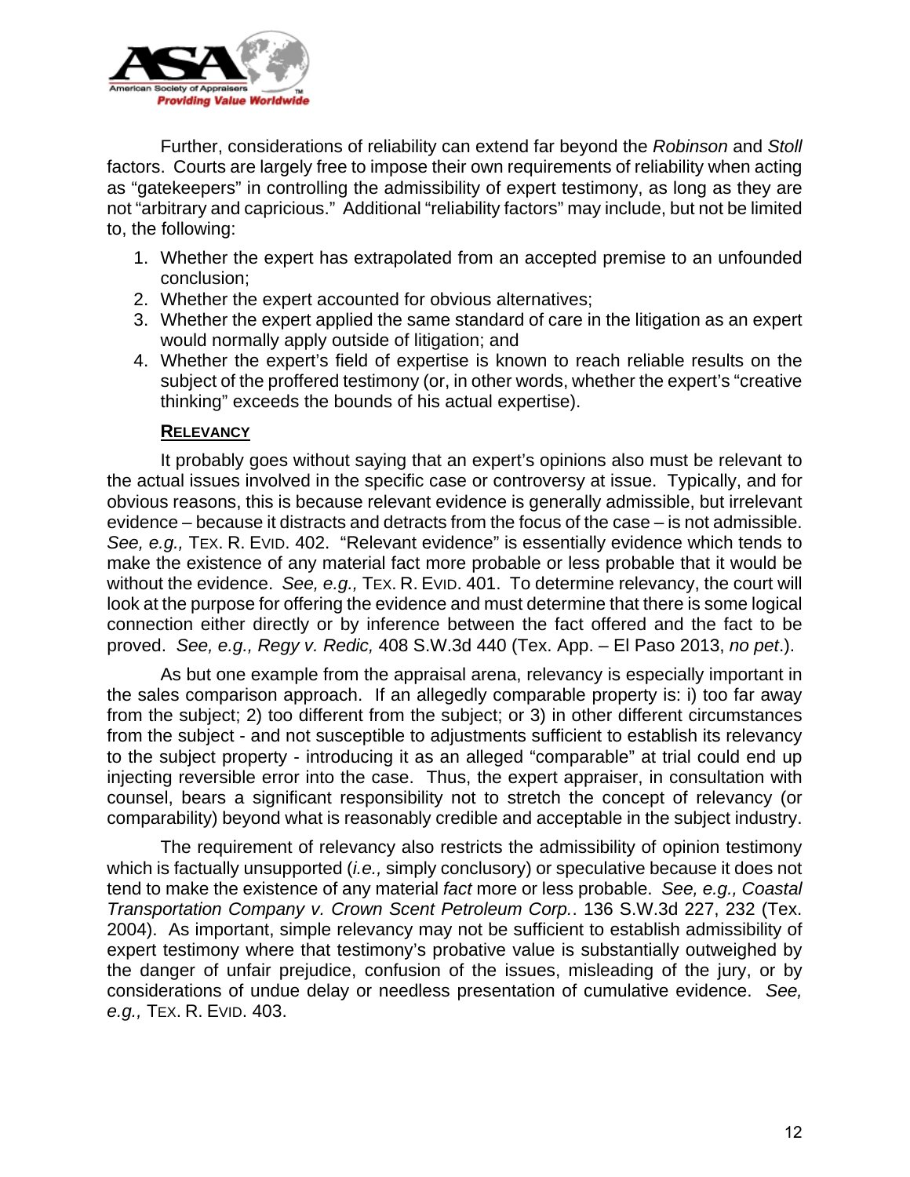Further, considerations of reliability can extend far beyond the *Robinson* and *Stoll* factors. Courts are largely free to impose their own requirements of reliability when acting as "gatekeepers" in controlling the admissibility of expert testimony, as long as they are not "arbitrary and capricious." Additional "reliability factors" may include, but not be limited to, the following:

1. Whether the expert has extrapolated from an accepted premise to an unfounded conclusion;
2. Whether the expert accounted for obvious alternatives;
3. Whether the expert applied the same standard of care in the litigation as an expert would normally apply outside of litigation; and
4. Whether the expert's field of expertise is known to reach reliable results on the subject of the proffered testimony (or, in other words, whether the expert's "creative thinking" exceeds the bounds of his actual expertise).

### RELEVANCY

It probably goes without saying that an expert's opinions also must be relevant to the actual issues involved in the specific case or controversy at issue. Typically, and for obvious reasons, this is because relevant evidence is generally admissible, but irrelevant evidence – because it distracts and detracts from the focus of the case – is not admissible. *See, e.g.,* TEX. R. EVID. 402. "Relevant evidence" is essentially evidence which tends to make the existence of any material fact more probable or less probable that it would be without the evidence. *See, e.g.,* TEX. R. EVID. 401. To determine relevancy, the court will look at the purpose for offering the evidence and must determine that there is some logical connection either directly or by inference between the fact offered and the fact to be proved. *See, e.g., Regy v. Redic,* 408 S.W.3d 440 (Tex. App. – El Paso 2013, *no pet*.).

As but one example from the appraisal arena, relevancy is especially important in the sales comparison approach. If an allegedly comparable property is: i) too far away from the subject; 2) too different from the subject; or 3) in other different circumstances from the subject - and not susceptible to adjustments sufficient to establish its relevancy to the subject property - introducing it as an alleged "comparable" at trial could end up injecting reversible error into the case. Thus, the expert appraiser, in consultation with counsel, bears a significant responsibility not to stretch the concept of relevancy (or comparability) beyond what is reasonably credible and acceptable in the subject industry.

The requirement of relevancy also restricts the admissibility of opinion testimony which is factually unsupported (*i.e.,* simply conclusory) or speculative because it does not tend to make the existence of any material *fact* more or less probable. *See, e.g., Coastal Transportation Company v. Crown Scent Petroleum Corp.*. 136 S.W.3d 227, 232 (Tex. 2004). As important, simple relevancy may not be sufficient to establish admissibility of expert testimony where that testimony's probative value is substantially outweighed by the danger of unfair prejudice, confusion of the issues, misleading of the jury, or by considerations of undue delay or needless presentation of cumulative evidence. *See, e.g.,* TEX. R. EVID. 403.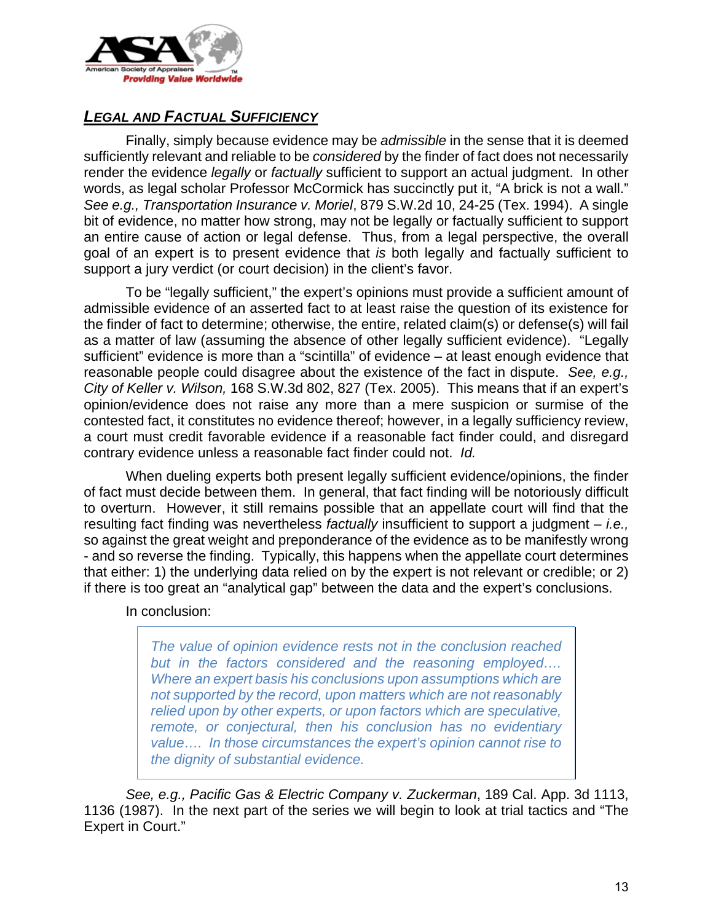## *Legal and Factual Sufficiency*

Finally, simply because evidence may be *admissible* in the sense that it is deemed sufficiently relevant and reliable to be *considered* by the finder of fact does not necessarily render the evidence *legally* or *factually* sufficient to support an actual judgment. In other words, as legal scholar Professor McCormick has succinctly put it, "A brick is not a wall." *See e.g., Transportation Insurance v. Moriel*, 879 S.W.2d 10, 24-25 (Tex. 1994). A single bit of evidence, no matter how strong, may not be legally or factually sufficient to support an entire cause of action or legal defense. Thus, from a legal perspective, the overall goal of an expert is to present evidence that *is* both legally and factually sufficient to support a jury verdict (or court decision) in the client's favor.

To be "legally sufficient," the expert's opinions must provide a sufficient amount of admissible evidence of an asserted fact to at least raise the question of its existence for the finder of fact to determine; otherwise, the entire, related claim(s) or defense(s) will fail as a matter of law (assuming the absence of other legally sufficient evidence). "Legally sufficient" evidence is more than a "scintilla" of evidence – at least enough evidence that reasonable people could disagree about the existence of the fact in dispute. *See, e.g., City of Keller v. Wilson,* 168 S.W.3d 802, 827 (Tex. 2005). This means that if an expert's opinion/evidence does not raise any more than a mere suspicion or surmise of the contested fact, it constitutes no evidence thereof; however, in a legally sufficiency review, a court must credit favorable evidence if a reasonable fact finder could, and disregard contrary evidence unless a reasonable fact finder could not. *Id.*

When dueling experts both present legally sufficient evidence/opinions, the finder of fact must decide between them. In general, that fact finding will be notoriously difficult to overturn. However, it still remains possible that an appellate court will find that the resulting fact finding was nevertheless *factually* insufficient to support a judgment – *i.e.,* so against the great weight and preponderance of the evidence as to be manifestly wrong - and so reverse the finding. Typically, this happens when the appellate court determines that either: 1) the underlying data relied on by the expert is not relevant or credible; or 2) if there is too great an "analytical gap" between the data and the expert's conclusions.

In conclusion:

> *The value of opinion evidence rests not in the conclusion reached but in the factors considered and the reasoning employed…. Where an expert basis his conclusions upon assumptions which are not supported by the record, upon matters which are not reasonably relied upon by other experts, or upon factors which are speculative, remote, or conjectural, then his conclusion has no evidentiary value…. In those circumstances the expert's opinion cannot rise to the dignity of substantial evidence.*

*See, e.g., Pacific Gas & Electric Company v. Zuckerman*, 189 Cal. App. 3d 1113, 1136 (1987). In the next part of the series we will begin to look at trial tactics and "The Expert in Court."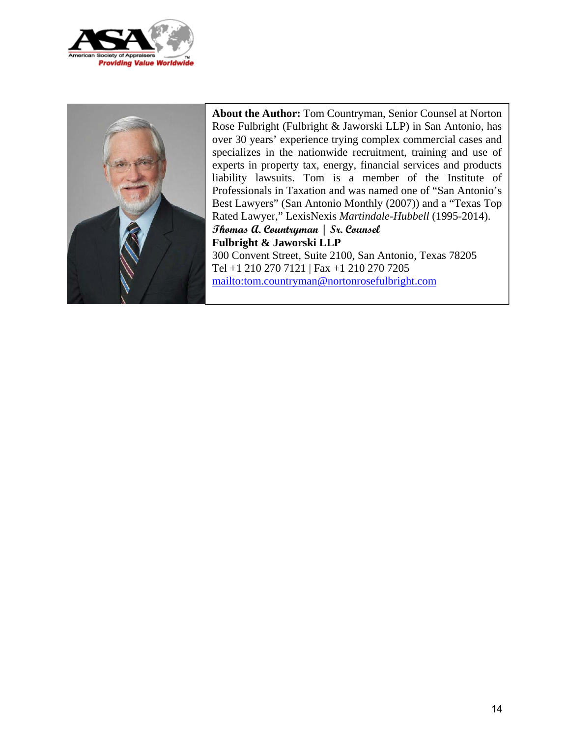**About the Author:** Tom Countryman, Senior Counsel at Norton Rose Fulbright (Fulbright & Jaworski LLP) in San Antonio, has over 30 years' experience trying complex commercial cases and specializes in the nationwide recruitment, training and use of experts in property tax, energy, financial services and products liability lawsuits. Tom is a member of the Institute of Professionals in Taxation and was named one of "San Antonio's Best Lawyers" (San Antonio Monthly (2007)) and a "Texas Top Rated Lawyer," LexisNexis *Martindale-Hubbell* (1995-2014).

***Thomas A. Countryman | Sr. Counsel***
**Fulbright & Jaworski LLP**
300 Convent Street, Suite 2100, San Antonio, Texas 78205
Tel +1 210 270 7121 | Fax +1 210 270 7205
mailto:tom.countryman@nortonrosefulbright.com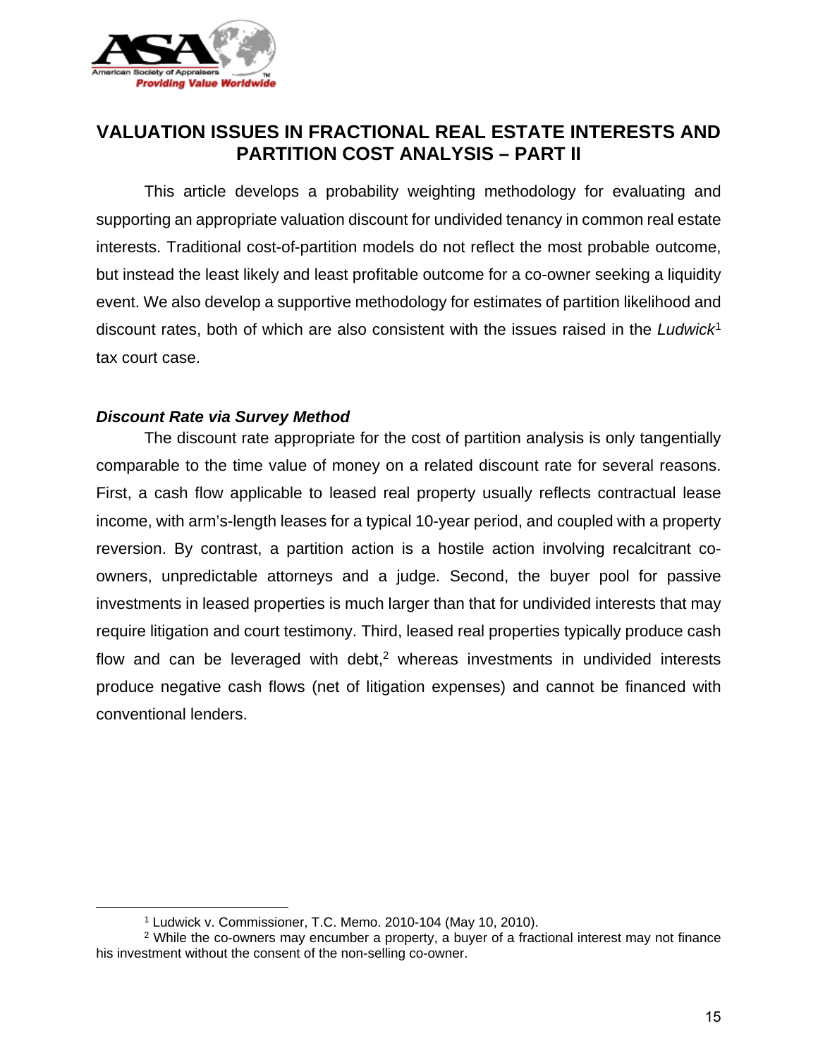# VALUATION ISSUES IN FRACTIONAL REAL ESTATE INTERESTS AND PARTITION COST ANALYSIS – PART II

This article develops a probability weighting methodology for evaluating and supporting an appropriate valuation discount for undivided tenancy in common real estate interests. Traditional cost-of-partition models do not reflect the most probable outcome, but instead the least likely and least profitable outcome for a co-owner seeking a liquidity event. We also develop a supportive methodology for estimates of partition likelihood and discount rates, both of which are also consistent with the issues raised in the *Ludwick*[1] tax court case.

### *Discount Rate via Survey Method*

The discount rate appropriate for the cost of partition analysis is only tangentially comparable to the time value of money on a related discount rate for several reasons. First, a cash flow applicable to leased real property usually reflects contractual lease income, with arm's-length leases for a typical 10-year period, and coupled with a property reversion. By contrast, a partition action is a hostile action involving recalcitrant co-owners, unpredictable attorneys and a judge. Second, the buyer pool for passive investments in leased properties is much larger than that for undivided interests that may require litigation and court testimony. Third, leased real properties typically produce cash flow and can be leveraged with debt,[2] whereas investments in undivided interests produce negative cash flows (net of litigation expenses) and cannot be financed with conventional lenders.

---

[1] Ludwick v. Commissioner, T.C. Memo. 2010-104 (May 10, 2010).

[2] While the co-owners may encumber a property, a buyer of a fractional interest may not finance his investment without the consent of the non-selling co-owner.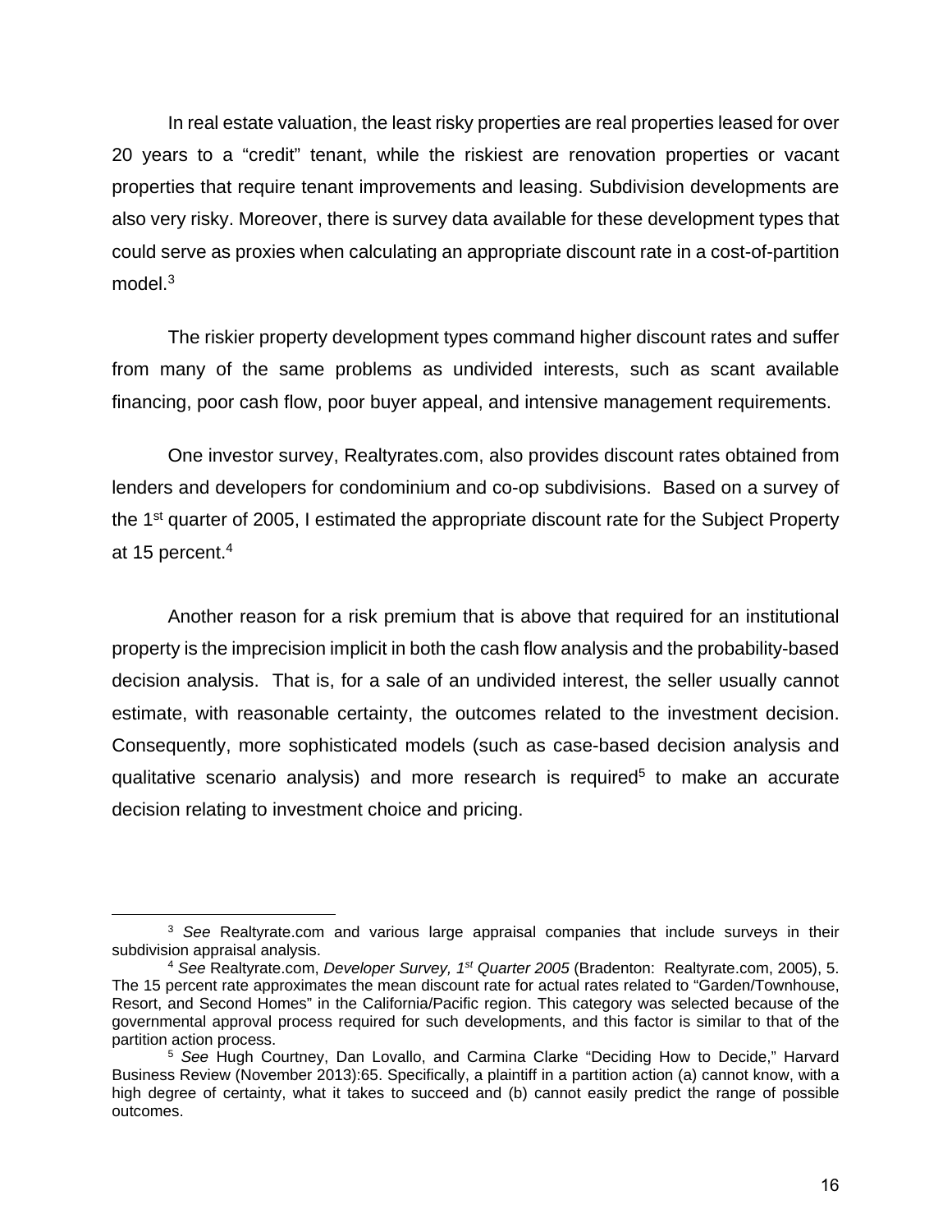In real estate valuation, the least risky properties are real properties leased for over 20 years to a "credit" tenant, while the riskiest are renovation properties or vacant properties that require tenant improvements and leasing. Subdivision developments are also very risky. Moreover, there is survey data available for these development types that could serve as proxies when calculating an appropriate discount rate in a cost-of-partition model.[3]

The riskier property development types command higher discount rates and suffer from many of the same problems as undivided interests, such as scant available financing, poor cash flow, poor buyer appeal, and intensive management requirements.

One investor survey, Realtyrates.com, also provides discount rates obtained from lenders and developers for condominium and co-op subdivisions. Based on a survey of the 1st quarter of 2005, I estimated the appropriate discount rate for the Subject Property at 15 percent.[4]

Another reason for a risk premium that is above that required for an institutional property is the imprecision implicit in both the cash flow analysis and the probability-based decision analysis. That is, for a sale of an undivided interest, the seller usually cannot estimate, with reasonable certainty, the outcomes related to the investment decision. Consequently, more sophisticated models (such as case-based decision analysis and qualitative scenario analysis) and more research is required[5] to make an accurate decision relating to investment choice and pricing.

---

[3] *See* Realtyrate.com and various large appraisal companies that include surveys in their subdivision appraisal analysis.

[4] *See* Realtyrate.com, *Developer Survey, 1st Quarter 2005* (Bradenton: Realtyrate.com, 2005), 5. The 15 percent rate approximates the mean discount rate for actual rates related to "Garden/Townhouse, Resort, and Second Homes" in the California/Pacific region. This category was selected because of the governmental approval process required for such developments, and this factor is similar to that of the partition action process.

[5] *See* Hugh Courtney, Dan Lovallo, and Carmina Clarke "Deciding How to Decide," Harvard Business Review (November 2013):65. Specifically, a plaintiff in a partition action (a) cannot know, with a high degree of certainty, what it takes to succeed and (b) cannot easily predict the range of possible outcomes.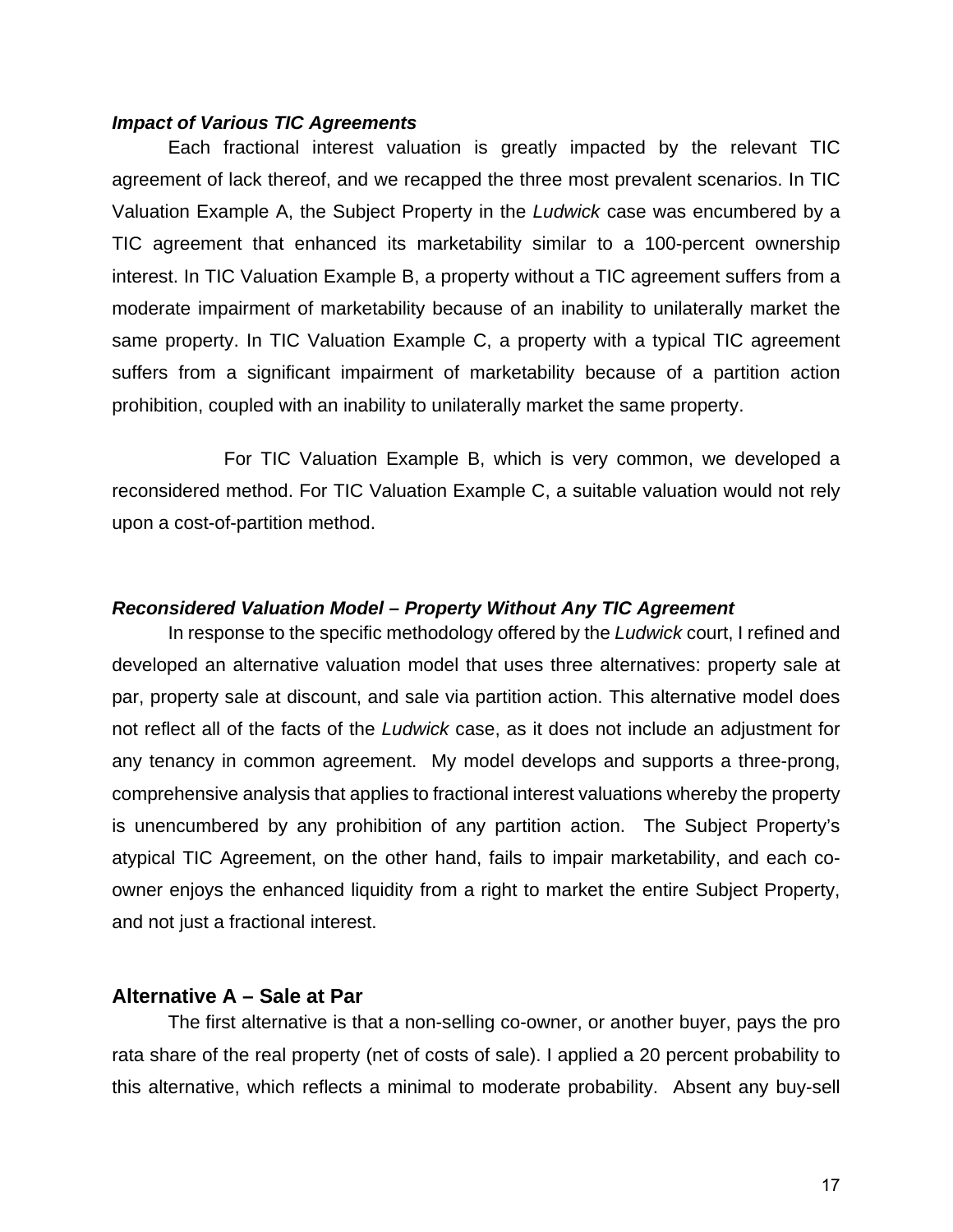***Impact of Various TIC Agreements***

Each fractional interest valuation is greatly impacted by the relevant TIC agreement of lack thereof, and we recapped the three most prevalent scenarios. In TIC Valuation Example A, the Subject Property in the *Ludwick* case was encumbered by a TIC agreement that enhanced its marketability similar to a 100-percent ownership interest. In TIC Valuation Example B, a property without a TIC agreement suffers from a moderate impairment of marketability because of an inability to unilaterally market the same property. In TIC Valuation Example C, a property with a typical TIC agreement suffers from a significant impairment of marketability because of a partition action prohibition, coupled with an inability to unilaterally market the same property.

For TIC Valuation Example B, which is very common, we developed a reconsidered method. For TIC Valuation Example C, a suitable valuation would not rely upon a cost-of-partition method.

***Reconsidered Valuation Model – Property Without Any TIC Agreement***

In response to the specific methodology offered by the *Ludwick* court, I refined and developed an alternative valuation model that uses three alternatives: property sale at par, property sale at discount, and sale via partition action. This alternative model does not reflect all of the facts of the *Ludwick* case, as it does not include an adjustment for any tenancy in common agreement. My model develops and supports a three-prong, comprehensive analysis that applies to fractional interest valuations whereby the property is unencumbered by any prohibition of any partition action. The Subject Property's atypical TIC Agreement, on the other hand, fails to impair marketability, and each co-owner enjoys the enhanced liquidity from a right to market the entire Subject Property, and not just a fractional interest.

## Alternative A – Sale at Par

The first alternative is that a non-selling co-owner, or another buyer, pays the pro rata share of the real property (net of costs of sale). I applied a 20 percent probability to this alternative, which reflects a minimal to moderate probability. Absent any buy-sell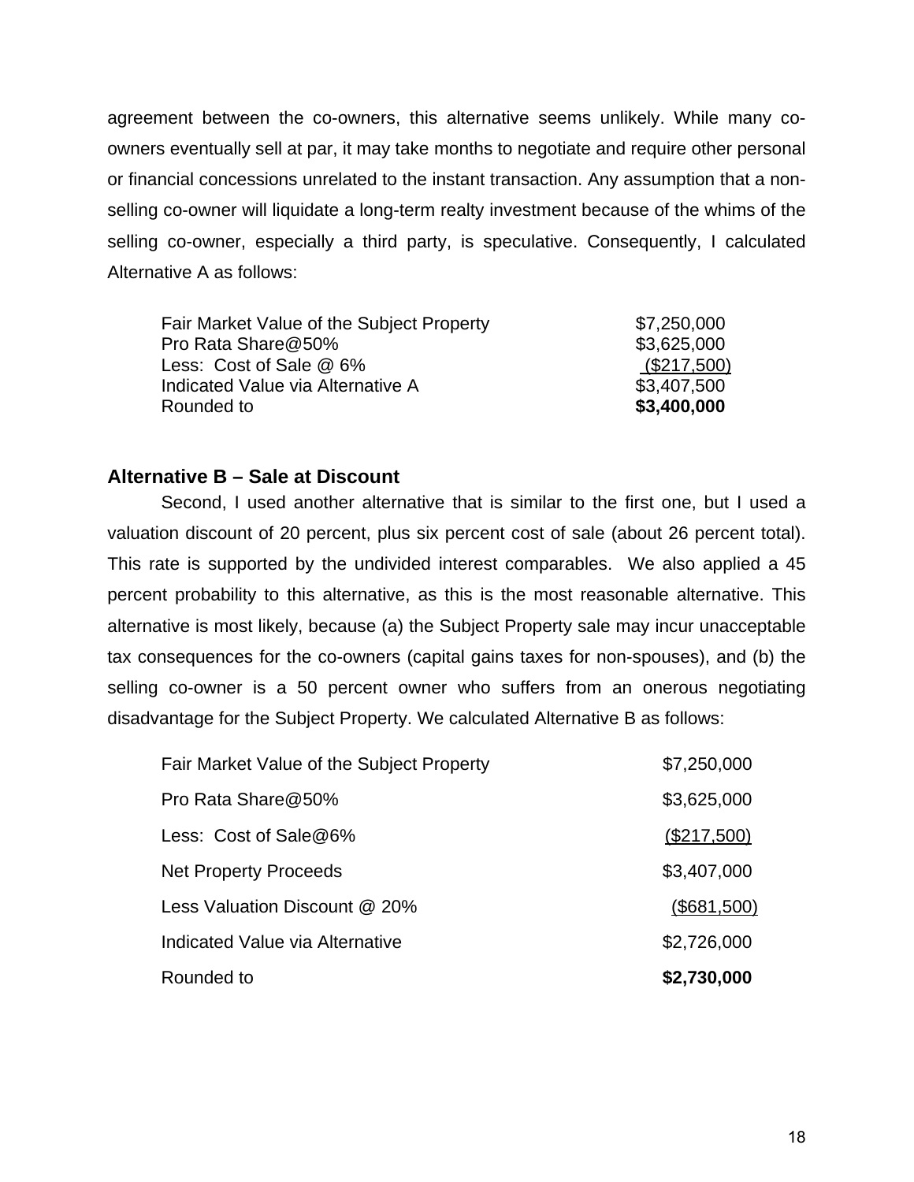agreement between the co-owners, this alternative seems unlikely. While many co-owners eventually sell at par, it may take months to negotiate and require other personal or financial concessions unrelated to the instant transaction. Any assumption that a non-selling co-owner will liquidate a long-term realty investment because of the whims of the selling co-owner, especially a third party, is speculative. Consequently, I calculated Alternative A as follows:

| | |
|---|---|
| Fair Market Value of the Subject Property | $7,250,000 |
| Pro Rata Share@50% | $3,625,000 |
| Less: Cost of Sale @ 6% | ($217,500) |
| Indicated Value via Alternative A | $3,407,500 |
| Rounded to | **$3,400,000** |

### Alternative B – Sale at Discount

Second, I used another alternative that is similar to the first one, but I used a valuation discount of 20 percent, plus six percent cost of sale (about 26 percent total). This rate is supported by the undivided interest comparables. We also applied a 45 percent probability to this alternative, as this is the most reasonable alternative. This alternative is most likely, because (a) the Subject Property sale may incur unacceptable tax consequences for the co-owners (capital gains taxes for non-spouses), and (b) the selling co-owner is a 50 percent owner who suffers from an onerous negotiating disadvantage for the Subject Property. We calculated Alternative B as follows:

| | |
|---|---|
| Fair Market Value of the Subject Property | $7,250,000 |
| Pro Rata Share@50% | $3,625,000 |
| Less: Cost of Sale@6% | ($217,500) |
| Net Property Proceeds | $3,407,000 |
| Less Valuation Discount @ 20% | ($681,500) |
| Indicated Value via Alternative | $2,726,000 |
| Rounded to | **$2,730,000** |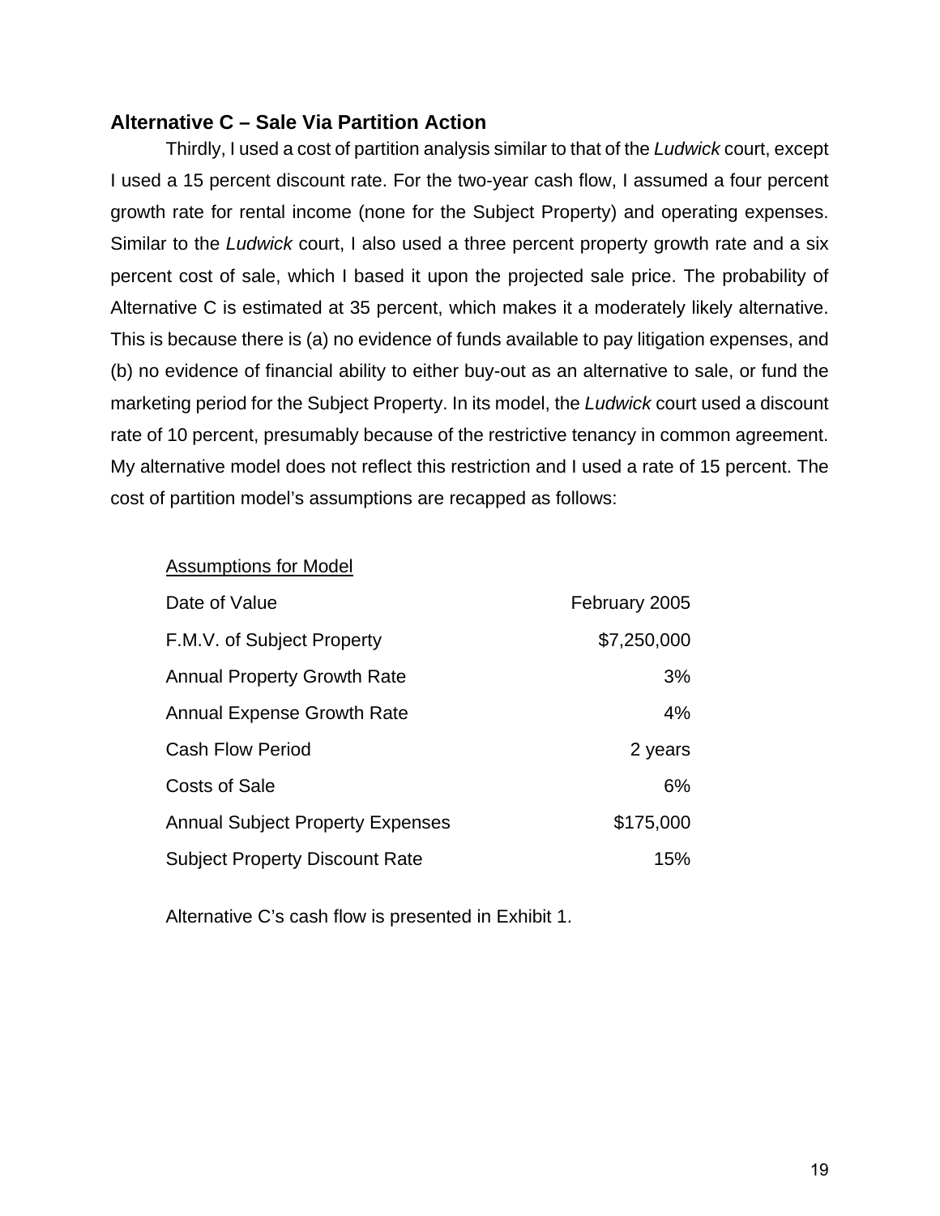### Alternative C – Sale Via Partition Action

Thirdly, I used a cost of partition analysis similar to that of the *Ludwick* court, except I used a 15 percent discount rate. For the two-year cash flow, I assumed a four percent growth rate for rental income (none for the Subject Property) and operating expenses. Similar to the *Ludwick* court, I also used a three percent property growth rate and a six percent cost of sale, which I based it upon the projected sale price. The probability of Alternative C is estimated at 35 percent, which makes it a moderately likely alternative. This is because there is (a) no evidence of funds available to pay litigation expenses, and (b) no evidence of financial ability to either buy-out as an alternative to sale, or fund the marketing period for the Subject Property. In its model, the *Ludwick* court used a discount rate of 10 percent, presumably because of the restrictive tenancy in common agreement. My alternative model does not reflect this restriction and I used a rate of 15 percent. The cost of partition model's assumptions are recapped as follows:

| Assumptions for Model | |
|---|---:|
| Date of Value | February 2005 |
| F.M.V. of Subject Property | $7,250,000 |
| Annual Property Growth Rate | 3% |
| Annual Expense Growth Rate | 4% |
| Cash Flow Period | 2 years |
| Costs of Sale | 6% |
| Annual Subject Property Expenses | $175,000 |
| Subject Property Discount Rate | 15% |

Alternative C's cash flow is presented in Exhibit 1.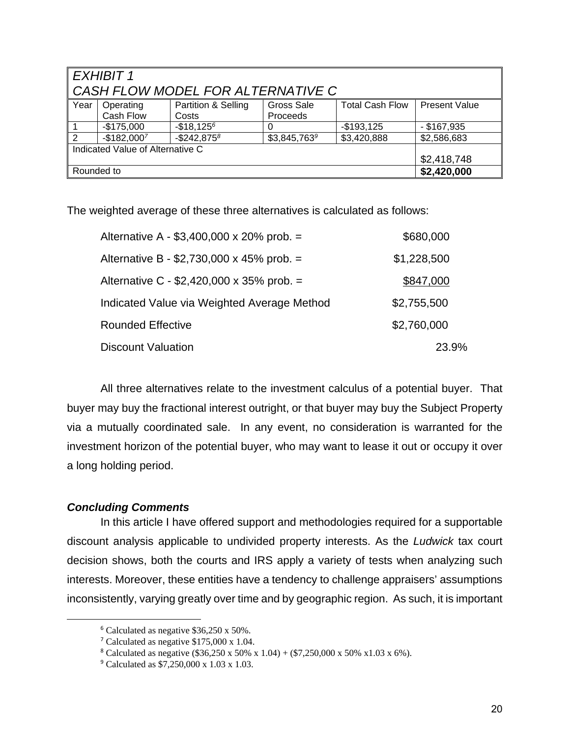| *EXHIBIT 1*<br>*CASH FLOW MODEL FOR ALTERNATIVE C* | | | | | |
|---|---|---|---|---|---|
| Year | Operating Cash Flow | Partition & Selling Costs | Gross Sale Proceeds | Total Cash Flow | Present Value |
| 1 | -$175,000 | -$18,125[6] | 0 | -$193,125 | - $167,935 |
| 2 | -$182,000[7] | -$242,875[8] | $3,845,763[9] | $3,420,888 | $2,586,683 |
| Indicated Value of Alternative C | | | | | $2,418,748 |
| Rounded to | | | | | **$2,420,000** |

The weighted average of these three alternatives is calculated as follows:

| | |
|---|---|
| Alternative A - $3,400,000 x 20% prob. = | $680,000 |
| Alternative B - $2,730,000 x 45% prob. = | $1,228,500 |
| Alternative C - $2,420,000 x 35% prob. = | <u>$847,000</u> |
| Indicated Value via Weighted Average Method | $2,755,500 |
| Rounded Effective | $2,760,000 |
| Discount Valuation | 23.9% |

All three alternatives relate to the investment calculus of a potential buyer. That buyer may buy the fractional interest outright, or that buyer may buy the Subject Property via a mutually coordinated sale. In any event, no consideration is warranted for the investment horizon of the potential buyer, who may want to lease it out or occupy it over a long holding period.

***Concluding Comments***

In this article I have offered support and methodologies required for a supportable discount analysis applicable to undivided property interests. As the *Ludwick* tax court decision shows, both the courts and IRS apply a variety of tests when analyzing such interests. Moreover, these entities have a tendency to challenge appraisers' assumptions inconsistently, varying greatly over time and by geographic region. As such, it is important

[6] Calculated as negative $36,250 x 50%.

[7] Calculated as negative $175,000 x 1.04.

[8] Calculated as negative ($36,250 x 50% x 1.04) + ($7,250,000 x 50% x1.03 x 6%).

[9] Calculated as $7,250,000 x 1.03 x 1.03.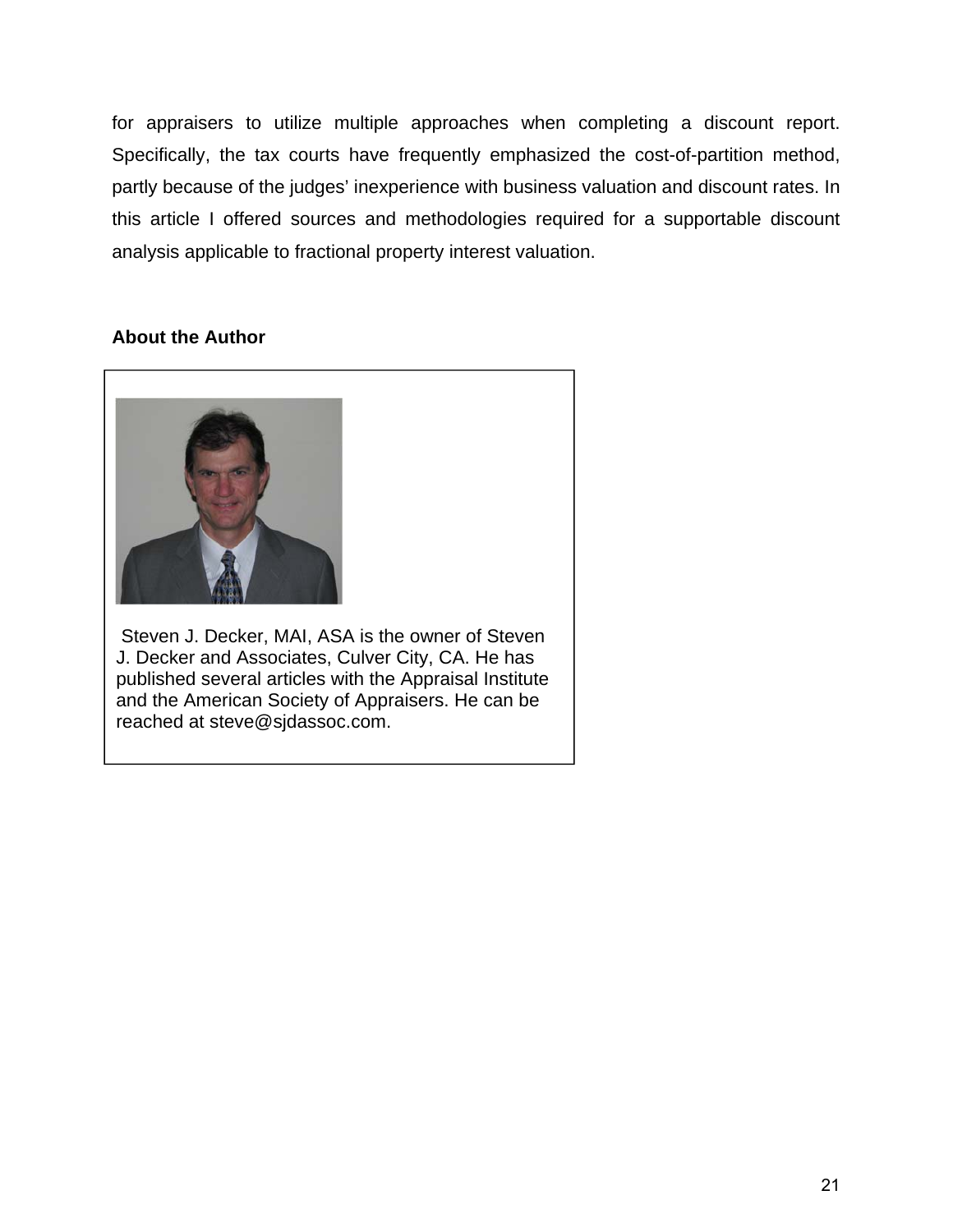for appraisers to utilize multiple approaches when completing a discount report. Specifically, the tax courts have frequently emphasized the cost-of-partition method, partly because of the judges' inexperience with business valuation and discount rates. In this article I offered sources and methodologies required for a supportable discount analysis applicable to fractional property interest valuation.

**About the Author**

Steven J. Decker, MAI, ASA is the owner of Steven J. Decker and Associates, Culver City, CA. He has published several articles with the Appraisal Institute and the American Society of Appraisers. He can be reached at steve@sjdassoc.com.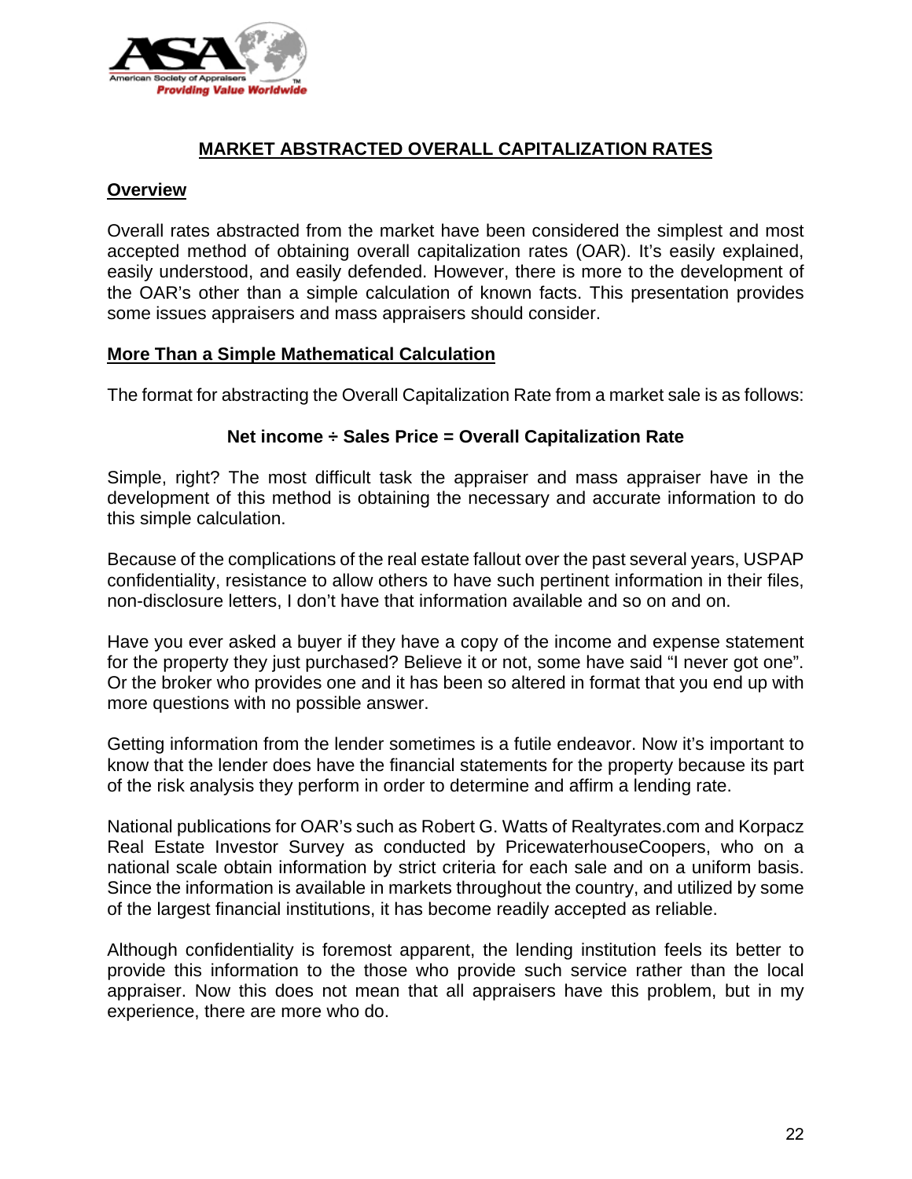## MARKET ABSTRACTED OVERALL CAPITALIZATION RATES

### Overview

Overall rates abstracted from the market have been considered the simplest and most accepted method of obtaining overall capitalization rates (OAR). It's easily explained, easily understood, and easily defended. However, there is more to the development of the OAR's other than a simple calculation of known facts. This presentation provides some issues appraisers and mass appraisers should consider.

### More Than a Simple Mathematical Calculation

The format for abstracting the Overall Capitalization Rate from a market sale is as follows:

**Net income ÷ Sales Price = Overall Capitalization Rate**

Simple, right? The most difficult task the appraiser and mass appraiser have in the development of this method is obtaining the necessary and accurate information to do this simple calculation.

Because of the complications of the real estate fallout over the past several years, USPAP confidentiality, resistance to allow others to have such pertinent information in their files, non-disclosure letters, I don't have that information available and so on and on.

Have you ever asked a buyer if they have a copy of the income and expense statement for the property they just purchased? Believe it or not, some have said "I never got one". Or the broker who provides one and it has been so altered in format that you end up with more questions with no possible answer.

Getting information from the lender sometimes is a futile endeavor. Now it's important to know that the lender does have the financial statements for the property because its part of the risk analysis they perform in order to determine and affirm a lending rate.

National publications for OAR's such as Robert G. Watts of Realtyrates.com and Korpacz Real Estate Investor Survey as conducted by PricewaterhouseCoopers, who on a national scale obtain information by strict criteria for each sale and on a uniform basis. Since the information is available in markets throughout the country, and utilized by some of the largest financial institutions, it has become readily accepted as reliable.

Although confidentiality is foremost apparent, the lending institution feels its better to provide this information to the those who provide such service rather than the local appraiser. Now this does not mean that all appraisers have this problem, but in my experience, there are more who do.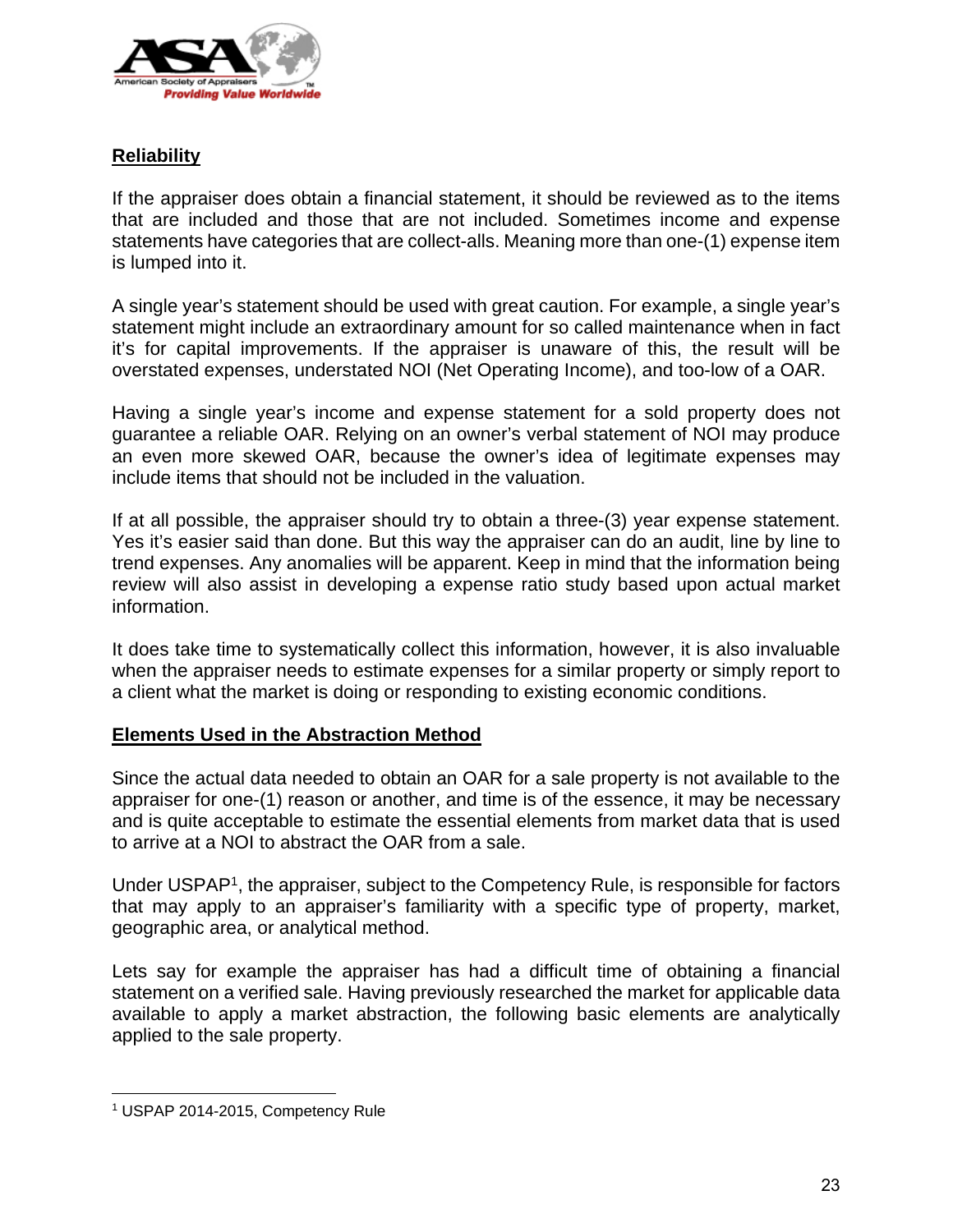## Reliability

If the appraiser does obtain a financial statement, it should be reviewed as to the items that are included and those that are not included. Sometimes income and expense statements have categories that are collect-alls. Meaning more than one-(1) expense item is lumped into it.

A single year's statement should be used with great caution. For example, a single year's statement might include an extraordinary amount for so called maintenance when in fact it's for capital improvements. If the appraiser is unaware of this, the result will be overstated expenses, understated NOI (Net Operating Income), and too-low of a OAR.

Having a single year's income and expense statement for a sold property does not guarantee a reliable OAR. Relying on an owner's verbal statement of NOI may produce an even more skewed OAR, because the owner's idea of legitimate expenses may include items that should not be included in the valuation.

If at all possible, the appraiser should try to obtain a three-(3) year expense statement. Yes it's easier said than done. But this way the appraiser can do an audit, line by line to trend expenses. Any anomalies will be apparent. Keep in mind that the information being review will also assist in developing a expense ratio study based upon actual market information.

It does take time to systematically collect this information, however, it is also invaluable when the appraiser needs to estimate expenses for a similar property or simply report to a client what the market is doing or responding to existing economic conditions.

## Elements Used in the Abstraction Method

Since the actual data needed to obtain an OAR for a sale property is not available to the appraiser for one-(1) reason or another, and time is of the essence, it may be necessary and is quite acceptable to estimate the essential elements from market data that is used to arrive at a NOI to abstract the OAR from a sale.

Under USPAP[1], the appraiser, subject to the Competency Rule, is responsible for factors that may apply to an appraiser's familiarity with a specific type of property, market, geographic area, or analytical method.

Lets say for example the appraiser has had a difficult time of obtaining a financial statement on a verified sale. Having previously researched the market for applicable data available to apply a market abstraction, the following basic elements are analytically applied to the sale property.

---

[1] USPAP 2014-2015, Competency Rule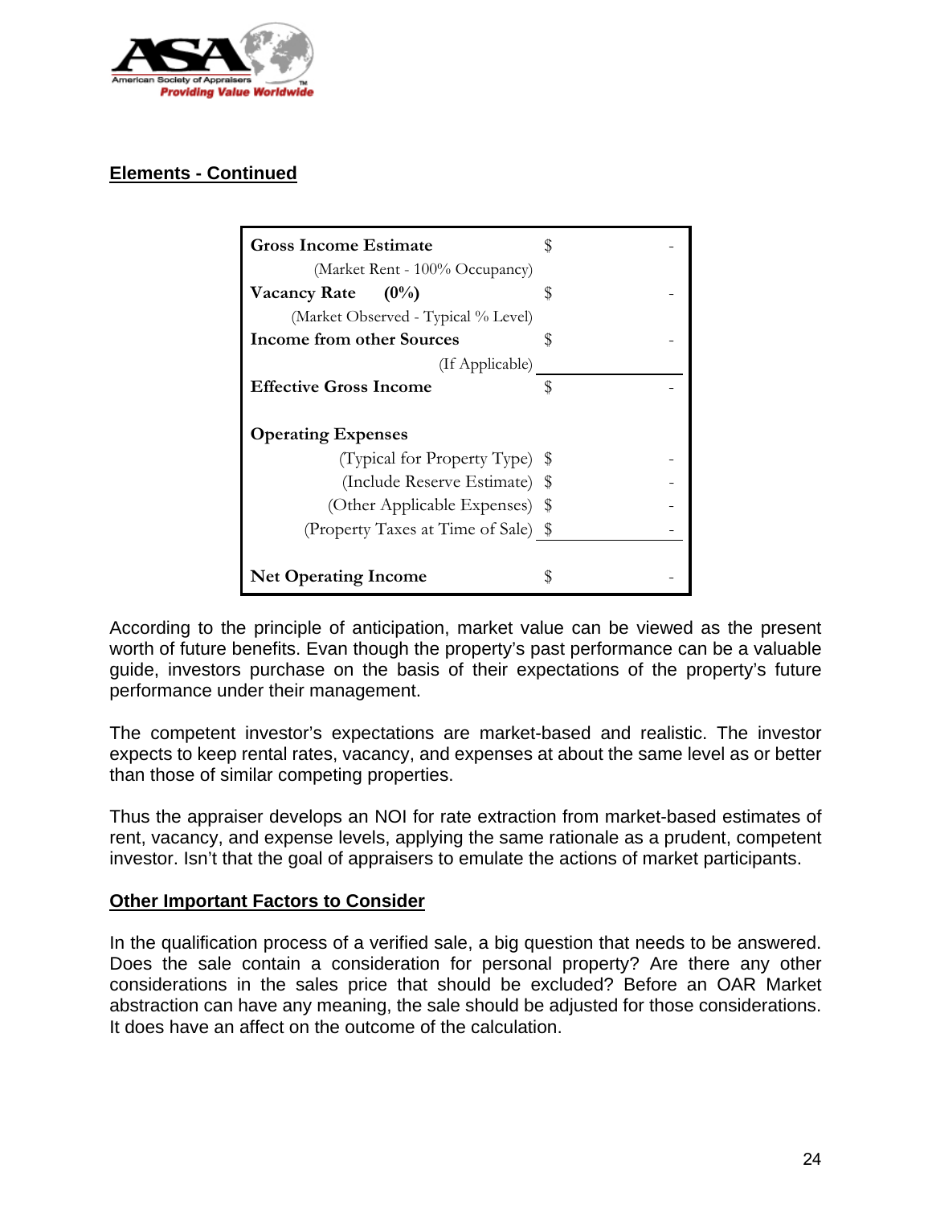## Elements - Continued

| | | |
|---|---|---|
| **Gross Income Estimate** | $ | - |
| (Market Rent - 100% Occupancy) | | |
| **Vacancy Rate (0%)** | $ | - |
| (Market Observed - Typical % Level) | | |
| **Income from other Sources** | $ | - |
| (If Applicable) | | |
| **Effective Gross Income** | $ | - |
| | | |
| **Operating Expenses** | | |
| (Typical for Property Type) | $ | - |
| (Include Reserve Estimate) | $ | - |
| (Other Applicable Expenses) | $ | - |
| (Property Taxes at Time of Sale) | $ | - |
| | | |
| **Net Operating Income** | $ | - |

According to the principle of anticipation, market value can be viewed as the present worth of future benefits. Evan though the property's past performance can be a valuable guide, investors purchase on the basis of their expectations of the property's future performance under their management.

The competent investor's expectations are market-based and realistic. The investor expects to keep rental rates, vacancy, and expenses at about the same level as or better than those of similar competing properties.

Thus the appraiser develops an NOI for rate extraction from market-based estimates of rent, vacancy, and expense levels, applying the same rationale as a prudent, competent investor. Isn't that the goal of appraisers to emulate the actions of market participants.

## Other Important Factors to Consider

In the qualification process of a verified sale, a big question that needs to be answered. Does the sale contain a consideration for personal property? Are there any other considerations in the sales price that should be excluded? Before an OAR Market abstraction can have any meaning, the sale should be adjusted for those considerations. It does have an affect on the outcome of the calculation.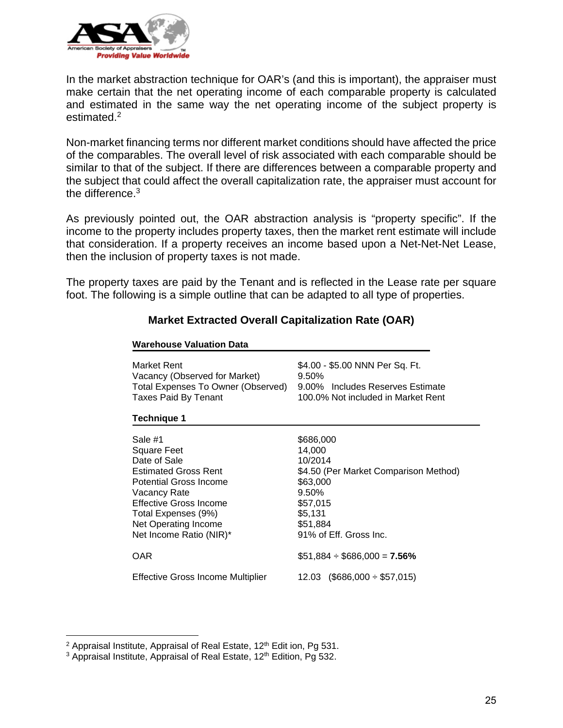In the market abstraction technique for OAR's (and this is important), the appraiser must make certain that the net operating income of each comparable property is calculated and estimated in the same way the net operating income of the subject property is estimated.[2]

Non-market financing terms nor different market conditions should have affected the price of the comparables. The overall level of risk associated with each comparable should be similar to that of the subject. If there are differences between a comparable property and the subject that could affect the overall capitalization rate, the appraiser must account for the difference.[3]

As previously pointed out, the OAR abstraction analysis is "property specific". If the income to the property includes property taxes, then the market rent estimate will include that consideration. If a property receives an income based upon a Net-Net-Net Lease, then the inclusion of property taxes is not made.

The property taxes are paid by the Tenant and is reflected in the Lease rate per square foot. The following is a simple outline that can be adapted to all type of properties.

## Market Extracted Overall Capitalization Rate (OAR)

**Warehouse Valuation Data**

| | |
|---|---|
| Market Rent | \$4.00 - \$5.00 NNN Per Sq. Ft. |
| Vacancy (Observed for Market) | 9.50% |
| Total Expenses To Owner (Observed) | 9.00% Includes Reserves Estimate |
| Taxes Paid By Tenant | 100.0% Not included in Market Rent |

**Technique 1**

| | |
|---|---|
| Sale #1 | \$686,000 |
| Square Feet | 14,000 |
| Date of Sale | 10/2014 |
| Estimated Gross Rent | \$4.50 (Per Market Comparison Method) |
| Potential Gross Income | \$63,000 |
| Vacancy Rate | 9.50% |
| Effective Gross Income | \$57,015 |
| Total Expenses (9%) | \$5,131 |
| Net Operating Income | \$51,884 |
| Net Income Ratio (NIR)* | 91% of Eff. Gross Inc. |
| OAR | \$51,884 ÷ \$686,000 = **7.56%** |
| Effective Gross Income Multiplier | 12.03 (\$686,000 ÷ \$57,015) |

---

[2] Appraisal Institute, Appraisal of Real Estate, 12th Edit ion, Pg 531.

[3] Appraisal Institute, Appraisal of Real Estate, 12th Edition, Pg 532.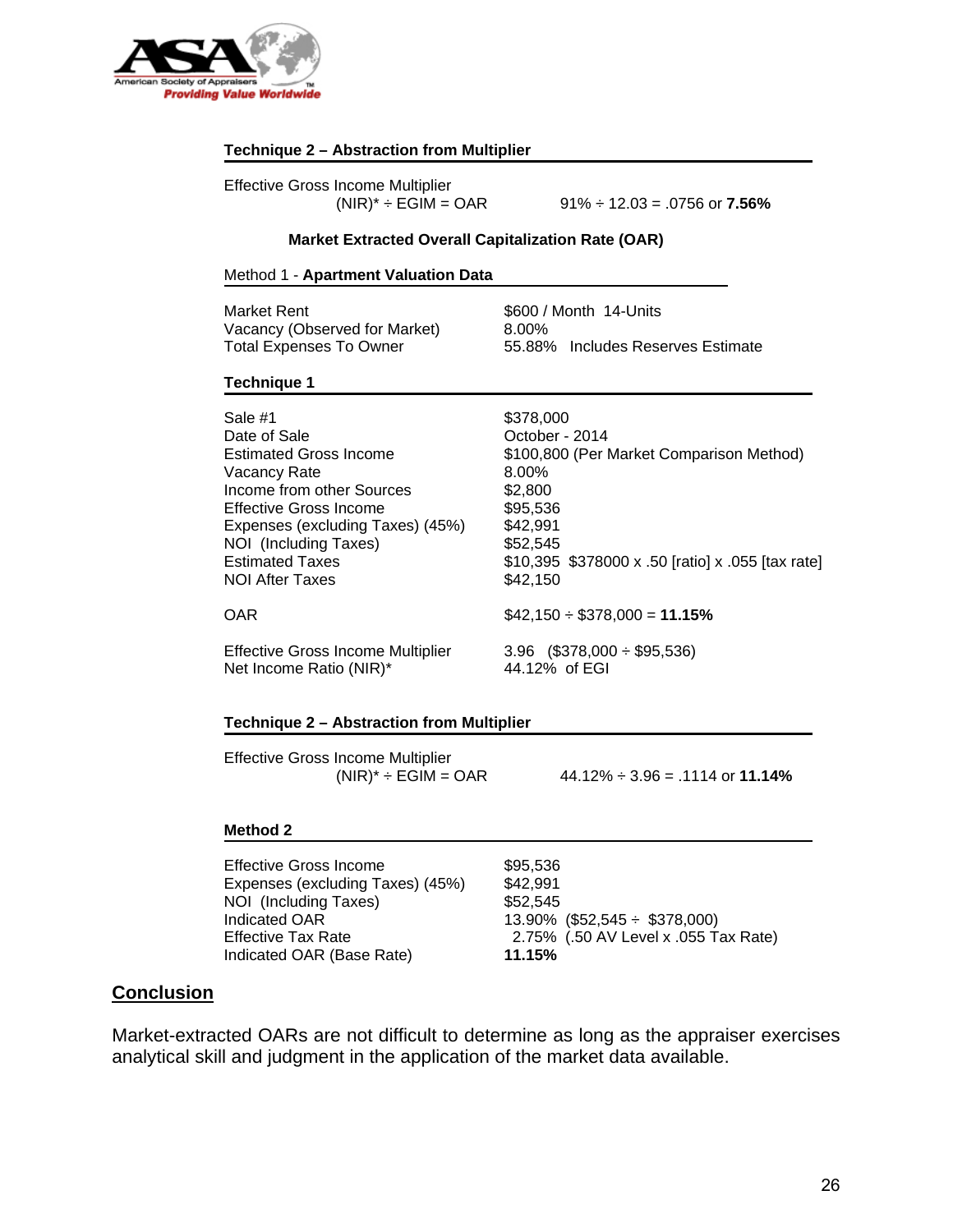### Technique 2 – Abstraction from Multiplier

Effective Gross Income Multiplier

| | |
|---|---|
| (NIR)* ÷ EGIM = OAR | 91% ÷ 12.03 = .0756 or **7.56%** |

### Market Extracted Overall Capitalization Rate (OAR)

Method 1 - **Apartment Valuation Data**

| | |
|---|---|
| Market Rent | $600 / Month 14-Units |
| Vacancy (Observed for Market) | 8.00% |
| Total Expenses To Owner | 55.88% Includes Reserves Estimate |

### Technique 1

| | |
|---|---|
| Sale #1 | $378,000 |
| Date of Sale | October - 2014 |
| Estimated Gross Income | $100,800 (Per Market Comparison Method) |
| Vacancy Rate | 8.00% |
| Income from other Sources | $2,800 |
| Effective Gross Income | $95,536 |
| Expenses (excluding Taxes) (45%) | $42,991 |
| NOI (Including Taxes) | $52,545 |
| Estimated Taxes | $10,395 $378000 x .50 [ratio] x .055 [tax rate] |
| NOI After Taxes | $42,150 |
| OAR | $42,150 ÷ $378,000 = **11.15%** |
| Effective Gross Income Multiplier | 3.96 ($378,000 ÷ $95,536) |
| Net Income Ratio (NIR)* | 44.12% of EGI |

### Technique 2 – Abstraction from Multiplier

Effective Gross Income Multiplier

| | |
|---|---|
| (NIR)* ÷ EGIM = OAR | 44.12% ÷ 3.96 = .1114 or **11.14%** |

### Method 2

| | |
|---|---|
| Effective Gross Income | $95,536 |
| Expenses (excluding Taxes) (45%) | $42,991 |
| NOI (Including Taxes) | $52,545 |
| Indicated OAR | 13.90% ($52,545 ÷ $378,000) |
| Effective Tax Rate | 2.75% (.50 AV Level x .055 Tax Rate) |
| Indicated OAR (Base Rate) | **11.15%** |

## Conclusion

Market-extracted OARs are not difficult to determine as long as the appraiser exercises analytical skill and judgment in the application of the market data available.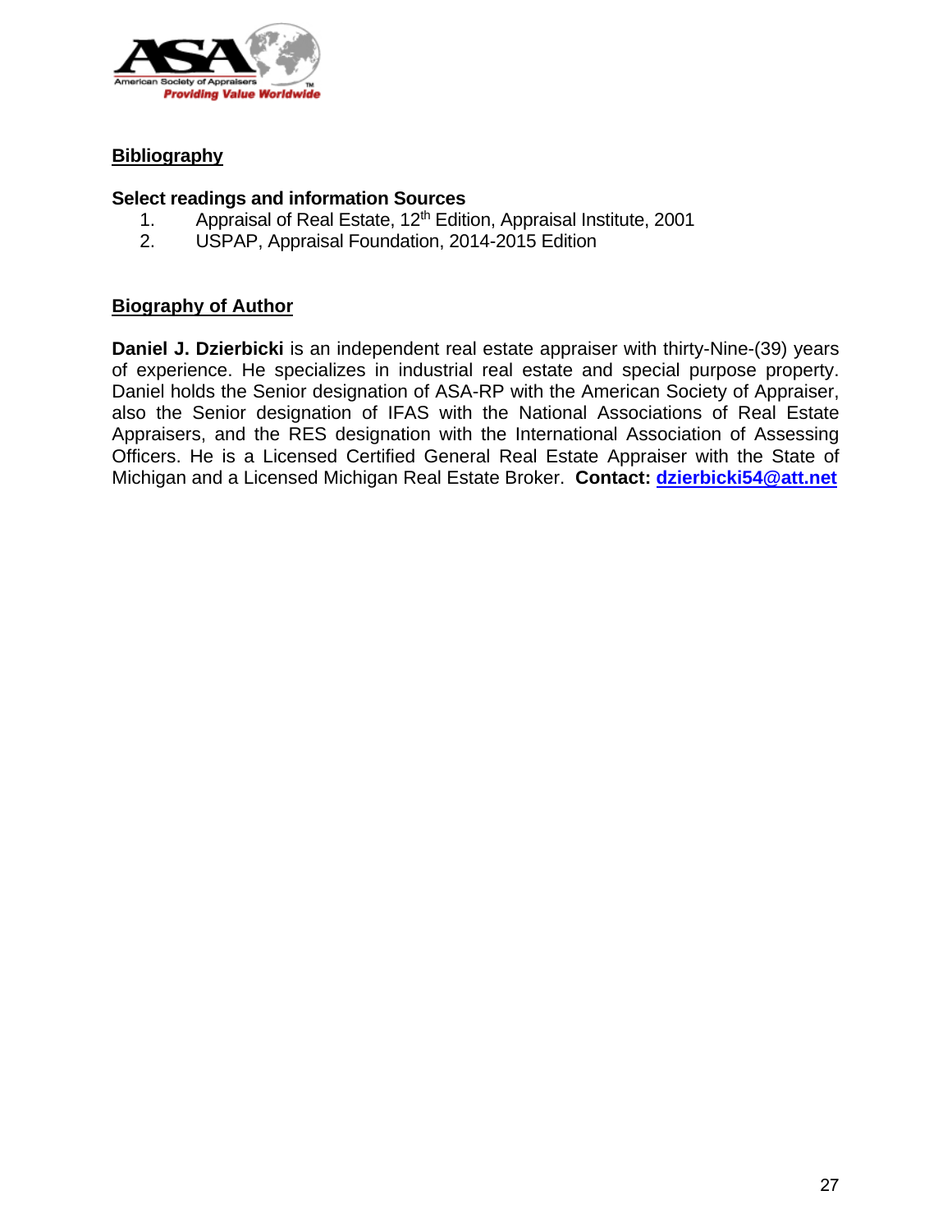## Bibliography

**Select readings and information Sources**

1. Appraisal of Real Estate, 12th Edition, Appraisal Institute, 2001
2. USPAP, Appraisal Foundation, 2014-2015 Edition

## Biography of Author

**Daniel J. Dzierbicki** is an independent real estate appraiser with thirty-Nine-(39) years of experience. He specializes in industrial real estate and special purpose property. Daniel holds the Senior designation of ASA-RP with the American Society of Appraiser, also the Senior designation of IFAS with the National Associations of Real Estate Appraisers, and the RES designation with the International Association of Assessing Officers. He is a Licensed Certified General Real Estate Appraiser with the State of Michigan and a Licensed Michigan Real Estate Broker. **Contact: dzierbicki54@att.net**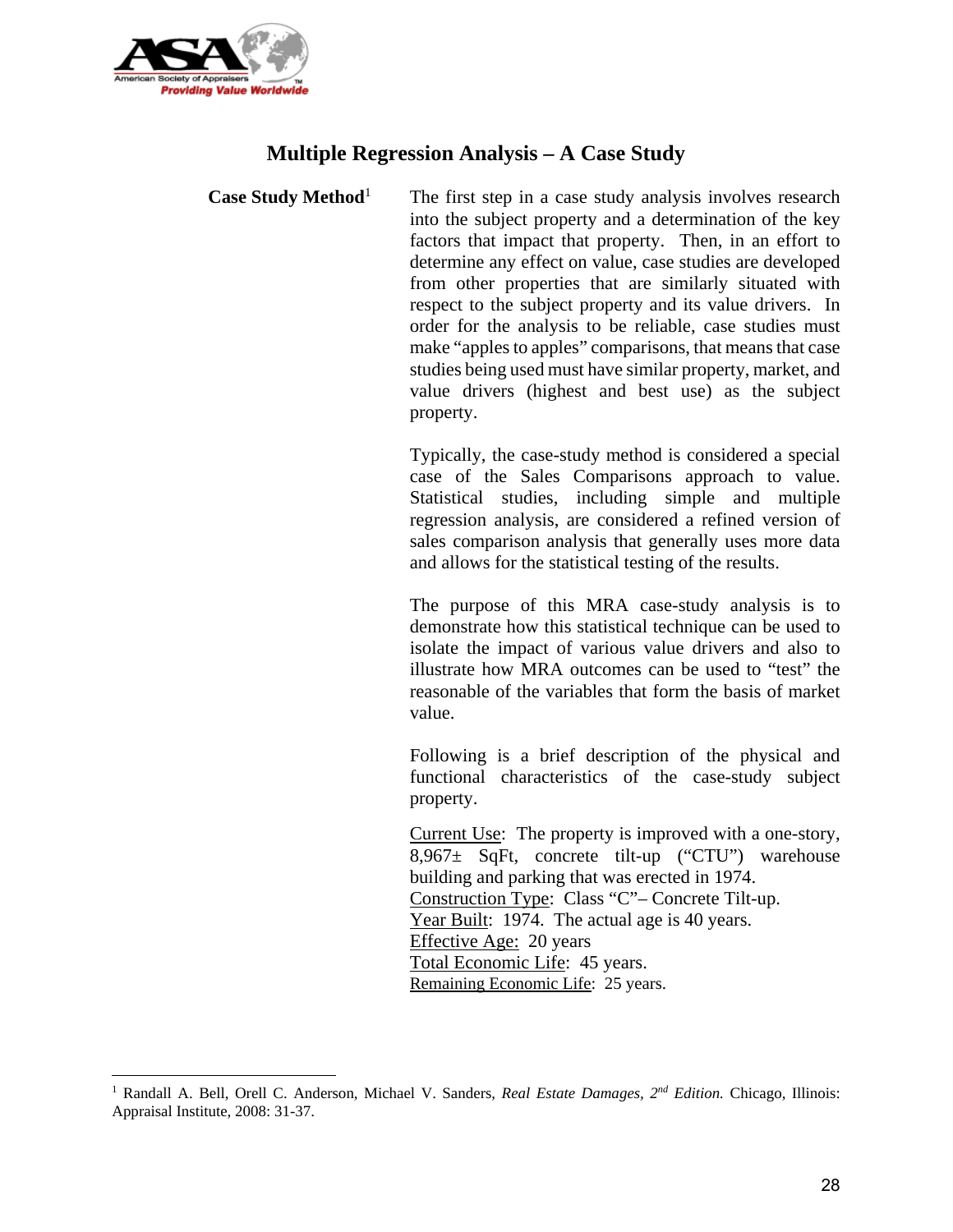## Multiple Regression Analysis – A Case Study

**Case Study Method**[1]

The first step in a case study analysis involves research into the subject property and a determination of the key factors that impact that property. Then, in an effort to determine any effect on value, case studies are developed from other properties that are similarly situated with respect to the subject property and its value drivers. In order for the analysis to be reliable, case studies must make "apples to apples" comparisons, that means that case studies being used must have similar property, market, and value drivers (highest and best use) as the subject property.

Typically, the case-study method is considered a special case of the Sales Comparisons approach to value. Statistical studies, including simple and multiple regression analysis, are considered a refined version of sales comparison analysis that generally uses more data and allows for the statistical testing of the results.

The purpose of this MRA case-study analysis is to demonstrate how this statistical technique can be used to isolate the impact of various value drivers and also to illustrate how MRA outcomes can be used to "test" the reasonable of the variables that form the basis of market value.

Following is a brief description of the physical and functional characteristics of the case-study subject property.

<u>Current Use</u>: The property is improved with a one-story, 8,967± SqFt, concrete tilt-up ("CTU") warehouse building and parking that was erected in 1974.
<u>Construction Type</u>: Class "C"– Concrete Tilt-up.
<u>Year Built</u>: 1974. The actual age is 40 years.
<u>Effective Age:</u> 20 years
<u>Total Economic Life</u>: 45 years.
<u>Remaining Economic Life</u>: 25 years.

---

[1] Randall A. Bell, Orell C. Anderson, Michael V. Sanders, *Real Estate Damages, 2nd Edition.* Chicago, Illinois: Appraisal Institute, 2008: 31-37.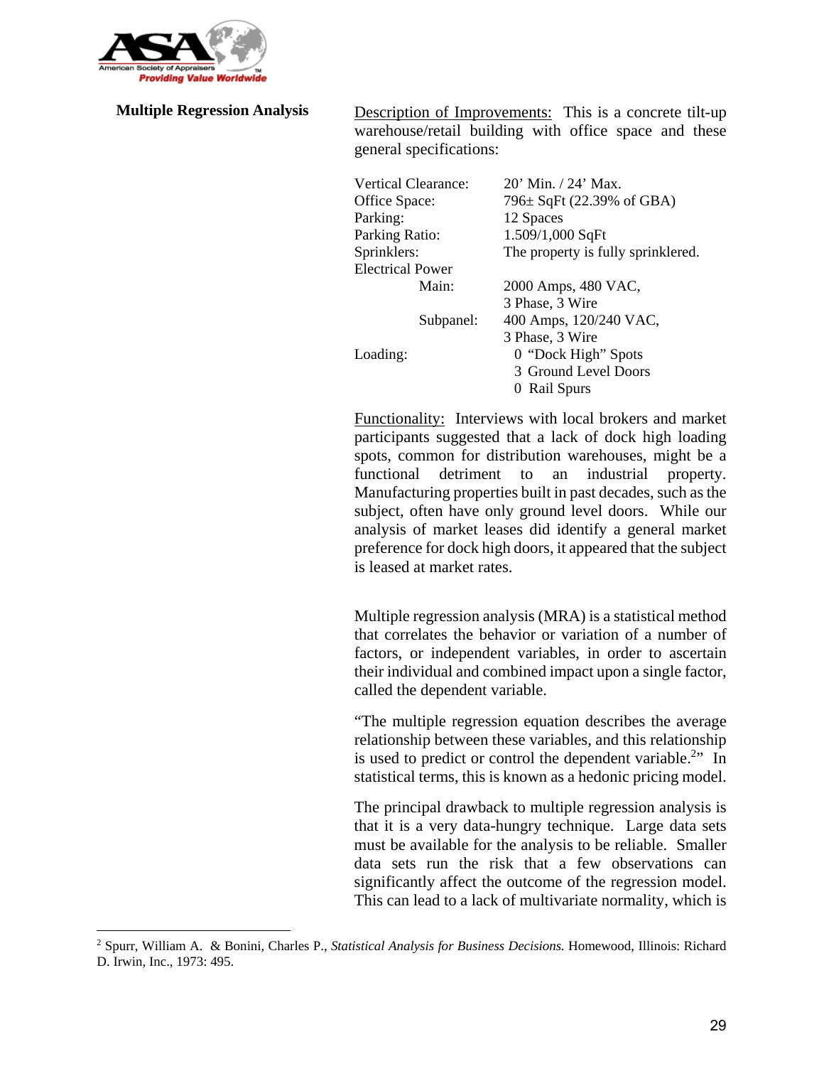**Multiple Regression Analysis**

Description of Improvements: This is a concrete tilt-up warehouse/retail building with office space and these general specifications:

| | |
|---|---|
| Vertical Clearance: | 20' Min. / 24' Max. |
| Office Space: | 796± SqFt (22.39% of GBA) |
| Parking: | 12 Spaces |
| Parking Ratio: | 1.509/1,000 SqFt |
| Sprinklers: | The property is fully sprinklered. |
| Electrical Power | |
| Main: | 2000 Amps, 480 VAC, 3 Phase, 3 Wire |
| Subpanel: | 400 Amps, 120/240 VAC, 3 Phase, 3 Wire |
| Loading: | 0 "Dock High" Spots<br>3 Ground Level Doors<br>0 Rail Spurs |

Functionality: Interviews with local brokers and market participants suggested that a lack of dock high loading spots, common for distribution warehouses, might be a functional detriment to an industrial property. Manufacturing properties built in past decades, such as the subject, often have only ground level doors. While our analysis of market leases did identify a general market preference for dock high doors, it appeared that the subject is leased at market rates.

Multiple regression analysis (MRA) is a statistical method that correlates the behavior or variation of a number of factors, or independent variables, in order to ascertain their individual and combined impact upon a single factor, called the dependent variable.

"The multiple regression equation describes the average relationship between these variables, and this relationship is used to predict or control the dependent variable.[2]" In statistical terms, this is known as a hedonic pricing model.

The principal drawback to multiple regression analysis is that it is a very data-hungry technique. Large data sets must be available for the analysis to be reliable. Smaller data sets run the risk that a few observations can significantly affect the outcome of the regression model. This can lead to a lack of multivariate normality, which is

---

[2] Spurr, William A. & Bonini, Charles P., *Statistical Analysis for Business Decisions.* Homewood, Illinois: Richard D. Irwin, Inc., 1973: 495.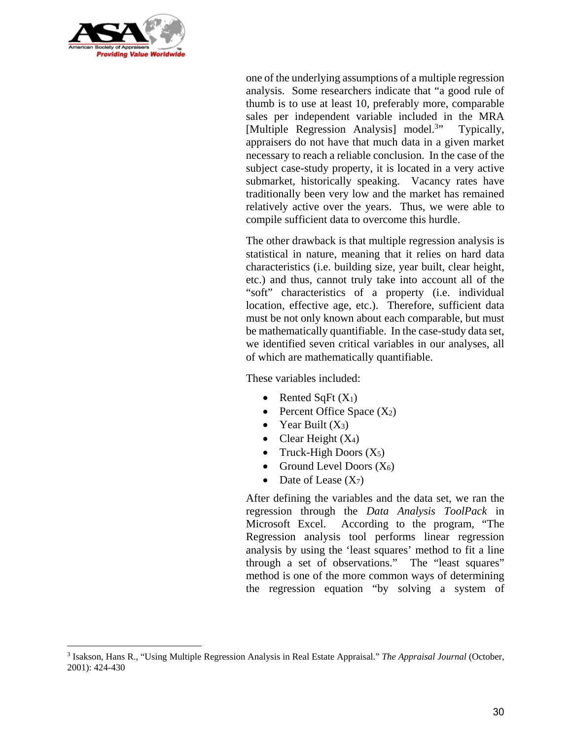one of the underlying assumptions of a multiple regression analysis. Some researchers indicate that "a good rule of thumb is to use at least 10, preferably more, comparable sales per independent variable included in the MRA [Multiple Regression Analysis] model.[3]" Typically, appraisers do not have that much data in a given market necessary to reach a reliable conclusion. In the case of the subject case-study property, it is located in a very active submarket, historically speaking. Vacancy rates have traditionally been very low and the market has remained relatively active over the years. Thus, we were able to compile sufficient data to overcome this hurdle.

The other drawback is that multiple regression analysis is statistical in nature, meaning that it relies on hard data characteristics (i.e. building size, year built, clear height, etc.) and thus, cannot truly take into account all of the "soft" characteristics of a property (i.e. individual location, effective age, etc.). Therefore, sufficient data must be not only known about each comparable, but must be mathematically quantifiable. In the case-study data set, we identified seven critical variables in our analyses, all of which are mathematically quantifiable.

These variables included:

- Rented SqFt ($X_1$)
- Percent Office Space ($X_2$)
- Year Built ($X_3$)
- Clear Height ($X_4$)
- Truck-High Doors ($X_5$)
- Ground Level Doors ($X_6$)
- Date of Lease ($X_7$)

After defining the variables and the data set, we ran the regression through the *Data Analysis ToolPack* in Microsoft Excel. According to the program, "The Regression analysis tool performs linear regression analysis by using the 'least squares' method to fit a line through a set of observations." The "least squares" method is one of the more common ways of determining the regression equation "by solving a system of

---

[3] Isakson, Hans R., "Using Multiple Regression Analysis in Real Estate Appraisal." *The Appraisal Journal* (October, 2001): 424-430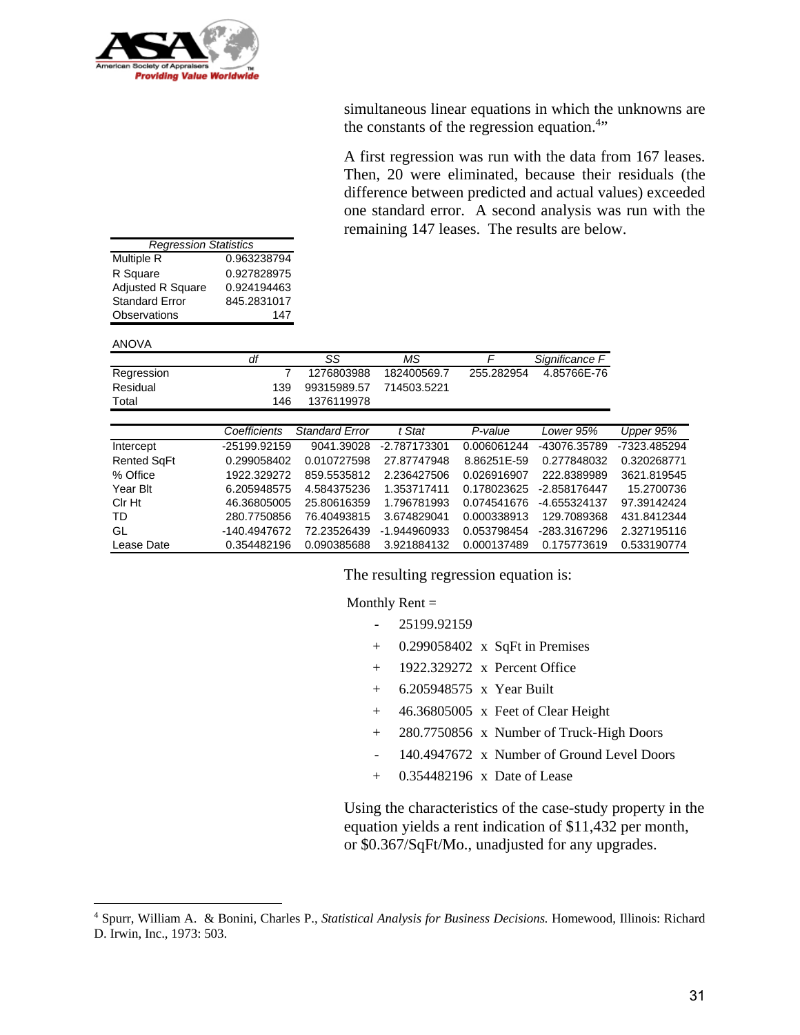simultaneous linear equations in which the unknowns are the constants of the regression equation.[4]"

A first regression was run with the data from 167 leases. Then, 20 were eliminated, because their residuals (the difference between predicted and actual values) exceeded one standard error. A second analysis was run with the remaining 147 leases. The results are below.

| *Regression Statistics* | |
|---|---|
| Multiple R | 0.963238794 |
| R Square | 0.927828975 |
| Adjusted R Square | 0.924194463 |
| Standard Error | 845.2831017 |
| Observations | 147 |

ANOVA

| | *df* | *SS* | *MS* | *F* | *Significance F* |
|---|---|---|---|---|---|
| Regression | 7 | 1276803988 | 182400569.7 | 255.282954 | 4.85766E-76 |
| Residual | 139 | 99315989.57 | 714503.5221 | | |
| Total | 146 | 1376119978 | | | |

| | *Coefficients* | *Standard Error* | *t Stat* | *P-value* | *Lower 95%* | *Upper 95%* |
|---|---|---|---|---|---|---|
| Intercept | -25199.92159 | 9041.39028 | -2.787173301 | 0.006061244 | -43076.35789 | -7323.485294 |
| Rented SqFt | 0.299058402 | 0.010727598 | 27.87747948 | 8.86251E-59 | 0.277848032 | 0.320268771 |
| % Office | 1922.329272 | 859.5535812 | 2.236427506 | 0.026916907 | 222.8389989 | 3621.819545 |
| Year Blt | 6.205948575 | 4.584375236 | 1.353717411 | 0.178023625 | -2.858176447 | 15.2700736 |
| Clr Ht | 46.36805005 | 25.80616359 | 1.796781993 | 0.074541676 | -4.655324137 | 97.39142424 |
| TD | 280.7750856 | 76.40493815 | 3.674829041 | 0.000338913 | 129.7089368 | 431.8412344 |
| GL | -140.4947672 | 72.23526439 | -1.944960933 | 0.053798454 | -283.3167296 | 2.327195116 |
| Lease Date | 0.354482196 | 0.090385688 | 3.921884132 | 0.000137489 | 0.175773619 | 0.533190774 |

The resulting regression equation is:

Monthly Rent =

- \- 25199.92159
- \+ 0.299058402 x SqFt in Premises
- \+ 1922.329272 x Percent Office
- \+ 6.205948575 x Year Built
- \+ 46.36805005 x Feet of Clear Height
- \+ 280.7750856 x Number of Truck-High Doors
- \- 140.4947672 x Number of Ground Level Doors
- \+ 0.354482196 x Date of Lease

Using the characteristics of the case-study property in the equation yields a rent indication of $11,432 per month, or $0.367/SqFt/Mo., unadjusted for any upgrades.

[4] Spurr, William A. & Bonini, Charles P., *Statistical Analysis for Business Decisions.* Homewood, Illinois: Richard D. Irwin, Inc., 1973: 503.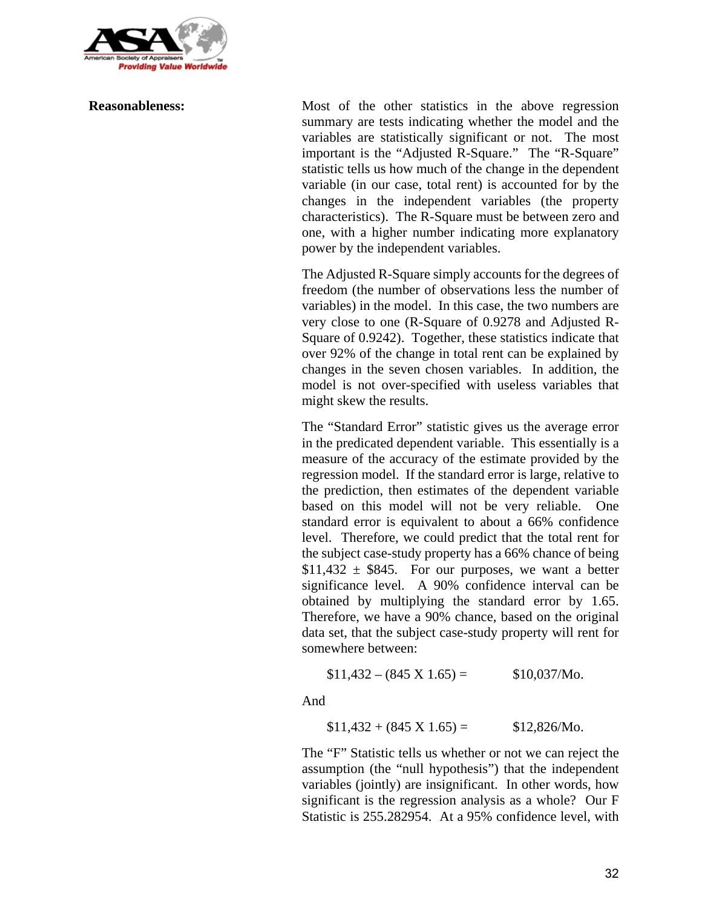**Reasonableness:**

Most of the other statistics in the above regression summary are tests indicating whether the model and the variables are statistically significant or not. The most important is the "Adjusted R-Square." The "R-Square" statistic tells us how much of the change in the dependent variable (in our case, total rent) is accounted for by the changes in the independent variables (the property characteristics). The R-Square must be between zero and one, with a higher number indicating more explanatory power by the independent variables.

The Adjusted R-Square simply accounts for the degrees of freedom (the number of observations less the number of variables) in the model. In this case, the two numbers are very close to one (R-Square of 0.9278 and Adjusted R-Square of 0.9242). Together, these statistics indicate that over 92% of the change in total rent can be explained by changes in the seven chosen variables. In addition, the model is not over-specified with useless variables that might skew the results.

The "Standard Error" statistic gives us the average error in the predicated dependent variable. This essentially is a measure of the accuracy of the estimate provided by the regression model. If the standard error is large, relative to the prediction, then estimates of the dependent variable based on this model will not be very reliable. One standard error is equivalent to about a 66% confidence level. Therefore, we could predict that the total rent for the subject case-study property has a 66% chance of being $11,432 ± $845. For our purposes, we want a better significance level. A 90% confidence interval can be obtained by multiplying the standard error by 1.65. Therefore, we have a 90% chance, based on the original data set, that the subject case-study property will rent for somewhere between:

$11,432 – (845 X 1.65) = $10,037/Mo.

And

$11,432 + (845 X 1.65) = $12,826/Mo.

The "F" Statistic tells us whether or not we can reject the assumption (the "null hypothesis") that the independent variables (jointly) are insignificant. In other words, how significant is the regression analysis as a whole? Our F Statistic is 255.282954. At a 95% confidence level, with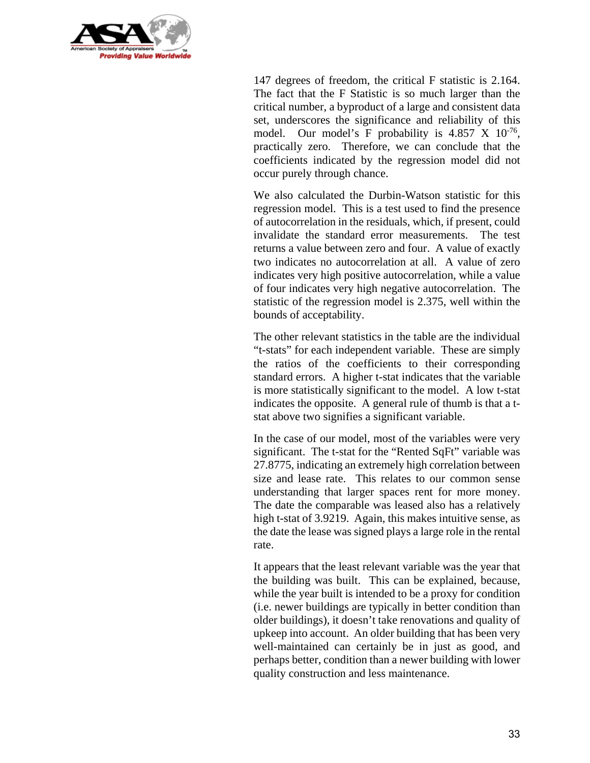147 degrees of freedom, the critical F statistic is 2.164. The fact that the F Statistic is so much larger than the critical number, a byproduct of a large and consistent data set, underscores the significance and reliability of this model. Our model's F probability is $4.857 \times 10^{-76}$, practically zero. Therefore, we can conclude that the coefficients indicated by the regression model did not occur purely through chance.

We also calculated the Durbin-Watson statistic for this regression model. This is a test used to find the presence of autocorrelation in the residuals, which, if present, could invalidate the standard error measurements. The test returns a value between zero and four. A value of exactly two indicates no autocorrelation at all. A value of zero indicates very high positive autocorrelation, while a value of four indicates very high negative autocorrelation. The statistic of the regression model is 2.375, well within the bounds of acceptability.

The other relevant statistics in the table are the individual "t-stats" for each independent variable. These are simply the ratios of the coefficients to their corresponding standard errors. A higher t-stat indicates that the variable is more statistically significant to the model. A low t-stat indicates the opposite. A general rule of thumb is that a t-stat above two signifies a significant variable.

In the case of our model, most of the variables were very significant. The t-stat for the "Rented SqFt" variable was 27.8775, indicating an extremely high correlation between size and lease rate. This relates to our common sense understanding that larger spaces rent for more money. The date the comparable was leased also has a relatively high t-stat of 3.9219. Again, this makes intuitive sense, as the date the lease was signed plays a large role in the rental rate.

It appears that the least relevant variable was the year that the building was built. This can be explained, because, while the year built is intended to be a proxy for condition (i.e. newer buildings are typically in better condition than older buildings), it doesn't take renovations and quality of upkeep into account. An older building that has been very well-maintained can certainly be in just as good, and perhaps better, condition than a newer building with lower quality construction and less maintenance.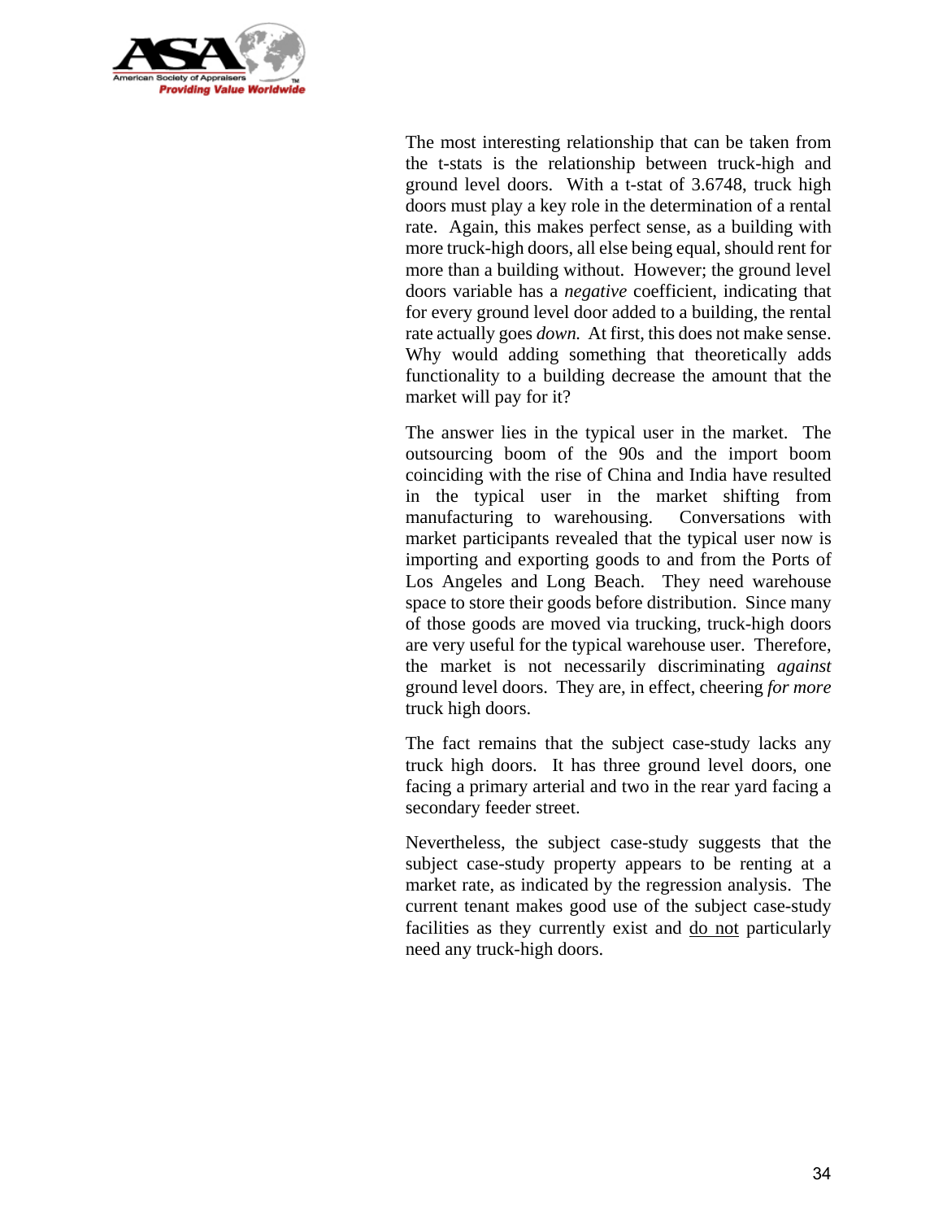The most interesting relationship that can be taken from the t-stats is the relationship between truck-high and ground level doors. With a t-stat of 3.6748, truck high doors must play a key role in the determination of a rental rate. Again, this makes perfect sense, as a building with more truck-high doors, all else being equal, should rent for more than a building without. However; the ground level doors variable has a *negative* coefficient, indicating that for every ground level door added to a building, the rental rate actually goes *down.* At first, this does not make sense. Why would adding something that theoretically adds functionality to a building decrease the amount that the market will pay for it?

The answer lies in the typical user in the market. The outsourcing boom of the 90s and the import boom coinciding with the rise of China and India have resulted in the typical user in the market shifting from manufacturing to warehousing. Conversations with market participants revealed that the typical user now is importing and exporting goods to and from the Ports of Los Angeles and Long Beach. They need warehouse space to store their goods before distribution. Since many of those goods are moved via trucking, truck-high doors are very useful for the typical warehouse user. Therefore, the market is not necessarily discriminating *against* ground level doors. They are, in effect, cheering *for more* truck high doors.

The fact remains that the subject case-study lacks any truck high doors. It has three ground level doors, one facing a primary arterial and two in the rear yard facing a secondary feeder street.

Nevertheless, the subject case-study suggests that the subject case-study property appears to be renting at a market rate, as indicated by the regression analysis. The current tenant makes good use of the subject case-study facilities as they currently exist and <u>do not</u> particularly need any truck-high doors.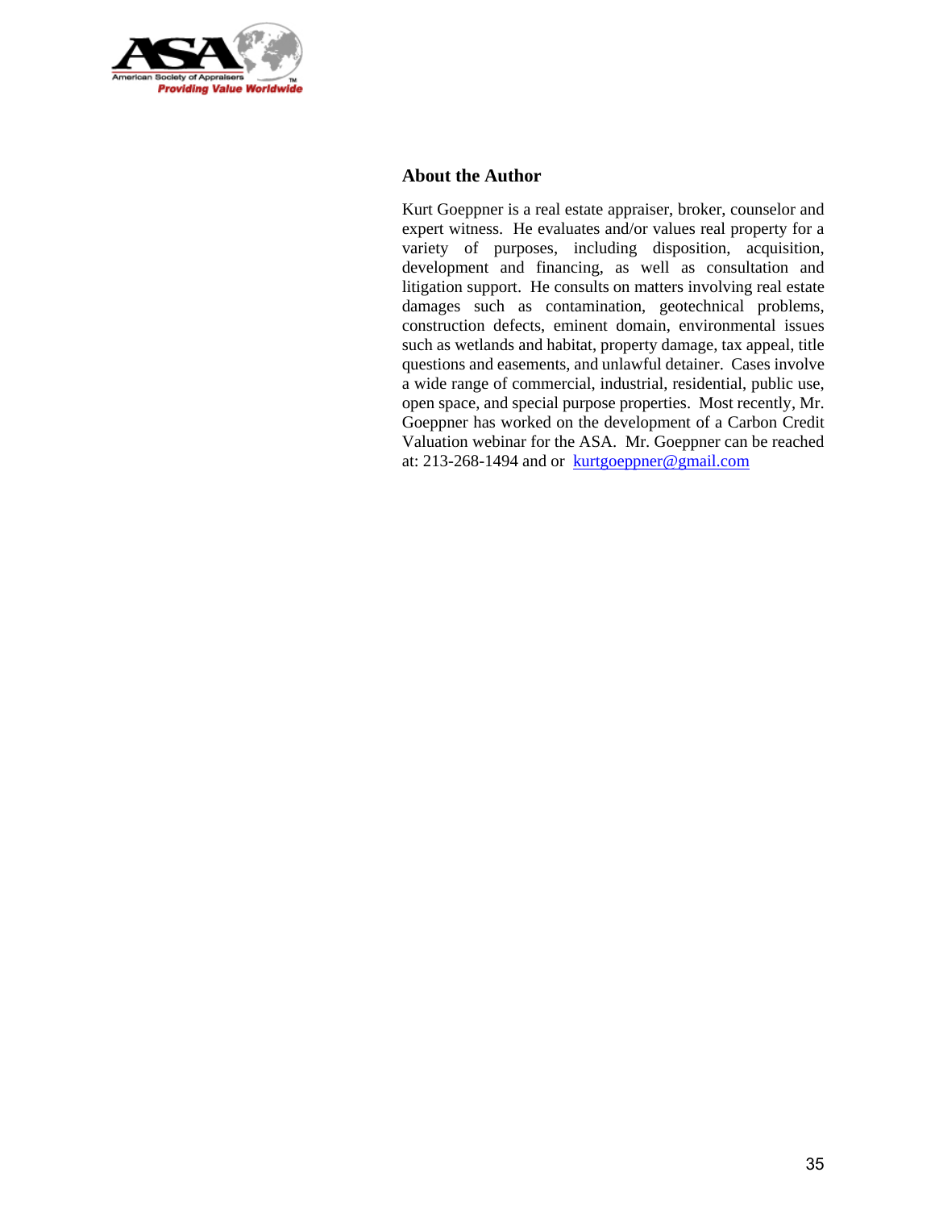## About the Author

Kurt Goeppner is a real estate appraiser, broker, counselor and expert witness. He evaluates and/or values real property for a variety of purposes, including disposition, acquisition, development and financing, as well as consultation and litigation support. He consults on matters involving real estate damages such as contamination, geotechnical problems, construction defects, eminent domain, environmental issues such as wetlands and habitat, property damage, tax appeal, title questions and easements, and unlawful detainer. Cases involve a wide range of commercial, industrial, residential, public use, open space, and special purpose properties. Most recently, Mr. Goeppner has worked on the development of a Carbon Credit Valuation webinar for the ASA. Mr. Goeppner can be reached at: 213-268-1494 and or kurtgoeppner@gmail.com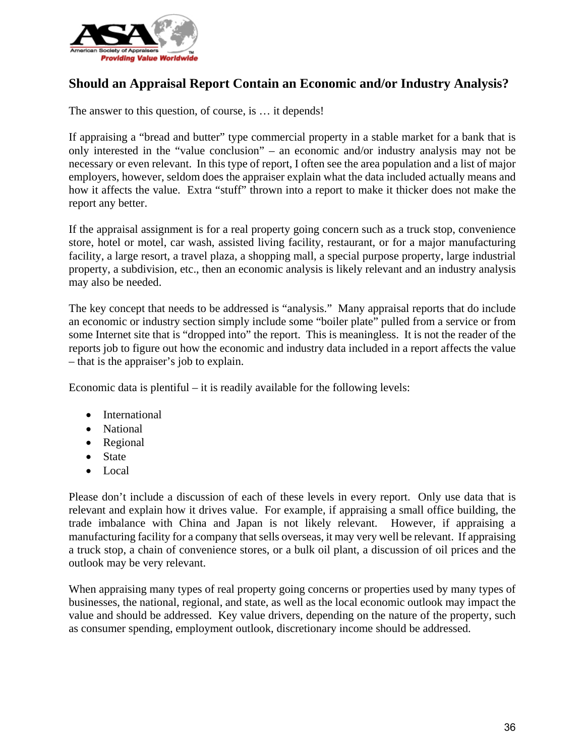## Should an Appraisal Report Contain an Economic and/or Industry Analysis?

The answer to this question, of course, is … it depends!

If appraising a "bread and butter" type commercial property in a stable market for a bank that is only interested in the "value conclusion" – an economic and/or industry analysis may not be necessary or even relevant. In this type of report, I often see the area population and a list of major employers, however, seldom does the appraiser explain what the data included actually means and how it affects the value. Extra "stuff" thrown into a report to make it thicker does not make the report any better.

If the appraisal assignment is for a real property going concern such as a truck stop, convenience store, hotel or motel, car wash, assisted living facility, restaurant, or for a major manufacturing facility, a large resort, a travel plaza, a shopping mall, a special purpose property, large industrial property, a subdivision, etc., then an economic analysis is likely relevant and an industry analysis may also be needed.

The key concept that needs to be addressed is "analysis." Many appraisal reports that do include an economic or industry section simply include some "boiler plate" pulled from a service or from some Internet site that is "dropped into" the report. This is meaningless. It is not the reader of the reports job to figure out how the economic and industry data included in a report affects the value – that is the appraiser's job to explain.

Economic data is plentiful – it is readily available for the following levels:

- International
- National
- Regional
- State
- Local

Please don't include a discussion of each of these levels in every report. Only use data that is relevant and explain how it drives value. For example, if appraising a small office building, the trade imbalance with China and Japan is not likely relevant. However, if appraising a manufacturing facility for a company that sells overseas, it may very well be relevant. If appraising a truck stop, a chain of convenience stores, or a bulk oil plant, a discussion of oil prices and the outlook may be very relevant.

When appraising many types of real property going concerns or properties used by many types of businesses, the national, regional, and state, as well as the local economic outlook may impact the value and should be addressed. Key value drivers, depending on the nature of the property, such as consumer spending, employment outlook, discretionary income should be addressed.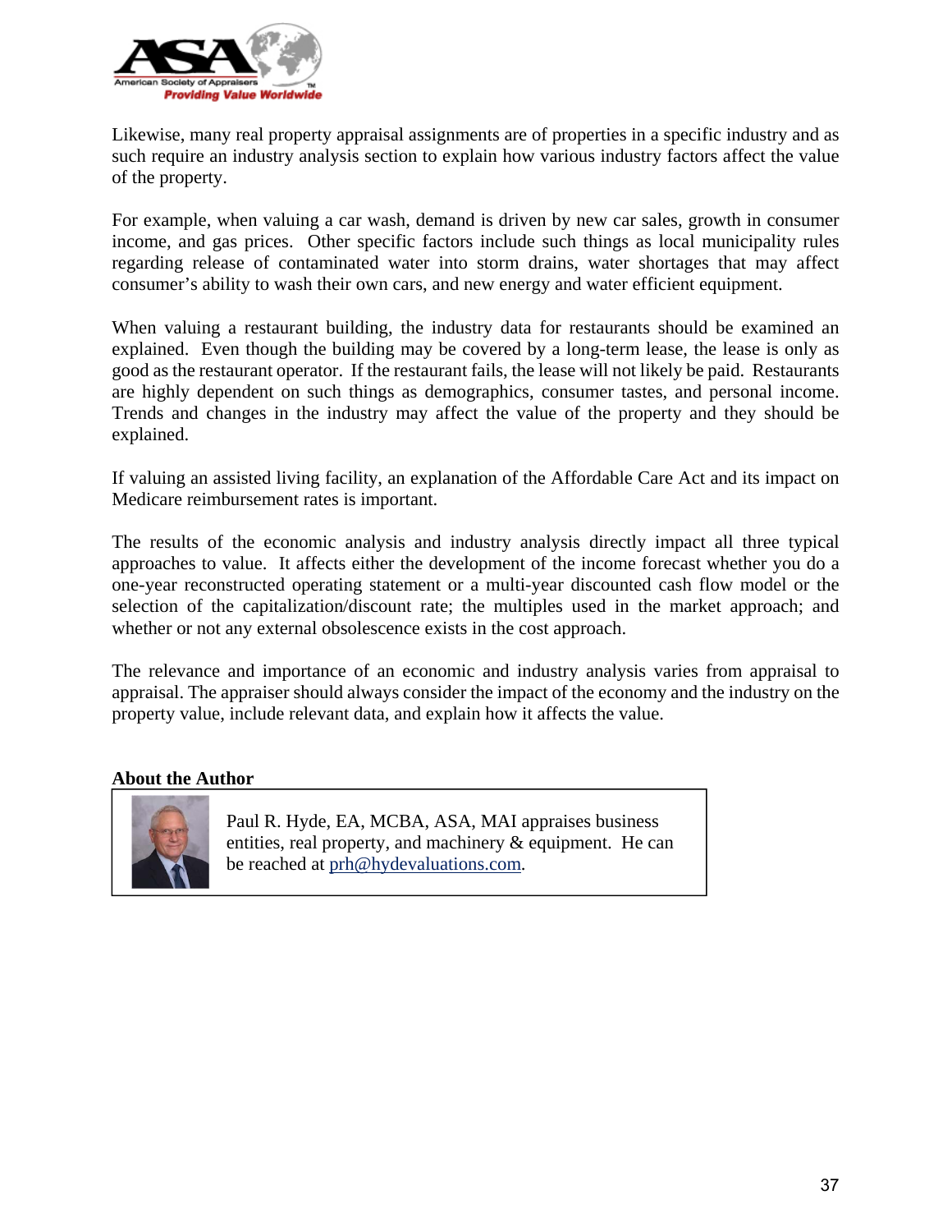Likewise, many real property appraisal assignments are of properties in a specific industry and as such require an industry analysis section to explain how various industry factors affect the value of the property.

For example, when valuing a car wash, demand is driven by new car sales, growth in consumer income, and gas prices. Other specific factors include such things as local municipality rules regarding release of contaminated water into storm drains, water shortages that may affect consumer's ability to wash their own cars, and new energy and water efficient equipment.

When valuing a restaurant building, the industry data for restaurants should be examined an explained. Even though the building may be covered by a long-term lease, the lease is only as good as the restaurant operator. If the restaurant fails, the lease will not likely be paid. Restaurants are highly dependent on such things as demographics, consumer tastes, and personal income. Trends and changes in the industry may affect the value of the property and they should be explained.

If valuing an assisted living facility, an explanation of the Affordable Care Act and its impact on Medicare reimbursement rates is important.

The results of the economic analysis and industry analysis directly impact all three typical approaches to value. It affects either the development of the income forecast whether you do a one-year reconstructed operating statement or a multi-year discounted cash flow model or the selection of the capitalization/discount rate; the multiples used in the market approach; and whether or not any external obsolescence exists in the cost approach.

The relevance and importance of an economic and industry analysis varies from appraisal to appraisal. The appraiser should always consider the impact of the economy and the industry on the property value, include relevant data, and explain how it affects the value.

**About the Author**

Paul R. Hyde, EA, MCBA, ASA, MAI appraises business entities, real property, and machinery & equipment. He can be reached at prh@hydevaluations.com.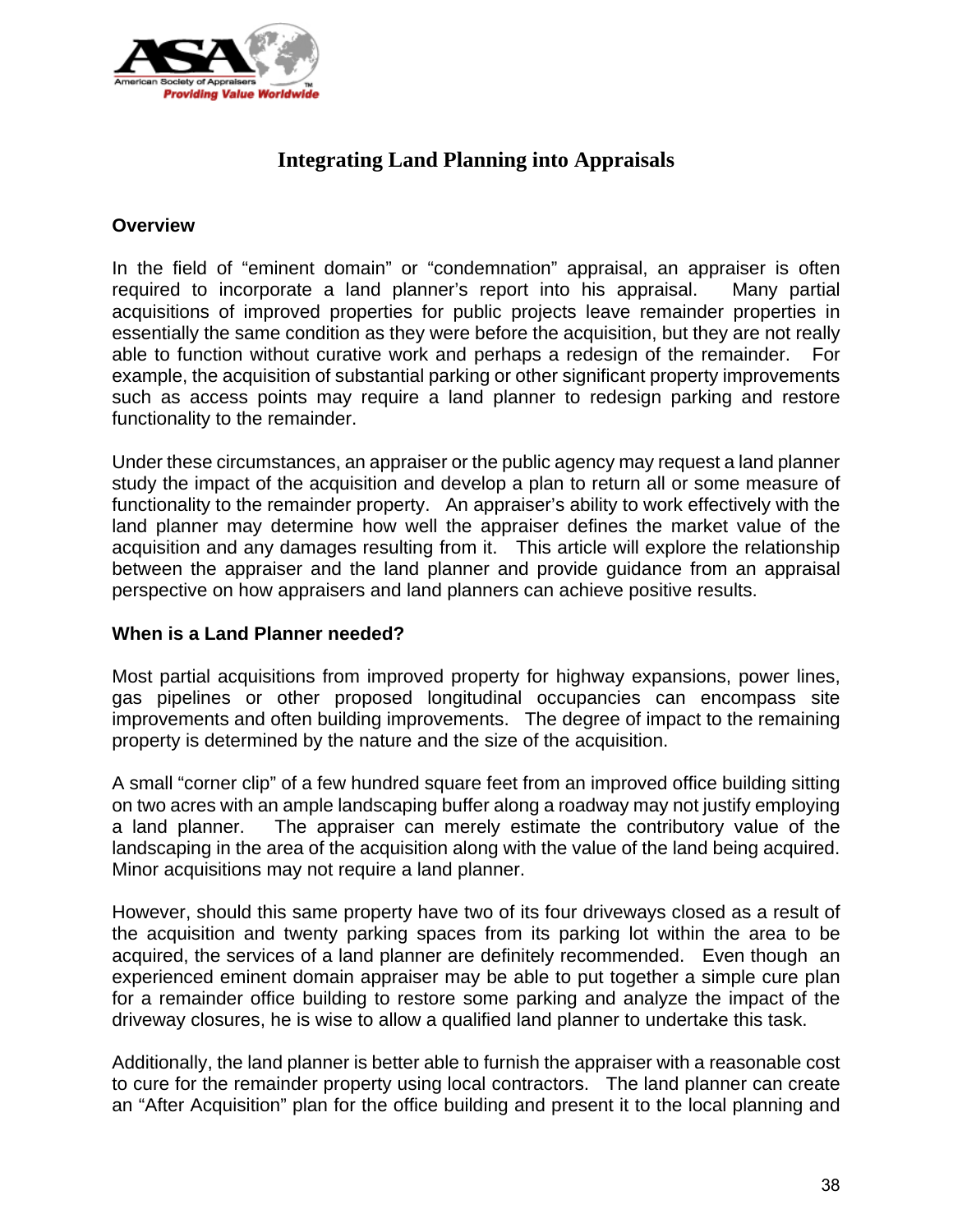# Integrating Land Planning into Appraisals

### Overview

In the field of "eminent domain" or "condemnation" appraisal, an appraiser is often required to incorporate a land planner's report into his appraisal. Many partial acquisitions of improved properties for public projects leave remainder properties in essentially the same condition as they were before the acquisition, but they are not really able to function without curative work and perhaps a redesign of the remainder. For example, the acquisition of substantial parking or other significant property improvements such as access points may require a land planner to redesign parking and restore functionality to the remainder.

Under these circumstances, an appraiser or the public agency may request a land planner study the impact of the acquisition and develop a plan to return all or some measure of functionality to the remainder property. An appraiser's ability to work effectively with the land planner may determine how well the appraiser defines the market value of the acquisition and any damages resulting from it. This article will explore the relationship between the appraiser and the land planner and provide guidance from an appraisal perspective on how appraisers and land planners can achieve positive results.

### When is a Land Planner needed?

Most partial acquisitions from improved property for highway expansions, power lines, gas pipelines or other proposed longitudinal occupancies can encompass site improvements and often building improvements. The degree of impact to the remaining property is determined by the nature and the size of the acquisition.

A small "corner clip" of a few hundred square feet from an improved office building sitting on two acres with an ample landscaping buffer along a roadway may not justify employing a land planner. The appraiser can merely estimate the contributory value of the landscaping in the area of the acquisition along with the value of the land being acquired. Minor acquisitions may not require a land planner.

However, should this same property have two of its four driveways closed as a result of the acquisition and twenty parking spaces from its parking lot within the area to be acquired, the services of a land planner are definitely recommended. Even though an experienced eminent domain appraiser may be able to put together a simple cure plan for a remainder office building to restore some parking and analyze the impact of the driveway closures, he is wise to allow a qualified land planner to undertake this task.

Additionally, the land planner is better able to furnish the appraiser with a reasonable cost to cure for the remainder property using local contractors. The land planner can create an "After Acquisition" plan for the office building and present it to the local planning and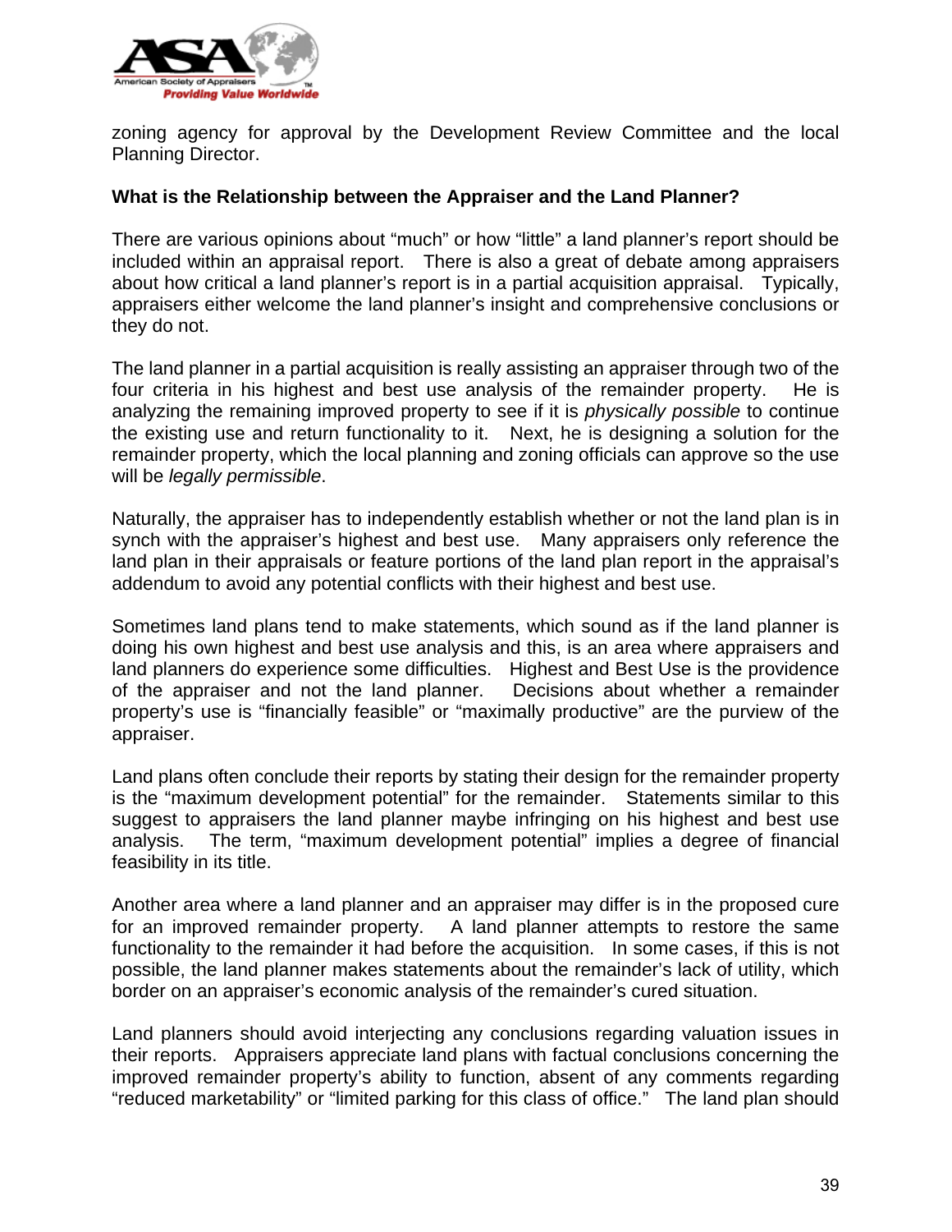zoning agency for approval by the Development Review Committee and the local Planning Director.

**What is the Relationship between the Appraiser and the Land Planner?**

There are various opinions about "much" or how "little" a land planner's report should be included within an appraisal report. There is also a great of debate among appraisers about how critical a land planner's report is in a partial acquisition appraisal. Typically, appraisers either welcome the land planner's insight and comprehensive conclusions or they do not.

The land planner in a partial acquisition is really assisting an appraiser through two of the four criteria in his highest and best use analysis of the remainder property. He is analyzing the remaining improved property to see if it is *physically possible* to continue the existing use and return functionality to it. Next, he is designing a solution for the remainder property, which the local planning and zoning officials can approve so the use will be *legally permissible*.

Naturally, the appraiser has to independently establish whether or not the land plan is in synch with the appraiser's highest and best use. Many appraisers only reference the land plan in their appraisals or feature portions of the land plan report in the appraisal's addendum to avoid any potential conflicts with their highest and best use.

Sometimes land plans tend to make statements, which sound as if the land planner is doing his own highest and best use analysis and this, is an area where appraisers and land planners do experience some difficulties. Highest and Best Use is the providence of the appraiser and not the land planner. Decisions about whether a remainder property's use is "financially feasible" or "maximally productive" are the purview of the appraiser.

Land plans often conclude their reports by stating their design for the remainder property is the "maximum development potential" for the remainder. Statements similar to this suggest to appraisers the land planner maybe infringing on his highest and best use analysis. The term, "maximum development potential" implies a degree of financial feasibility in its title.

Another area where a land planner and an appraiser may differ is in the proposed cure for an improved remainder property. A land planner attempts to restore the same functionality to the remainder it had before the acquisition. In some cases, if this is not possible, the land planner makes statements about the remainder's lack of utility, which border on an appraiser's economic analysis of the remainder's cured situation.

Land planners should avoid interjecting any conclusions regarding valuation issues in their reports. Appraisers appreciate land plans with factual conclusions concerning the improved remainder property's ability to function, absent of any comments regarding "reduced marketability" or "limited parking for this class of office." The land plan should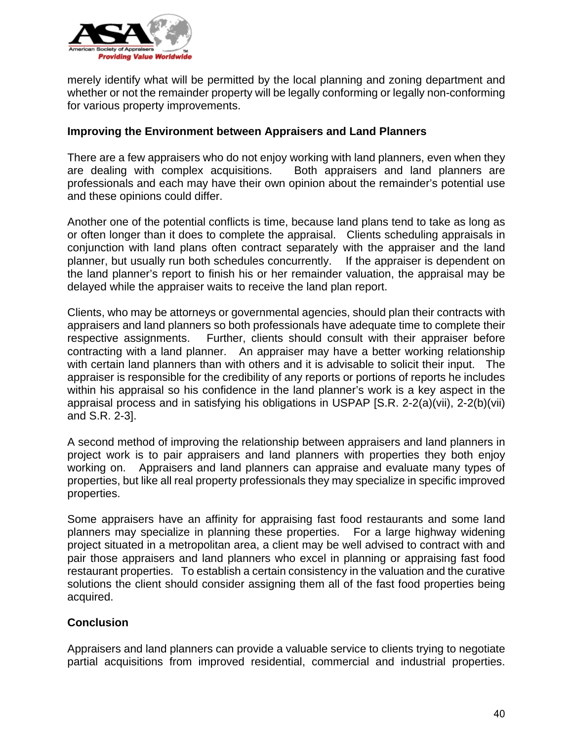merely identify what will be permitted by the local planning and zoning department and whether or not the remainder property will be legally conforming or legally non-conforming for various property improvements.

**Improving the Environment between Appraisers and Land Planners**

There are a few appraisers who do not enjoy working with land planners, even when they are dealing with complex acquisitions. Both appraisers and land planners are professionals and each may have their own opinion about the remainder's potential use and these opinions could differ.

Another one of the potential conflicts is time, because land plans tend to take as long as or often longer than it does to complete the appraisal. Clients scheduling appraisals in conjunction with land plans often contract separately with the appraiser and the land planner, but usually run both schedules concurrently. If the appraiser is dependent on the land planner's report to finish his or her remainder valuation, the appraisal may be delayed while the appraiser waits to receive the land plan report.

Clients, who may be attorneys or governmental agencies, should plan their contracts with appraisers and land planners so both professionals have adequate time to complete their respective assignments. Further, clients should consult with their appraiser before contracting with a land planner. An appraiser may have a better working relationship with certain land planners than with others and it is advisable to solicit their input. The appraiser is responsible for the credibility of any reports or portions of reports he includes within his appraisal so his confidence in the land planner's work is a key aspect in the appraisal process and in satisfying his obligations in USPAP [S.R. 2-2(a)(vii), 2-2(b)(vii) and S.R. 2-3].

A second method of improving the relationship between appraisers and land planners in project work is to pair appraisers and land planners with properties they both enjoy working on. Appraisers and land planners can appraise and evaluate many types of properties, but like all real property professionals they may specialize in specific improved properties.

Some appraisers have an affinity for appraising fast food restaurants and some land planners may specialize in planning these properties. For a large highway widening project situated in a metropolitan area, a client may be well advised to contract with and pair those appraisers and land planners who excel in planning or appraising fast food restaurant properties. To establish a certain consistency in the valuation and the curative solutions the client should consider assigning them all of the fast food properties being acquired.

**Conclusion**

Appraisers and land planners can provide a valuable service to clients trying to negotiate partial acquisitions from improved residential, commercial and industrial properties.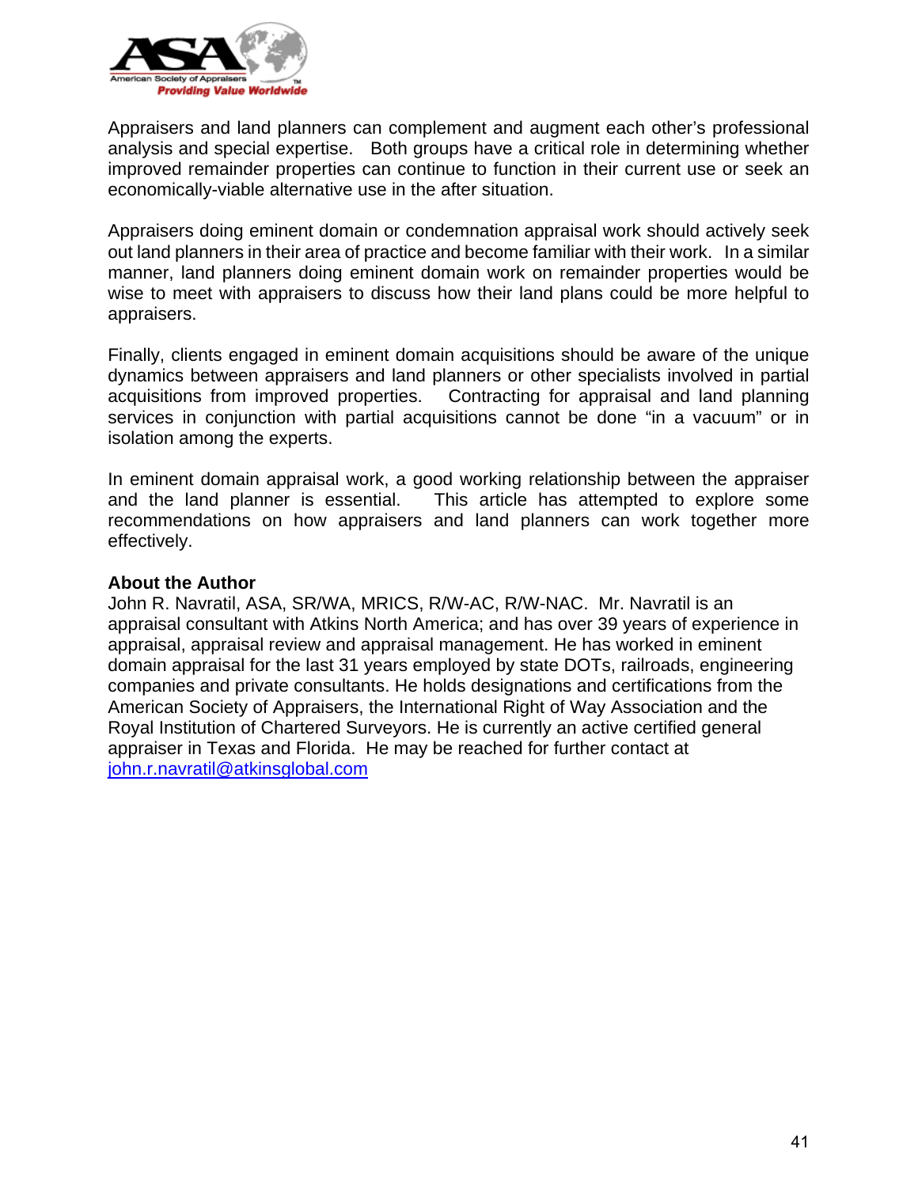Appraisers and land planners can complement and augment each other's professional analysis and special expertise. Both groups have a critical role in determining whether improved remainder properties can continue to function in their current use or seek an economically-viable alternative use in the after situation.

Appraisers doing eminent domain or condemnation appraisal work should actively seek out land planners in their area of practice and become familiar with their work. In a similar manner, land planners doing eminent domain work on remainder properties would be wise to meet with appraisers to discuss how their land plans could be more helpful to appraisers.

Finally, clients engaged in eminent domain acquisitions should be aware of the unique dynamics between appraisers and land planners or other specialists involved in partial acquisitions from improved properties. Contracting for appraisal and land planning services in conjunction with partial acquisitions cannot be done "in a vacuum" or in isolation among the experts.

In eminent domain appraisal work, a good working relationship between the appraiser and the land planner is essential. This article has attempted to explore some recommendations on how appraisers and land planners can work together more effectively.

**About the Author**

John R. Navratil, ASA, SR/WA, MRICS, R/W-AC, R/W-NAC. Mr. Navratil is an appraisal consultant with Atkins North America; and has over 39 years of experience in appraisal, appraisal review and appraisal management. He has worked in eminent domain appraisal for the last 31 years employed by state DOTs, railroads, engineering companies and private consultants. He holds designations and certifications from the American Society of Appraisers, the International Right of Way Association and the Royal Institution of Chartered Surveyors. He is currently an active certified general appraiser in Texas and Florida. He may be reached for further contact at john.r.navratil@atkinsglobal.com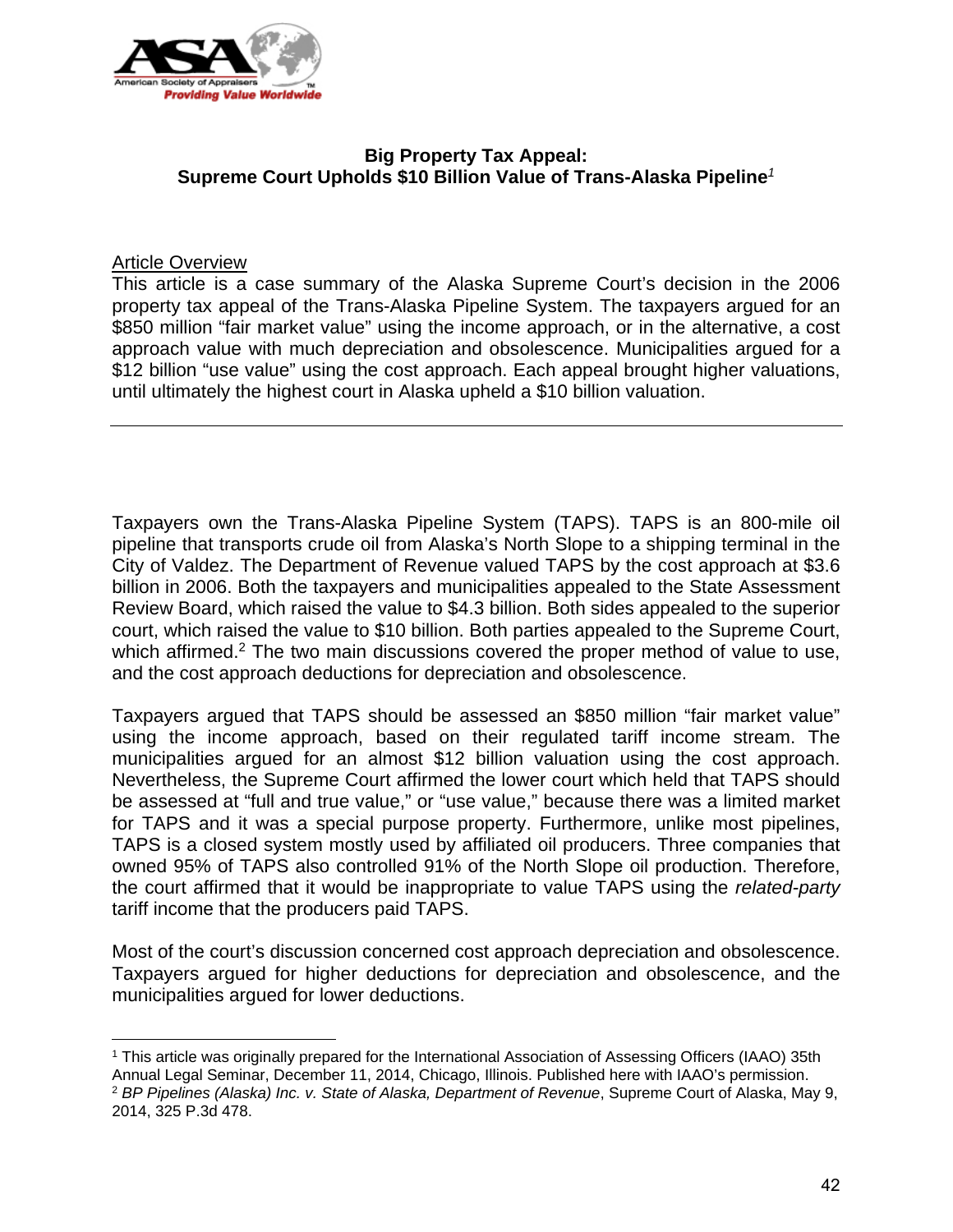## Big Property Tax Appeal: Supreme Court Upholds $10 Billion Value of Trans-Alaska Pipeline[1]

Article Overview

This article is a case summary of the Alaska Supreme Court's decision in the 2006 property tax appeal of the Trans-Alaska Pipeline System. The taxpayers argued for an $850 million "fair market value" using the income approach, or in the alternative, a cost approach value with much depreciation and obsolescence. Municipalities argued for a $12 billion "use value" using the cost approach. Each appeal brought higher valuations, until ultimately the highest court in Alaska upheld a $10 billion valuation.

---

Taxpayers own the Trans-Alaska Pipeline System (TAPS). TAPS is an 800-mile oil pipeline that transports crude oil from Alaska's North Slope to a shipping terminal in the City of Valdez. The Department of Revenue valued TAPS by the cost approach at $3.6 billion in 2006. Both the taxpayers and municipalities appealed to the State Assessment Review Board, which raised the value to $4.3 billion. Both sides appealed to the superior court, which raised the value to $10 billion. Both parties appealed to the Supreme Court, which affirmed.[2] The two main discussions covered the proper method of value to use, and the cost approach deductions for depreciation and obsolescence.

Taxpayers argued that TAPS should be assessed an $850 million "fair market value" using the income approach, based on their regulated tariff income stream. The municipalities argued for an almost $12 billion valuation using the cost approach. Nevertheless, the Supreme Court affirmed the lower court which held that TAPS should be assessed at "full and true value," or "use value," because there was a limited market for TAPS and it was a special purpose property. Furthermore, unlike most pipelines, TAPS is a closed system mostly used by affiliated oil producers. Three companies that owned 95% of TAPS also controlled 91% of the North Slope oil production. Therefore, the court affirmed that it would be inappropriate to value TAPS using the *related-party* tariff income that the producers paid TAPS.

Most of the court's discussion concerned cost approach depreciation and obsolescence. Taxpayers argued for higher deductions for depreciation and obsolescence, and the municipalities argued for lower deductions.

---

[1] This article was originally prepared for the International Association of Assessing Officers (IAAO) 35th Annual Legal Seminar, December 11, 2014, Chicago, Illinois. Published here with IAAO's permission.

[2] *BP Pipelines (Alaska) Inc. v. State of Alaska, Department of Revenue*, Supreme Court of Alaska, May 9, 2014, 325 P.3d 478.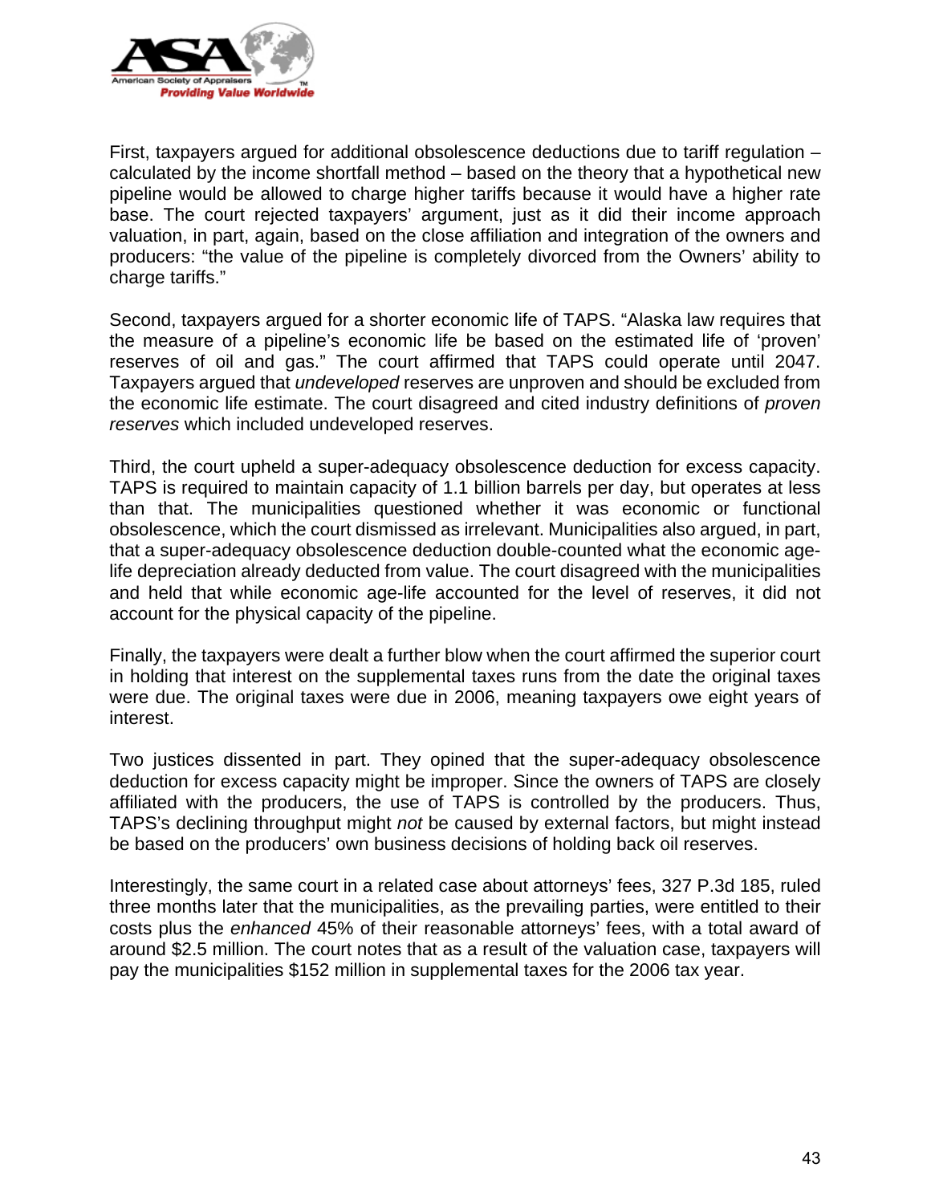First, taxpayers argued for additional obsolescence deductions due to tariff regulation – calculated by the income shortfall method – based on the theory that a hypothetical new pipeline would be allowed to charge higher tariffs because it would have a higher rate base. The court rejected taxpayers' argument, just as it did their income approach valuation, in part, again, based on the close affiliation and integration of the owners and producers: "the value of the pipeline is completely divorced from the Owners' ability to charge tariffs."

Second, taxpayers argued for a shorter economic life of TAPS. "Alaska law requires that the measure of a pipeline's economic life be based on the estimated life of 'proven' reserves of oil and gas." The court affirmed that TAPS could operate until 2047. Taxpayers argued that *undeveloped* reserves are unproven and should be excluded from the economic life estimate. The court disagreed and cited industry definitions of *proven reserves* which included undeveloped reserves.

Third, the court upheld a super-adequacy obsolescence deduction for excess capacity. TAPS is required to maintain capacity of 1.1 billion barrels per day, but operates at less than that. The municipalities questioned whether it was economic or functional obsolescence, which the court dismissed as irrelevant. Municipalities also argued, in part, that a super-adequacy obsolescence deduction double-counted what the economic age-life depreciation already deducted from value. The court disagreed with the municipalities and held that while economic age-life accounted for the level of reserves, it did not account for the physical capacity of the pipeline.

Finally, the taxpayers were dealt a further blow when the court affirmed the superior court in holding that interest on the supplemental taxes runs from the date the original taxes were due. The original taxes were due in 2006, meaning taxpayers owe eight years of interest.

Two justices dissented in part. They opined that the super-adequacy obsolescence deduction for excess capacity might be improper. Since the owners of TAPS are closely affiliated with the producers, the use of TAPS is controlled by the producers. Thus, TAPS's declining throughput might *not* be caused by external factors, but might instead be based on the producers' own business decisions of holding back oil reserves.

Interestingly, the same court in a related case about attorneys' fees, 327 P.3d 185, ruled three months later that the municipalities, as the prevailing parties, were entitled to their costs plus the *enhanced* 45% of their reasonable attorneys' fees, with a total award of around $2.5 million. The court notes that as a result of the valuation case, taxpayers will pay the municipalities $152 million in supplemental taxes for the 2006 tax year.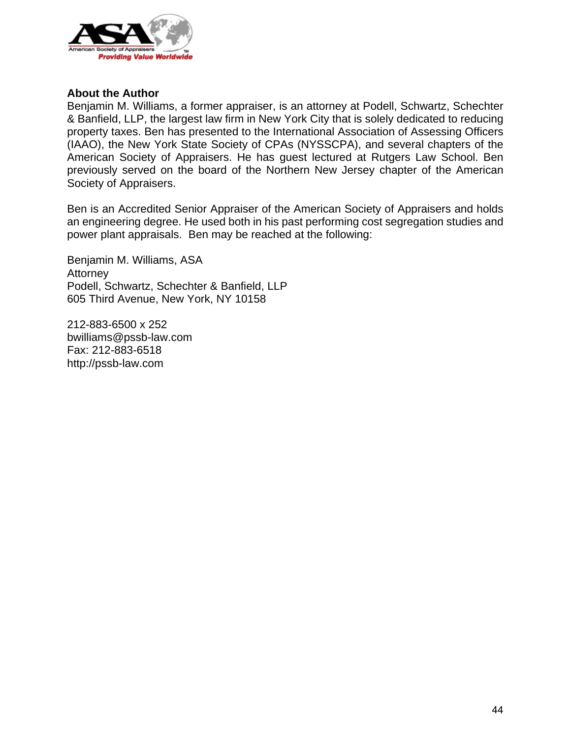## About the Author

Benjamin M. Williams, a former appraiser, is an attorney at Podell, Schwartz, Schechter & Banfield, LLP, the largest law firm in New York City that is solely dedicated to reducing property taxes. Ben has presented to the International Association of Assessing Officers (IAAO), the New York State Society of CPAs (NYSSCPA), and several chapters of the American Society of Appraisers. He has guest lectured at Rutgers Law School. Ben previously served on the board of the Northern New Jersey chapter of the American Society of Appraisers.

Ben is an Accredited Senior Appraiser of the American Society of Appraisers and holds an engineering degree. He used both in his past performing cost segregation studies and power plant appraisals. Ben may be reached at the following:

Benjamin M. Williams, ASA
Attorney
Podell, Schwartz, Schechter & Banfield, LLP
605 Third Avenue, New York, NY 10158

212-883-6500 x 252
bwilliams@pssb-law.com
Fax: 212-883-6518
http://pssb-law.com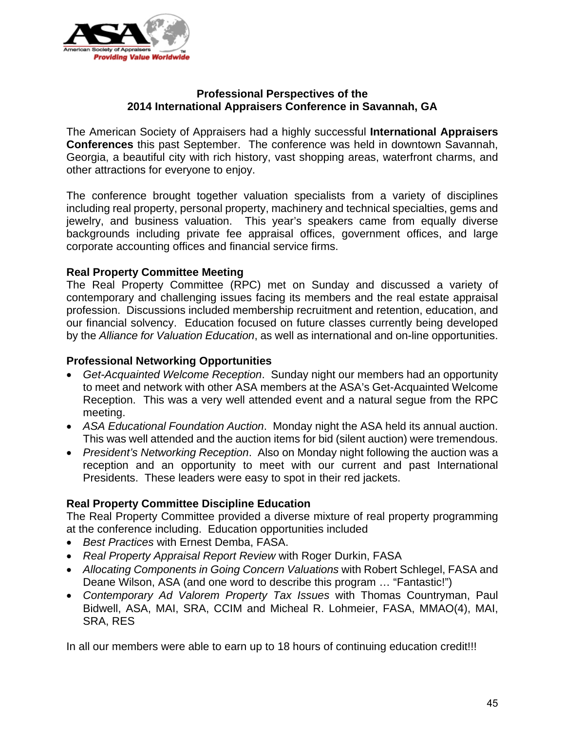## Professional Perspectives of the 2014 International Appraisers Conference in Savannah, GA

The American Society of Appraisers had a highly successful **International Appraisers Conferences** this past September. The conference was held in downtown Savannah, Georgia, a beautiful city with rich history, vast shopping areas, waterfront charms, and other attractions for everyone to enjoy.

The conference brought together valuation specialists from a variety of disciplines including real property, personal property, machinery and technical specialties, gems and jewelry, and business valuation. This year's speakers came from equally diverse backgrounds including private fee appraisal offices, government offices, and large corporate accounting offices and financial service firms.

### Real Property Committee Meeting

The Real Property Committee (RPC) met on Sunday and discussed a variety of contemporary and challenging issues facing its members and the real estate appraisal profession. Discussions included membership recruitment and retention, education, and our financial solvency. Education focused on future classes currently being developed by the *Alliance for Valuation Education*, as well as international and on-line opportunities.

### Professional Networking Opportunities

- *Get-Acquainted Welcome Reception*. Sunday night our members had an opportunity to meet and network with other ASA members at the ASA's Get-Acquainted Welcome Reception. This was a very well attended event and a natural segue from the RPC meeting.
- *ASA Educational Foundation Auction*. Monday night the ASA held its annual auction. This was well attended and the auction items for bid (silent auction) were tremendous.
- *President's Networking Reception*. Also on Monday night following the auction was a reception and an opportunity to meet with our current and past International Presidents. These leaders were easy to spot in their red jackets.

### Real Property Committee Discipline Education

The Real Property Committee provided a diverse mixture of real property programming at the conference including. Education opportunities included

- *Best Practices* with Ernest Demba, FASA.
- *Real Property Appraisal Report Review* with Roger Durkin, FASA
- *Allocating Components in Going Concern Valuations* with Robert Schlegel, FASA and Deane Wilson, ASA (and one word to describe this program … "Fantastic!")
- *Contemporary Ad Valorem Property Tax Issues* with Thomas Countryman, Paul Bidwell, ASA, MAI, SRA, CCIM and Micheal R. Lohmeier, FASA, MMAO(4), MAI, SRA, RES

In all our members were able to earn up to 18 hours of continuing education credit!!!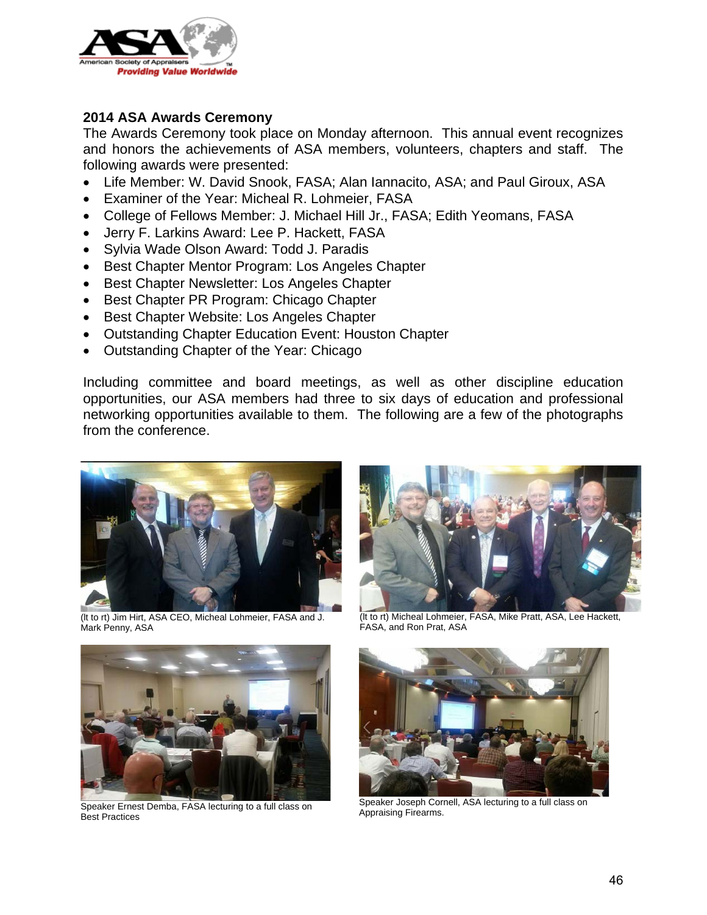## 2014 ASA Awards Ceremony

The Awards Ceremony took place on Monday afternoon. This annual event recognizes and honors the achievements of ASA members, volunteers, chapters and staff. The following awards were presented:

- Life Member: W. David Snook, FASA; Alan Iannacito, ASA; and Paul Giroux, ASA
- Examiner of the Year: Micheal R. Lohmeier, FASA
- College of Fellows Member: J. Michael Hill Jr., FASA; Edith Yeomans, FASA
- Jerry F. Larkins Award: Lee P. Hackett, FASA
- Sylvia Wade Olson Award: Todd J. Paradis
- Best Chapter Mentor Program: Los Angeles Chapter
- Best Chapter Newsletter: Los Angeles Chapter
- Best Chapter PR Program: Chicago Chapter
- Best Chapter Website: Los Angeles Chapter
- Outstanding Chapter Education Event: Houston Chapter
- Outstanding Chapter of the Year: Chicago

Including committee and board meetings, as well as other discipline education opportunities, our ASA members had three to six days of education and professional networking opportunities available to them. The following are a few of the photographs from the conference.

(lt to rt) Jim Hirt, ASA CEO, Micheal Lohmeier, FASA and J. Mark Penny, ASA

(lt to rt) Micheal Lohmeier, FASA, Mike Pratt, ASA, Lee Hackett, FASA, and Ron Prat, ASA

Speaker Ernest Demba, FASA lecturing to a full class on Best Practices

Speaker Joseph Cornell, ASA lecturing to a full class on Appraising Firearms.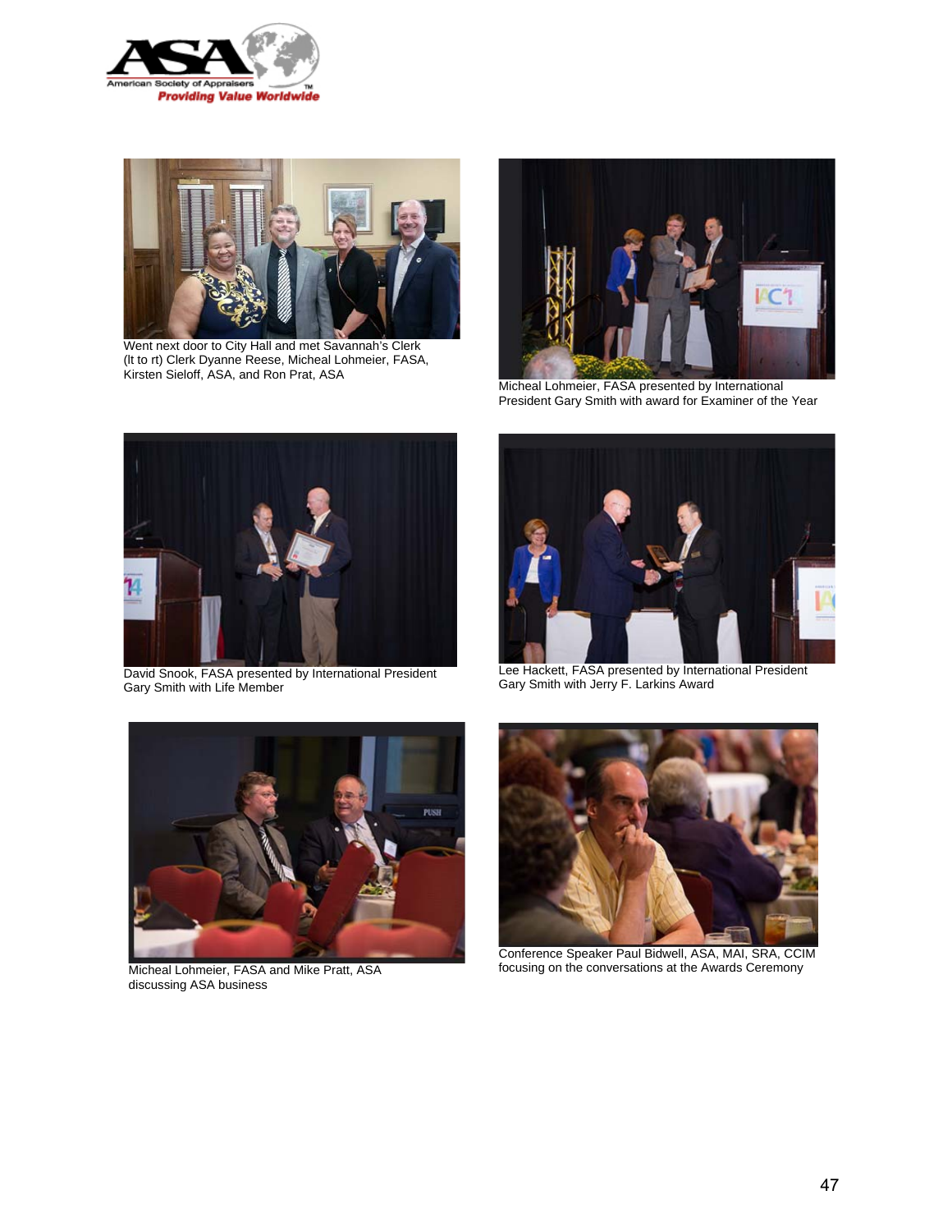Went next door to City Hall and met Savannah's Clerk (lt to rt) Clerk Dyanne Reese, Micheal Lohmeier, FASA, Kirsten Sieloff, ASA, and Ron Prat, ASA

Micheal Lohmeier, FASA presented by International President Gary Smith with award for Examiner of the Year

David Snook, FASA presented by International President Gary Smith with Life Member

Lee Hackett, FASA presented by International President Gary Smith with Jerry F. Larkins Award

Micheal Lohmeier, FASA and Mike Pratt, ASA discussing ASA business

Conference Speaker Paul Bidwell, ASA, MAI, SRA, CCIM focusing on the conversations at the Awards Ceremony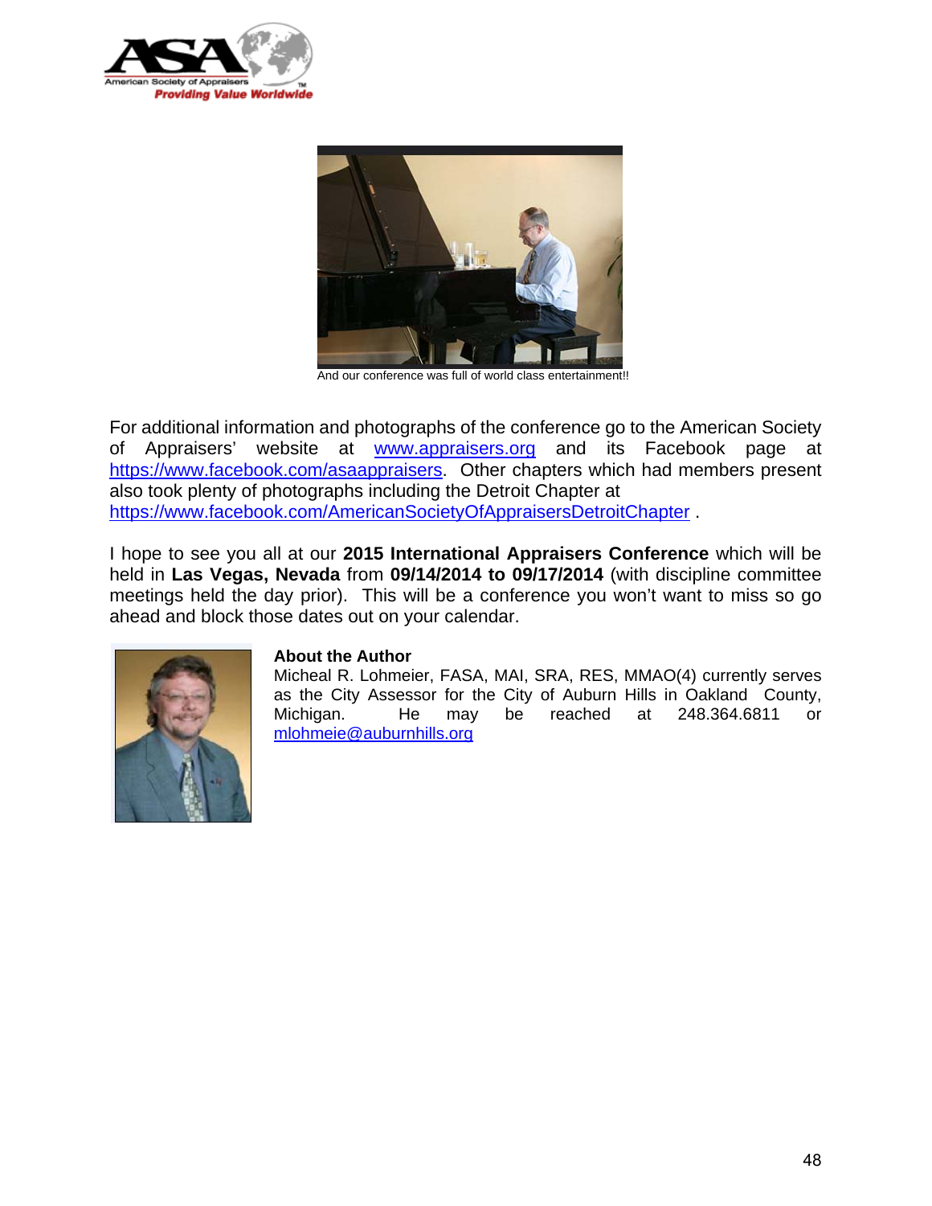And our conference was full of world class entertainment!!

For additional information and photographs of the conference go to the American Society of Appraisers' website at www.appraisers.org and its Facebook page at https://www.facebook.com/asaappraisers. Other chapters which had members present also took plenty of photographs including the Detroit Chapter at https://www.facebook.com/AmericanSocietyOfAppraisersDetroitChapter .

I hope to see you all at our **2015 International Appraisers Conference** which will be held in **Las Vegas, Nevada** from **09/14/2014 to 09/17/2014** (with discipline committee meetings held the day prior). This will be a conference you won't want to miss so go ahead and block those dates out on your calendar.

**About the Author**

Micheal R. Lohmeier, FASA, MAI, SRA, RES, MMAO(4) currently serves as the City Assessor for the City of Auburn Hills in Oakland County, Michigan. He may be reached at 248.364.6811 or mlohmeie@auburnhills.org